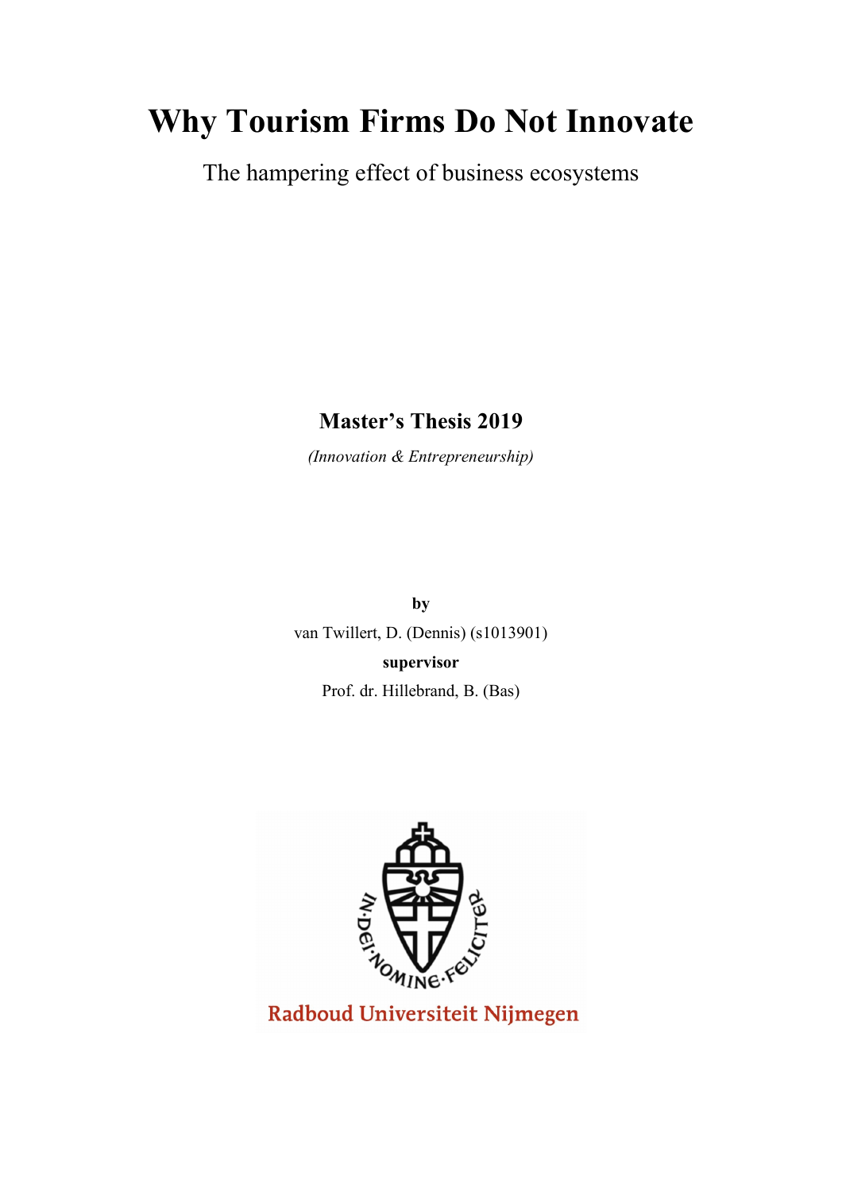# Why Tourism Firms Do Not Innovate

The hampering effect of business ecosystems

**Master's Thesis 2019**

*(Innovation & Entrepreneurship)*

**by**

van Twillert, D. (Dennis) (s1013901)

**supervisor**

Prof. dr. Hillebrand, B. (Bas)

IN·DEI·NOMINE·FELICITER

Radboud Universiteit Nijmegen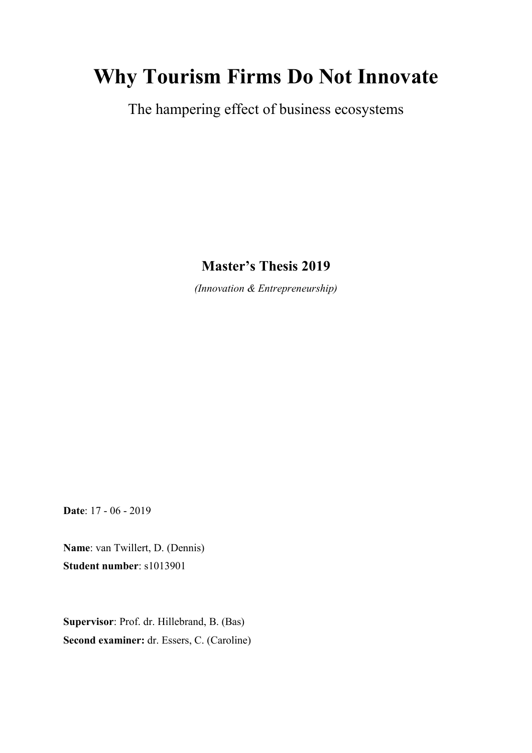# Why Tourism Firms Do Not Innovate

The hampering effect of business ecosystems

**Master's Thesis 2019**

*(Innovation & Entrepreneurship)*

**Date**: 17 - 06 - 2019

**Name**: van Twillert, D. (Dennis)
**Student number**: s1013901

**Supervisor**: Prof. dr. Hillebrand, B. (Bas)
**Second examiner:** dr. Essers, C. (Caroline)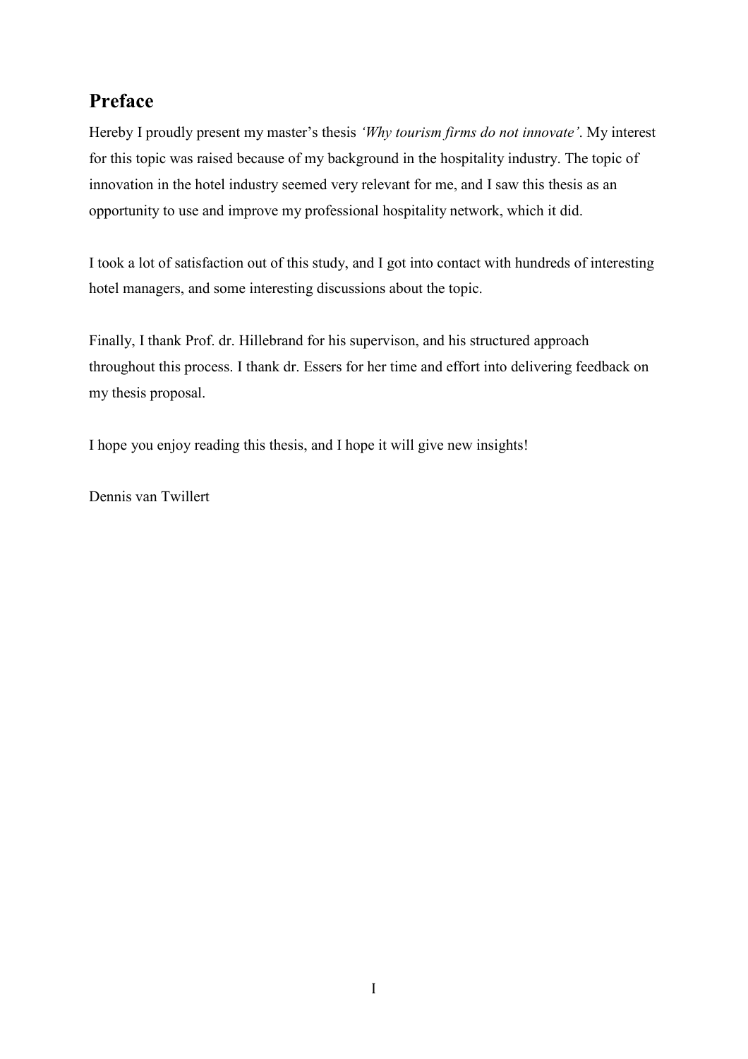## Preface

Hereby I proudly present my master's thesis *'Why tourism firms do not innovate'*. My interest for this topic was raised because of my background in the hospitality industry. The topic of innovation in the hotel industry seemed very relevant for me, and I saw this thesis as an opportunity to use and improve my professional hospitality network, which it did.

I took a lot of satisfaction out of this study, and I got into contact with hundreds of interesting hotel managers, and some interesting discussions about the topic.

Finally, I thank Prof. dr. Hillebrand for his supervison, and his structured approach throughout this process. I thank dr. Essers for her time and effort into delivering feedback on my thesis proposal.

I hope you enjoy reading this thesis, and I hope it will give new insights!

Dennis van Twillert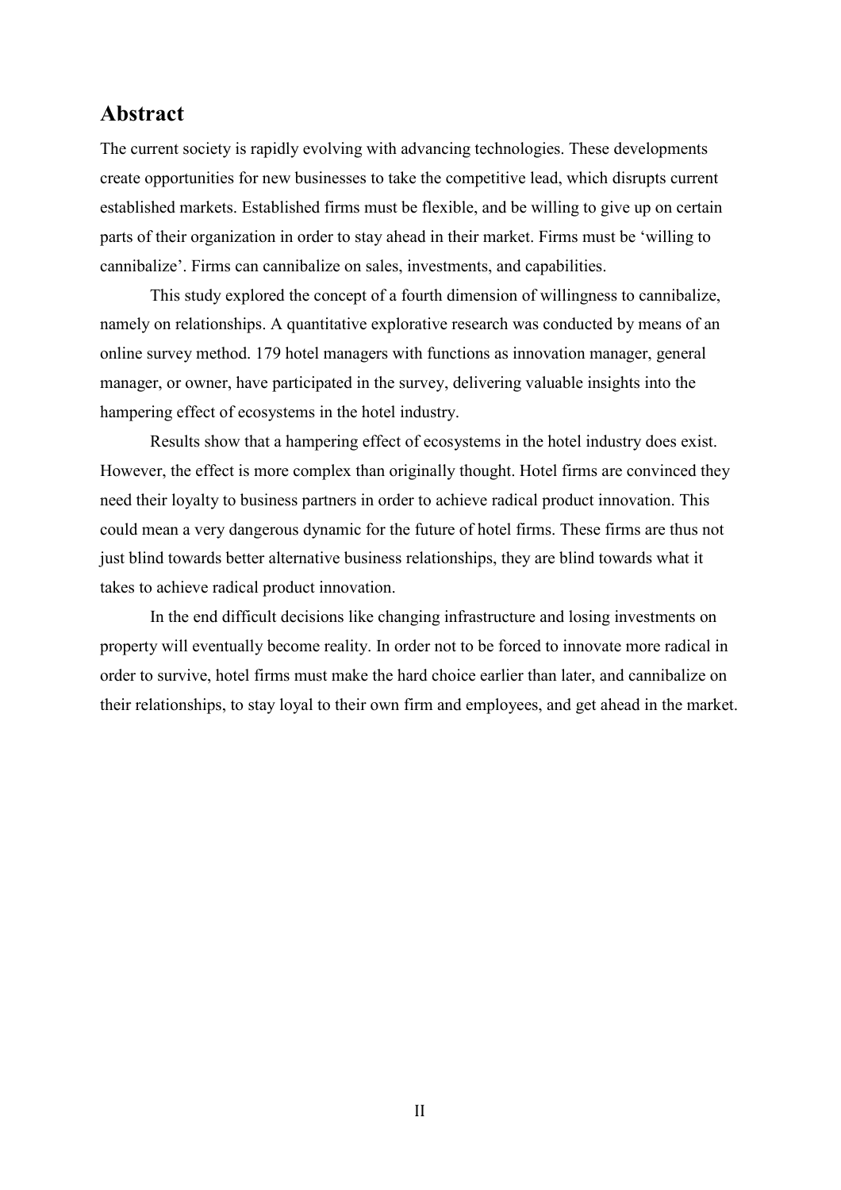## Abstract

The current society is rapidly evolving with advancing technologies. These developments create opportunities for new businesses to take the competitive lead, which disrupts current established markets. Established firms must be flexible, and be willing to give up on certain parts of their organization in order to stay ahead in their market. Firms must be 'willing to cannibalize'. Firms can cannibalize on sales, investments, and capabilities.

This study explored the concept of a fourth dimension of willingness to cannibalize, namely on relationships. A quantitative explorative research was conducted by means of an online survey method. 179 hotel managers with functions as innovation manager, general manager, or owner, have participated in the survey, delivering valuable insights into the hampering effect of ecosystems in the hotel industry.

Results show that a hampering effect of ecosystems in the hotel industry does exist. However, the effect is more complex than originally thought. Hotel firms are convinced they need their loyalty to business partners in order to achieve radical product innovation. This could mean a very dangerous dynamic for the future of hotel firms. These firms are thus not just blind towards better alternative business relationships, they are blind towards what it takes to achieve radical product innovation.

In the end difficult decisions like changing infrastructure and losing investments on property will eventually become reality. In order not to be forced to innovate more radical in order to survive, hotel firms must make the hard choice earlier than later, and cannibalize on their relationships, to stay loyal to their own firm and employees, and get ahead in the market.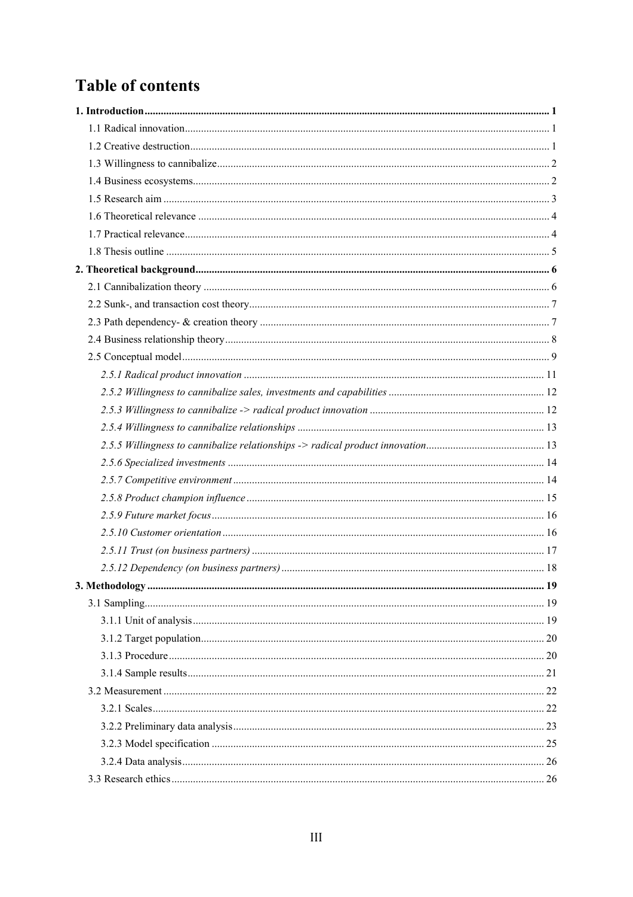# Table of contents

**1. Introduction** ..... **1**

1.1 Radical innovation ..... 1

1.2 Creative destruction ..... 1

1.3 Willingness to cannibalize ..... 2

1.4 Business ecosystems ..... 2

1.5 Research aim ..... 3

1.6 Theoretical relevance ..... 4

1.7 Practical relevance ..... 4

1.8 Thesis outline ..... 5

**2. Theoretical background** ..... **6**

2.1 Cannibalization theory ..... 6

2.2 Sunk-, and transaction cost theory ..... 7

2.3 Path dependency- & creation theory ..... 7

2.4 Business relationship theory ..... 8

2.5 Conceptual model ..... 9

*2.5.1 Radical product innovation* ..... 11

*2.5.2 Willingness to cannibalize sales, investments and capabilities* ..... 12

*2.5.3 Willingness to cannibalize -> radical product innovation* ..... 12

*2.5.4 Willingness to cannibalize relationships* ..... 13

*2.5.5 Willingness to cannibalize relationships -> radical product innovation* ..... 13

*2.5.6 Specialized investments* ..... 14

*2.5.7 Competitive environment* ..... 14

*2.5.8 Product champion influence* ..... 15

*2.5.9 Future market focus* ..... 16

*2.5.10 Customer orientation* ..... 16

*2.5.11 Trust (on business partners)* ..... 17

*2.5.12 Dependency (on business partners)* ..... 18

**3. Methodology** ..... **19**

3.1 Sampling ..... 19

3.1.1 Unit of analysis ..... 19

3.1.2 Target population ..... 20

3.1.3 Procedure ..... 20

3.1.4 Sample results ..... 21

3.2 Measurement ..... 22

3.2.1 Scales ..... 22

3.2.2 Preliminary data analysis ..... 23

3.2.3 Model specification ..... 25

3.2.4 Data analysis ..... 26

3.3 Research ethics ..... 26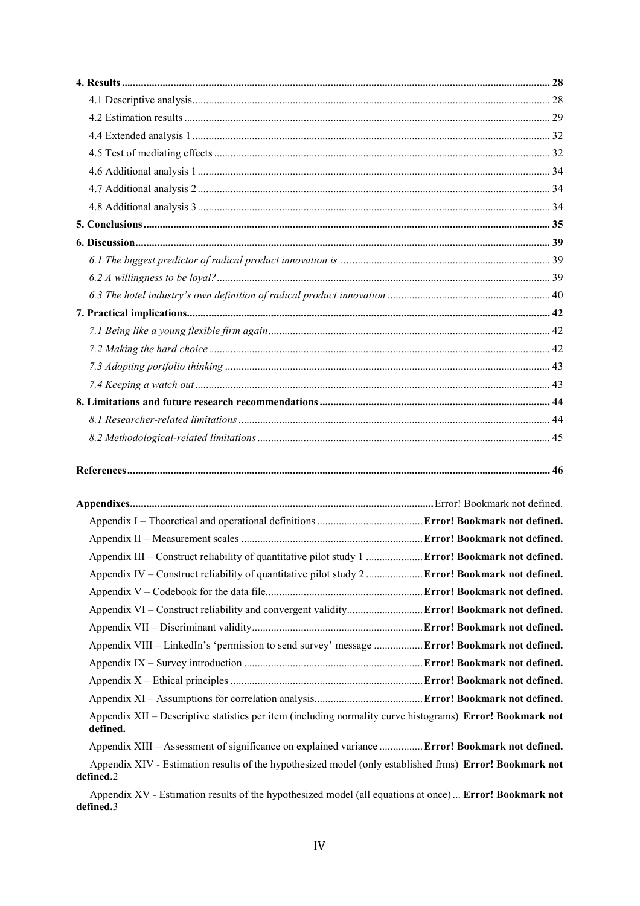**4. Results** ........................................................................................................ **28**

4.1 Descriptive analysis ........................................................................................ 28

4.2 Estimation results ........................................................................................... 29

4.4 Extended analysis 1 ........................................................................................ 32

4.5 Test of mediating effects ................................................................................. 32

4.6 Additional analysis 1 ...................................................................................... 34

4.7 Additional analysis 2 ...................................................................................... 34

4.8 Additional analysis 3 ...................................................................................... 34

**5. Conclusions** .................................................................................................. **35**

**6. Discussion** .................................................................................................... **39**

*6.1 The biggest predictor of radical product innovation is …* ................................ 39

*6.2 A willingness to be loyal?* ............................................................................... 39

*6.3 The hotel industry's own definition of radical product innovation* .................. 40

**7. Practical implications** ................................................................................... **42**

*7.1 Being like a young flexible firm again* ............................................................ 42

*7.2 Making the hard choice* .................................................................................. 42

*7.3 Adopting portfolio thinking* ............................................................................ 43

*7.4 Keeping a watch out* ....................................................................................... 43

**8. Limitations and future research recommendations** ......................................... **44**

*8.1 Researcher-related limitations* ........................................................................ 44

*8.2 Methodological-related limitations* ................................................................. 45

**References** ....................................................................................................... **46**

**Appendixes** ....................................................................................... Error! Bookmark not defined.

Appendix I – Theoretical and operational definitions ....................... **Error! Bookmark not defined.**

Appendix II – Measurement scales ................................................... **Error! Bookmark not defined.**

Appendix III – Construct reliability of quantitative pilot study 1 ..................... **Error! Bookmark not defined.**

Appendix IV – Construct reliability of quantitative pilot study 2 ..................... **Error! Bookmark not defined.**

Appendix V – Codebook for the data file ........................................... **Error! Bookmark not defined.**

Appendix VI – Construct reliability and convergent validity ............. **Error! Bookmark not defined.**

Appendix VII – Discriminant validity ................................................. **Error! Bookmark not defined.**

Appendix VIII – LinkedIn's 'permission to send survey' message .................. **Error! Bookmark not defined.**

Appendix IX – Survey introduction ................................................... **Error! Bookmark not defined.**

Appendix X – Ethical principles ........................................................ **Error! Bookmark not defined.**

Appendix XI – Assumptions for correlation analysis .......................... **Error! Bookmark not defined.**

Appendix XII – Descriptive statistics per item (including normality curve histograms) **Error! Bookmark not defined.**

Appendix XIII – Assessment of significance on explained variance ................ **Error! Bookmark not defined.**

Appendix XIV - Estimation results of the hypothesized model (only established frms) **Error! Bookmark not defined.**2

Appendix XV - Estimation results of the hypothesized model (all equations at once) ... **Error! Bookmark not defined.**3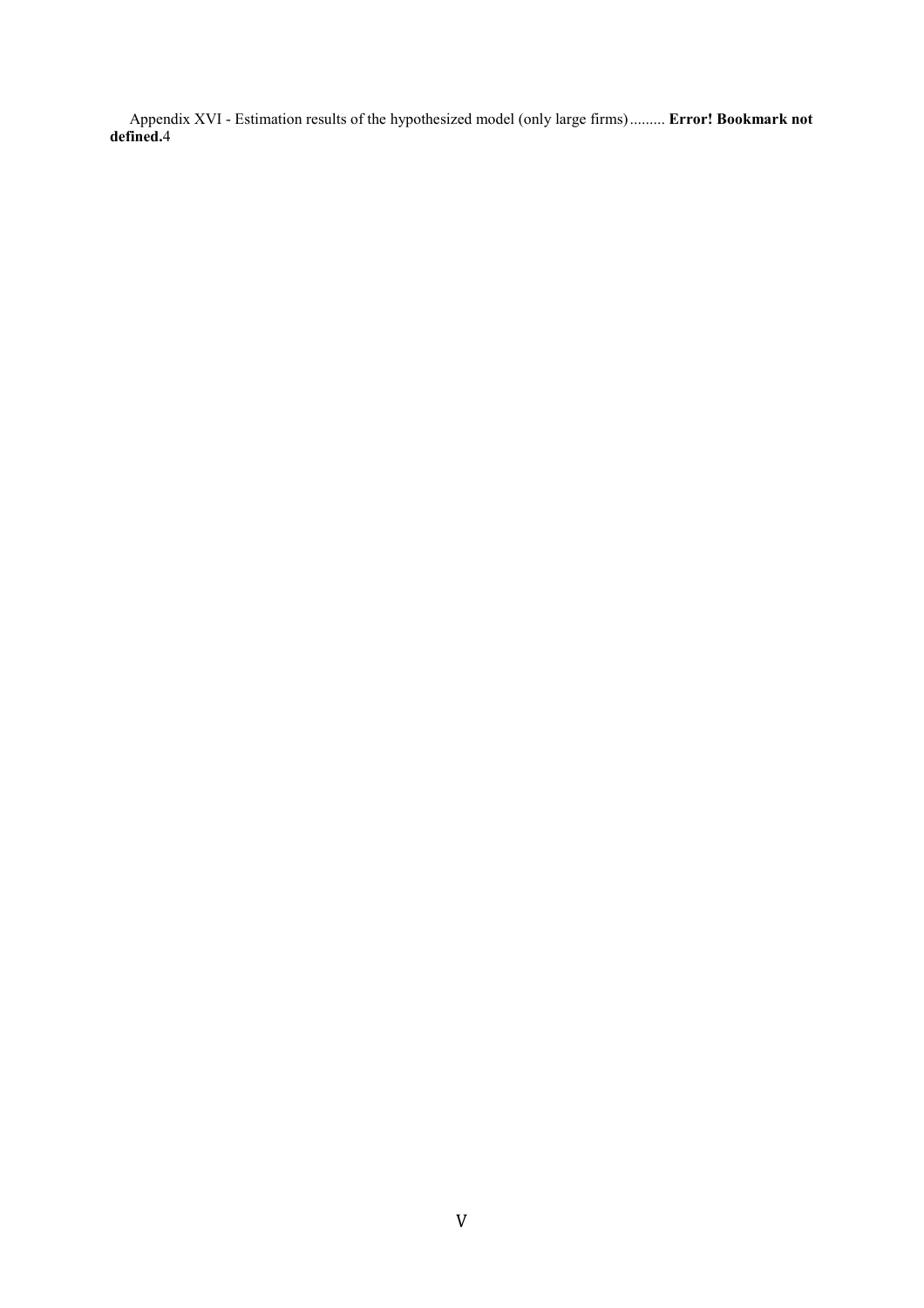Appendix XVI - Estimation results of the hypothesized model (only large firms) ......... **Error! Bookmark not defined.**4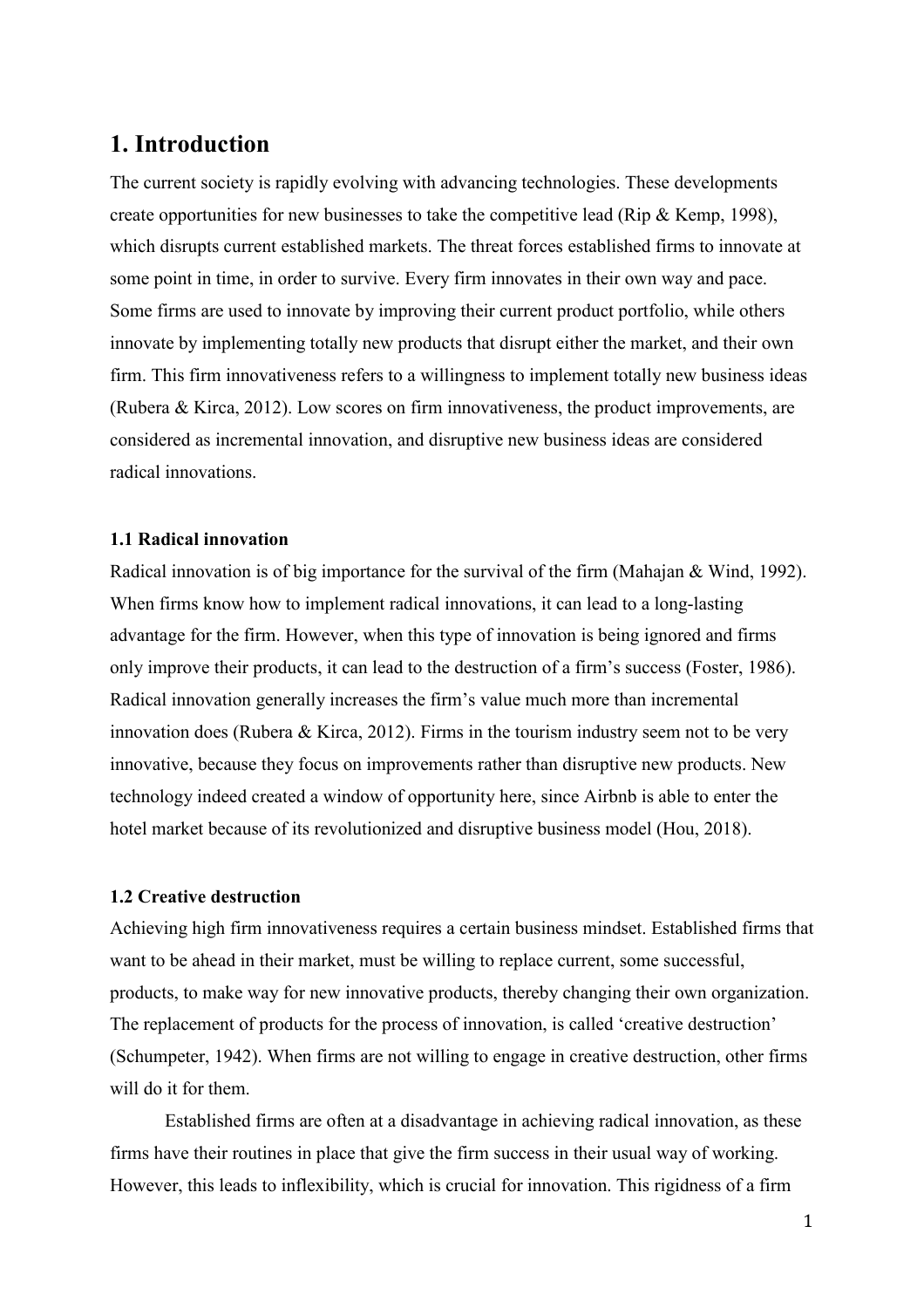# 1. Introduction

The current society is rapidly evolving with advancing technologies. These developments create opportunities for new businesses to take the competitive lead (Rip & Kemp, 1998), which disrupts current established markets. The threat forces established firms to innovate at some point in time, in order to survive. Every firm innovates in their own way and pace. Some firms are used to innovate by improving their current product portfolio, while others innovate by implementing totally new products that disrupt either the market, and their own firm. This firm innovativeness refers to a willingness to implement totally new business ideas (Rubera & Kirca, 2012). Low scores on firm innovativeness, the product improvements, are considered as incremental innovation, and disruptive new business ideas are considered radical innovations.

### 1.1 Radical innovation

Radical innovation is of big importance for the survival of the firm (Mahajan & Wind, 1992). When firms know how to implement radical innovations, it can lead to a long-lasting advantage for the firm. However, when this type of innovation is being ignored and firms only improve their products, it can lead to the destruction of a firm's success (Foster, 1986). Radical innovation generally increases the firm's value much more than incremental innovation does (Rubera & Kirca, 2012). Firms in the tourism industry seem not to be very innovative, because they focus on improvements rather than disruptive new products. New technology indeed created a window of opportunity here, since Airbnb is able to enter the hotel market because of its revolutionized and disruptive business model (Hou, 2018).

### 1.2 Creative destruction

Achieving high firm innovativeness requires a certain business mindset. Established firms that want to be ahead in their market, must be willing to replace current, some successful, products, to make way for new innovative products, thereby changing their own organization. The replacement of products for the process of innovation, is called 'creative destruction' (Schumpeter, 1942). When firms are not willing to engage in creative destruction, other firms will do it for them.

Established firms are often at a disadvantage in achieving radical innovation, as these firms have their routines in place that give the firm success in their usual way of working. However, this leads to inflexibility, which is crucial for innovation. This rigidness of a firm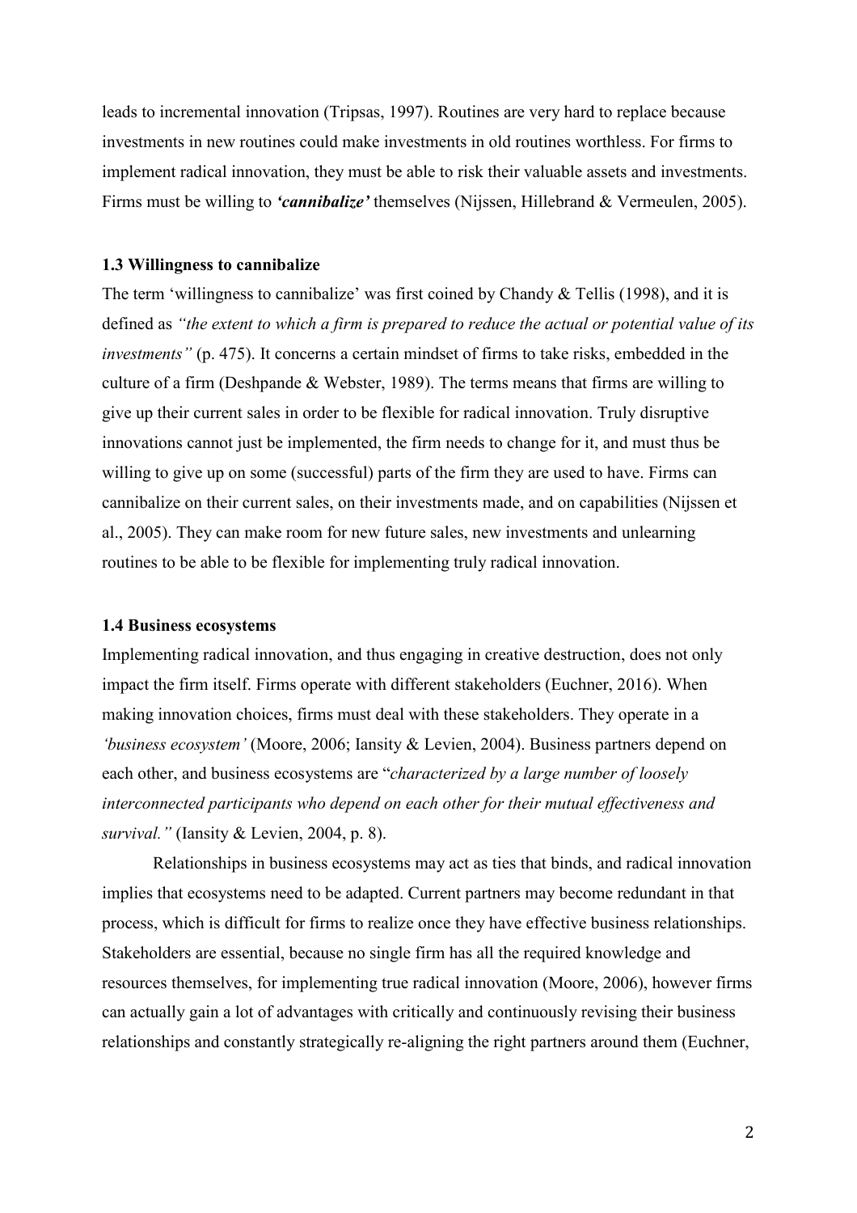leads to incremental innovation (Tripsas, 1997). Routines are very hard to replace because investments in new routines could make investments in old routines worthless. For firms to implement radical innovation, they must be able to risk their valuable assets and investments. Firms must be willing to ***'cannibalize'*** themselves (Nijssen, Hillebrand & Vermeulen, 2005).

### 1.3 Willingness to cannibalize

The term 'willingness to cannibalize' was first coined by Chandy & Tellis (1998), and it is defined as *"the extent to which a firm is prepared to reduce the actual or potential value of its investments"* (p. 475). It concerns a certain mindset of firms to take risks, embedded in the culture of a firm (Deshpande & Webster, 1989). The terms means that firms are willing to give up their current sales in order to be flexible for radical innovation. Truly disruptive innovations cannot just be implemented, the firm needs to change for it, and must thus be willing to give up on some (successful) parts of the firm they are used to have. Firms can cannibalize on their current sales, on their investments made, and on capabilities (Nijssen et al., 2005). They can make room for new future sales, new investments and unlearning routines to be able to be flexible for implementing truly radical innovation.

### 1.4 Business ecosystems

Implementing radical innovation, and thus engaging in creative destruction, does not only impact the firm itself. Firms operate with different stakeholders (Euchner, 2016). When making innovation choices, firms must deal with these stakeholders. They operate in a *'business ecosystem'* (Moore, 2006; Iansity & Levien, 2004). Business partners depend on each other, and business ecosystems are "*characterized by a large number of loosely interconnected participants who depend on each other for their mutual effectiveness and survival."* (Iansity & Levien, 2004, p. 8).

Relationships in business ecosystems may act as ties that binds, and radical innovation implies that ecosystems need to be adapted. Current partners may become redundant in that process, which is difficult for firms to realize once they have effective business relationships. Stakeholders are essential, because no single firm has all the required knowledge and resources themselves, for implementing true radical innovation (Moore, 2006), however firms can actually gain a lot of advantages with critically and continuously revising their business relationships and constantly strategically re-aligning the right partners around them (Euchner,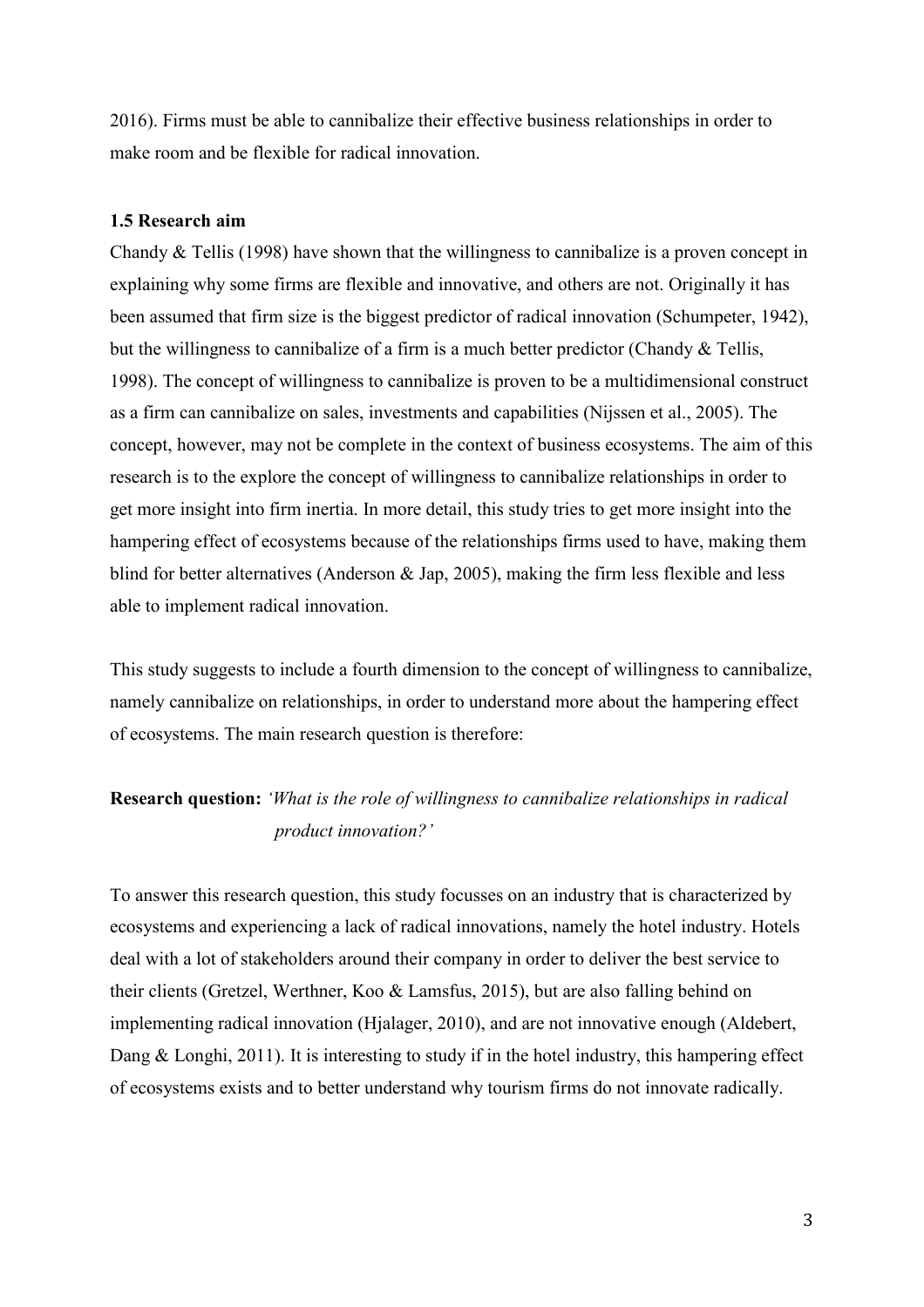2016). Firms must be able to cannibalize their effective business relationships in order to make room and be flexible for radical innovation.

### 1.5 Research aim

Chandy & Tellis (1998) have shown that the willingness to cannibalize is a proven concept in explaining why some firms are flexible and innovative, and others are not. Originally it has been assumed that firm size is the biggest predictor of radical innovation (Schumpeter, 1942), but the willingness to cannibalize of a firm is a much better predictor (Chandy & Tellis, 1998). The concept of willingness to cannibalize is proven to be a multidimensional construct as a firm can cannibalize on sales, investments and capabilities (Nijssen et al., 2005). The concept, however, may not be complete in the context of business ecosystems. The aim of this research is to the explore the concept of willingness to cannibalize relationships in order to get more insight into firm inertia. In more detail, this study tries to get more insight into the hampering effect of ecosystems because of the relationships firms used to have, making them blind for better alternatives (Anderson & Jap, 2005), making the firm less flexible and less able to implement radical innovation.

This study suggests to include a fourth dimension to the concept of willingness to cannibalize, namely cannibalize on relationships, in order to understand more about the hampering effect of ecosystems. The main research question is therefore:

**Research question:** *'What is the role of willingness to cannibalize relationships in radical product innovation?'*

To answer this research question, this study focusses on an industry that is characterized by ecosystems and experiencing a lack of radical innovations, namely the hotel industry. Hotels deal with a lot of stakeholders around their company in order to deliver the best service to their clients (Gretzel, Werthner, Koo & Lamsfus, 2015), but are also falling behind on implementing radical innovation (Hjalager, 2010), and are not innovative enough (Aldebert, Dang & Longhi, 2011). It is interesting to study if in the hotel industry, this hampering effect of ecosystems exists and to better understand why tourism firms do not innovate radically.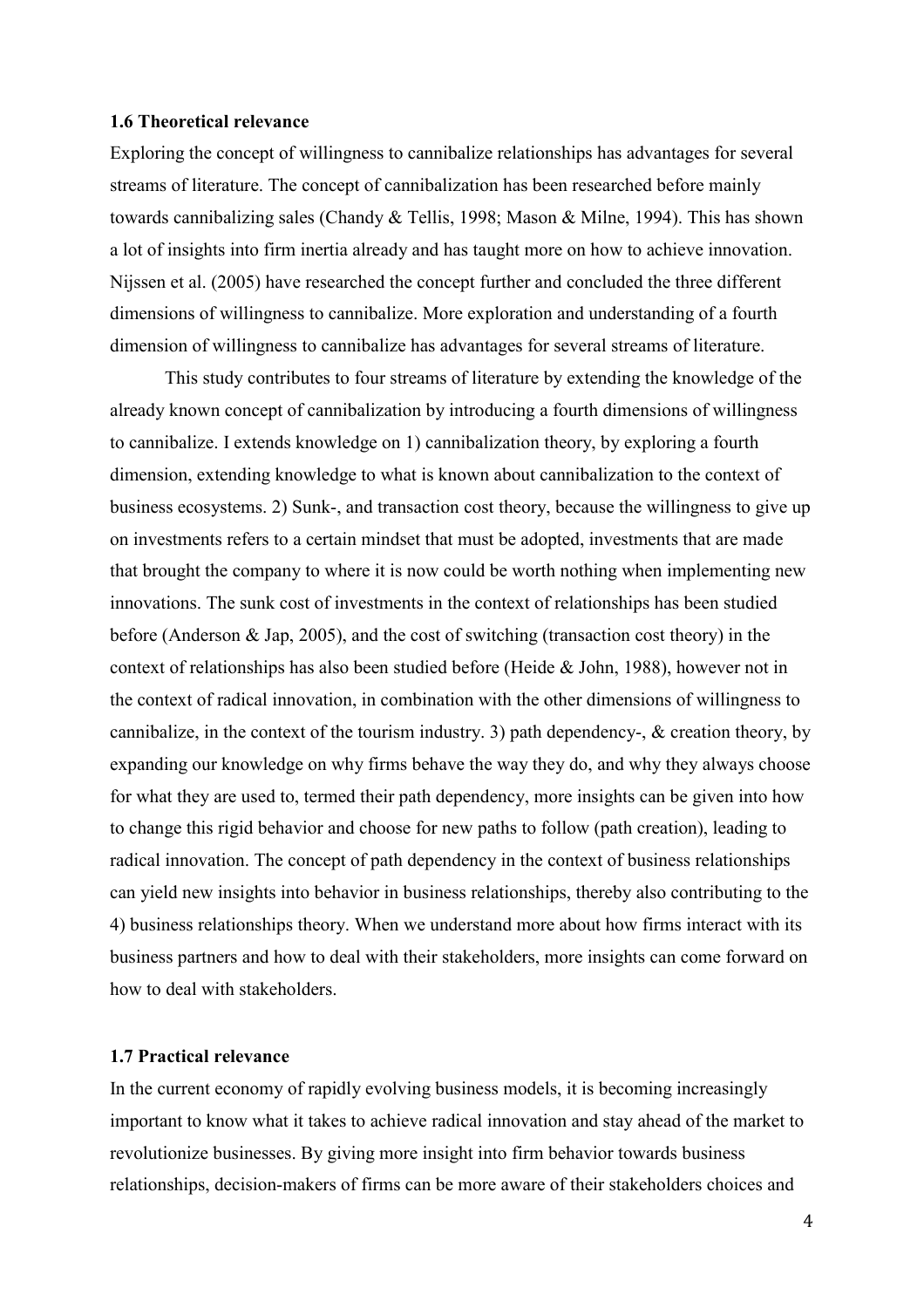### 1.6 Theoretical relevance

Exploring the concept of willingness to cannibalize relationships has advantages for several streams of literature. The concept of cannibalization has been researched before mainly towards cannibalizing sales (Chandy & Tellis, 1998; Mason & Milne, 1994). This has shown a lot of insights into firm inertia already and has taught more on how to achieve innovation. Nijssen et al. (2005) have researched the concept further and concluded the three different dimensions of willingness to cannibalize. More exploration and understanding of a fourth dimension of willingness to cannibalize has advantages for several streams of literature.

This study contributes to four streams of literature by extending the knowledge of the already known concept of cannibalization by introducing a fourth dimensions of willingness to cannibalize. I extends knowledge on 1) cannibalization theory, by exploring a fourth dimension, extending knowledge to what is known about cannibalization to the context of business ecosystems. 2) Sunk-, and transaction cost theory, because the willingness to give up on investments refers to a certain mindset that must be adopted, investments that are made that brought the company to where it is now could be worth nothing when implementing new innovations. The sunk cost of investments in the context of relationships has been studied before (Anderson & Jap, 2005), and the cost of switching (transaction cost theory) in the context of relationships has also been studied before (Heide & John, 1988), however not in the context of radical innovation, in combination with the other dimensions of willingness to cannibalize, in the context of the tourism industry. 3) path dependency-, & creation theory, by expanding our knowledge on why firms behave the way they do, and why they always choose for what they are used to, termed their path dependency, more insights can be given into how to change this rigid behavior and choose for new paths to follow (path creation), leading to radical innovation. The concept of path dependency in the context of business relationships can yield new insights into behavior in business relationships, thereby also contributing to the 4) business relationships theory. When we understand more about how firms interact with its business partners and how to deal with their stakeholders, more insights can come forward on how to deal with stakeholders.

### 1.7 Practical relevance

In the current economy of rapidly evolving business models, it is becoming increasingly important to know what it takes to achieve radical innovation and stay ahead of the market to revolutionize businesses. By giving more insight into firm behavior towards business relationships, decision-makers of firms can be more aware of their stakeholders choices and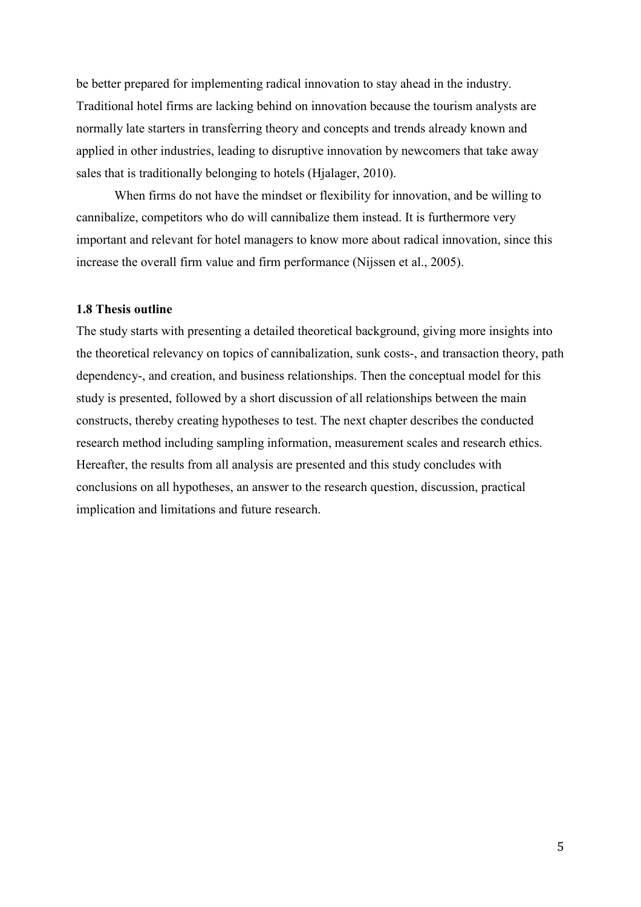be better prepared for implementing radical innovation to stay ahead in the industry. Traditional hotel firms are lacking behind on innovation because the tourism analysts are normally late starters in transferring theory and concepts and trends already known and applied in other industries, leading to disruptive innovation by newcomers that take away sales that is traditionally belonging to hotels (Hjalager, 2010).

When firms do not have the mindset or flexibility for innovation, and be willing to cannibalize, competitors who do will cannibalize them instead. It is furthermore very important and relevant for hotel managers to know more about radical innovation, since this increase the overall firm value and firm performance (Nijssen et al., 2005).

### 1.8 Thesis outline

The study starts with presenting a detailed theoretical background, giving more insights into the theoretical relevancy on topics of cannibalization, sunk costs-, and transaction theory, path dependency-, and creation, and business relationships. Then the conceptual model for this study is presented, followed by a short discussion of all relationships between the main constructs, thereby creating hypotheses to test. The next chapter describes the conducted research method including sampling information, measurement scales and research ethics. Hereafter, the results from all analysis are presented and this study concludes with conclusions on all hypotheses, an answer to the research question, discussion, practical implication and limitations and future research.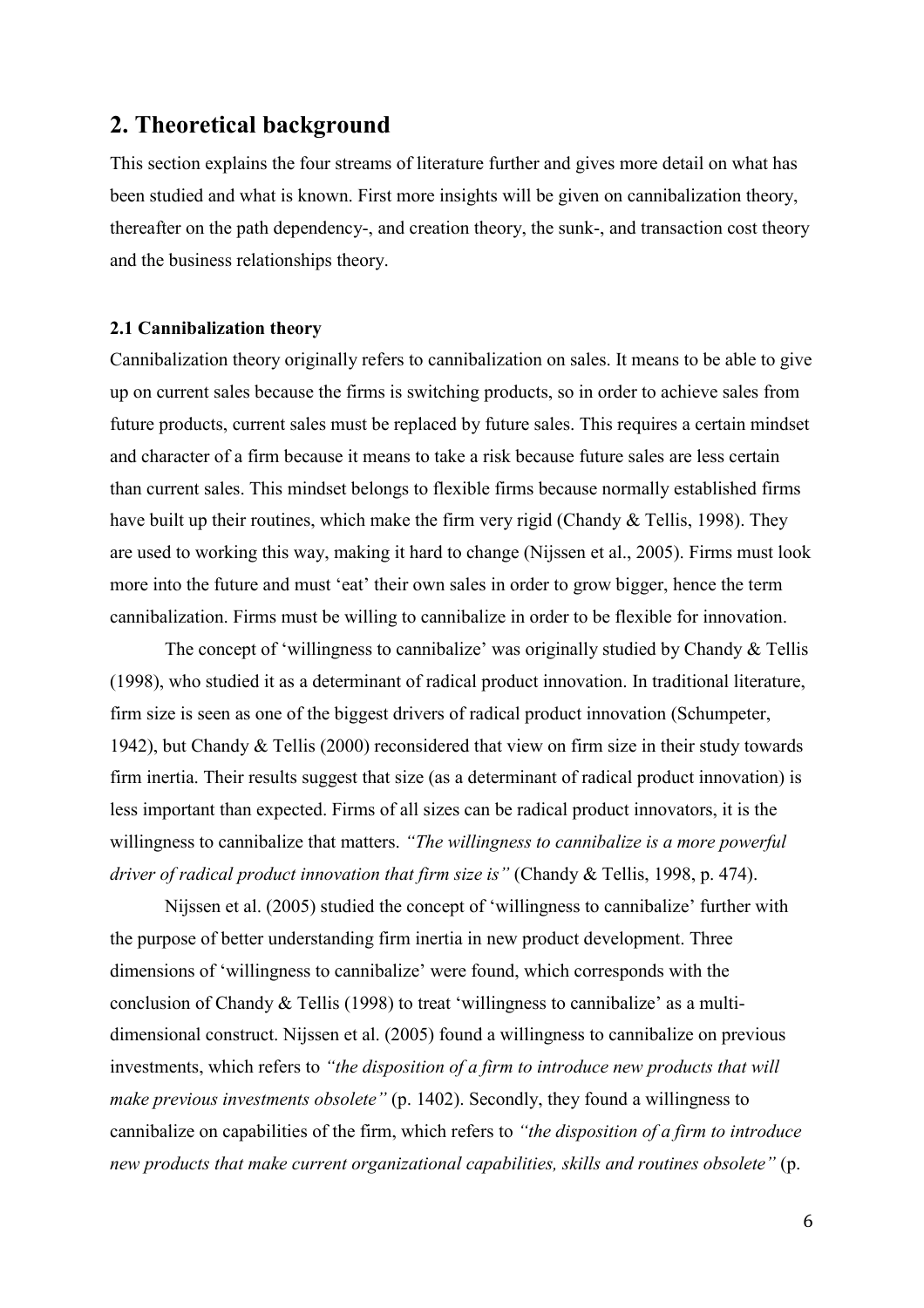## 2. Theoretical background

This section explains the four streams of literature further and gives more detail on what has been studied and what is known. First more insights will be given on cannibalization theory, thereafter on the path dependency-, and creation theory, the sunk-, and transaction cost theory and the business relationships theory.

### 2.1 Cannibalization theory

Cannibalization theory originally refers to cannibalization on sales. It means to be able to give up on current sales because the firms is switching products, so in order to achieve sales from future products, current sales must be replaced by future sales. This requires a certain mindset and character of a firm because it means to take a risk because future sales are less certain than current sales. This mindset belongs to flexible firms because normally established firms have built up their routines, which make the firm very rigid (Chandy & Tellis, 1998). They are used to working this way, making it hard to change (Nijssen et al., 2005). Firms must look more into the future and must 'eat' their own sales in order to grow bigger, hence the term cannibalization. Firms must be willing to cannibalize in order to be flexible for innovation.

The concept of 'willingness to cannibalize' was originally studied by Chandy & Tellis (1998), who studied it as a determinant of radical product innovation. In traditional literature, firm size is seen as one of the biggest drivers of radical product innovation (Schumpeter, 1942), but Chandy & Tellis (2000) reconsidered that view on firm size in their study towards firm inertia. Their results suggest that size (as a determinant of radical product innovation) is less important than expected. Firms of all sizes can be radical product innovators, it is the willingness to cannibalize that matters. *"The willingness to cannibalize is a more powerful driver of radical product innovation that firm size is"* (Chandy & Tellis, 1998, p. 474).

Nijssen et al. (2005) studied the concept of 'willingness to cannibalize' further with the purpose of better understanding firm inertia in new product development. Three dimensions of 'willingness to cannibalize' were found, which corresponds with the conclusion of Chandy & Tellis (1998) to treat 'willingness to cannibalize' as a multi-dimensional construct. Nijssen et al. (2005) found a willingness to cannibalize on previous investments, which refers to *"the disposition of a firm to introduce new products that will make previous investments obsolete"* (p. 1402). Secondly, they found a willingness to cannibalize on capabilities of the firm, which refers to *"the disposition of a firm to introduce new products that make current organizational capabilities, skills and routines obsolete"* (p.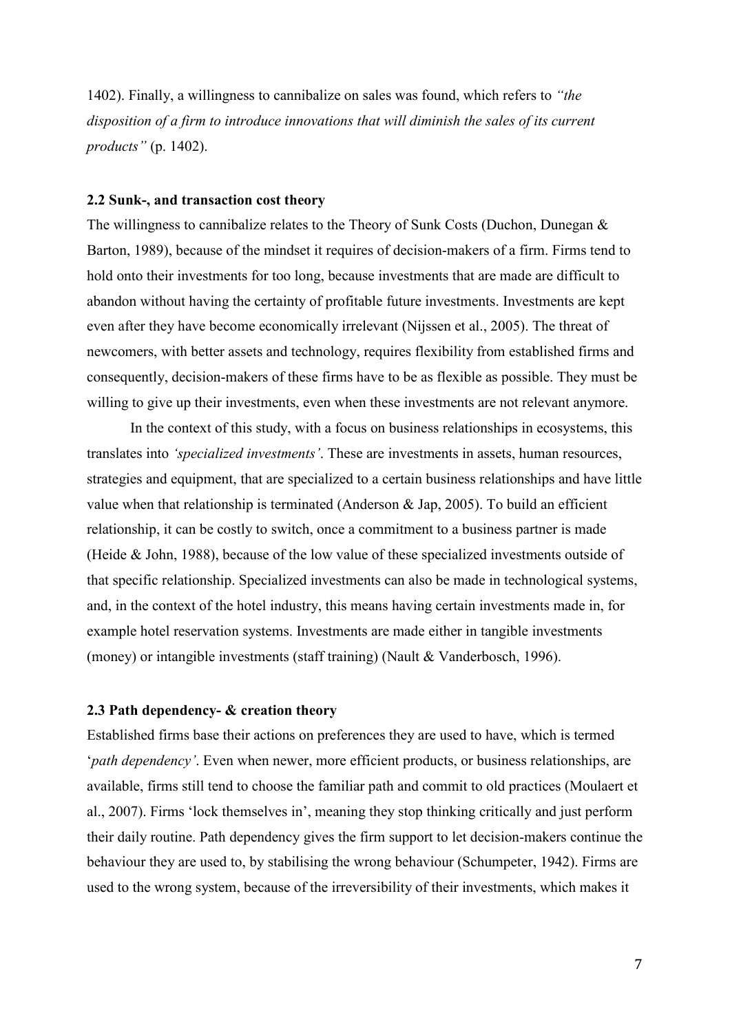1402). Finally, a willingness to cannibalize on sales was found, which refers to *"the disposition of a firm to introduce innovations that will diminish the sales of its current products"* (p. 1402).

### 2.2 Sunk-, and transaction cost theory

The willingness to cannibalize relates to the Theory of Sunk Costs (Duchon, Dunegan & Barton, 1989), because of the mindset it requires of decision-makers of a firm. Firms tend to hold onto their investments for too long, because investments that are made are difficult to abandon without having the certainty of profitable future investments. Investments are kept even after they have become economically irrelevant (Nijssen et al., 2005). The threat of newcomers, with better assets and technology, requires flexibility from established firms and consequently, decision-makers of these firms have to be as flexible as possible. They must be willing to give up their investments, even when these investments are not relevant anymore.

In the context of this study, with a focus on business relationships in ecosystems, this translates into *'specialized investments'*. These are investments in assets, human resources, strategies and equipment, that are specialized to a certain business relationships and have little value when that relationship is terminated (Anderson & Jap, 2005). To build an efficient relationship, it can be costly to switch, once a commitment to a business partner is made (Heide & John, 1988), because of the low value of these specialized investments outside of that specific relationship. Specialized investments can also be made in technological systems, and, in the context of the hotel industry, this means having certain investments made in, for example hotel reservation systems. Investments are made either in tangible investments (money) or intangible investments (staff training) (Nault & Vanderbosch, 1996).

### 2.3 Path dependency- & creation theory

Established firms base their actions on preferences they are used to have, which is termed '*path dependency'*. Even when newer, more efficient products, or business relationships, are available, firms still tend to choose the familiar path and commit to old practices (Moulaert et al., 2007). Firms 'lock themselves in', meaning they stop thinking critically and just perform their daily routine. Path dependency gives the firm support to let decision-makers continue the behaviour they are used to, by stabilising the wrong behaviour (Schumpeter, 1942). Firms are used to the wrong system, because of the irreversibility of their investments, which makes it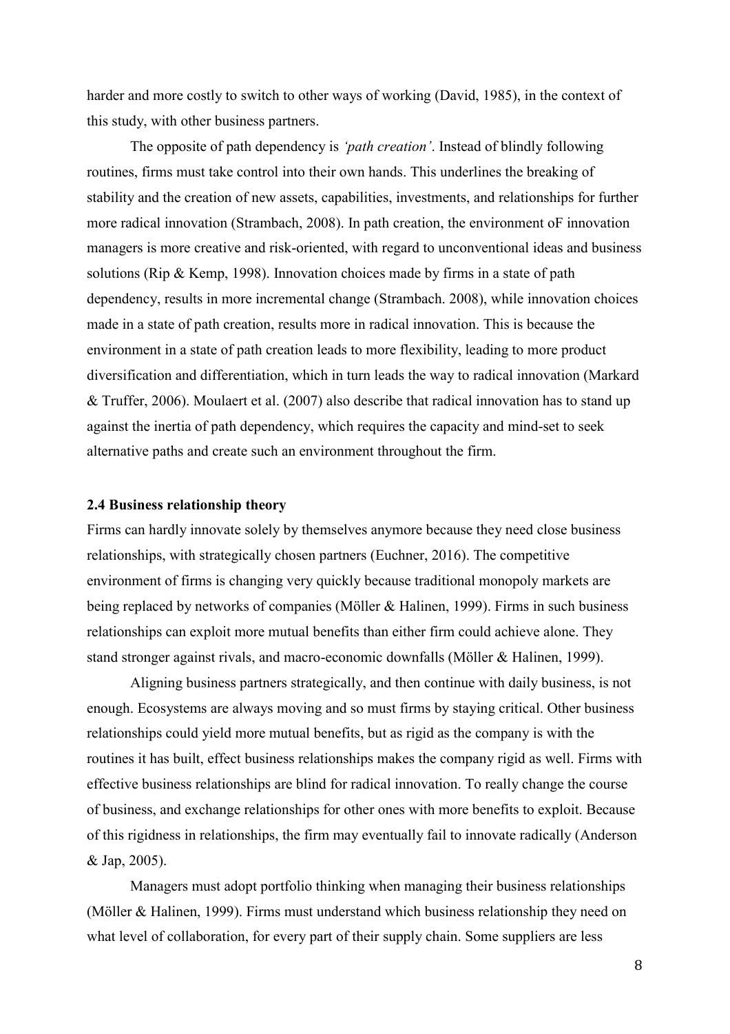harder and more costly to switch to other ways of working (David, 1985), in the context of this study, with other business partners.

The opposite of path dependency is *'path creation'*. Instead of blindly following routines, firms must take control into their own hands. This underlines the breaking of stability and the creation of new assets, capabilities, investments, and relationships for further more radical innovation (Strambach, 2008). In path creation, the environment oF innovation managers is more creative and risk-oriented, with regard to unconventional ideas and business solutions (Rip & Kemp, 1998). Innovation choices made by firms in a state of path dependency, results in more incremental change (Strambach. 2008), while innovation choices made in a state of path creation, results more in radical innovation. This is because the environment in a state of path creation leads to more flexibility, leading to more product diversification and differentiation, which in turn leads the way to radical innovation (Markard & Truffer, 2006). Moulaert et al. (2007) also describe that radical innovation has to stand up against the inertia of path dependency, which requires the capacity and mind-set to seek alternative paths and create such an environment throughout the firm.

### 2.4 Business relationship theory

Firms can hardly innovate solely by themselves anymore because they need close business relationships, with strategically chosen partners (Euchner, 2016). The competitive environment of firms is changing very quickly because traditional monopoly markets are being replaced by networks of companies (Möller & Halinen, 1999). Firms in such business relationships can exploit more mutual benefits than either firm could achieve alone. They stand stronger against rivals, and macro-economic downfalls (Möller & Halinen, 1999).

Aligning business partners strategically, and then continue with daily business, is not enough. Ecosystems are always moving and so must firms by staying critical. Other business relationships could yield more mutual benefits, but as rigid as the company is with the routines it has built, effect business relationships makes the company rigid as well. Firms with effective business relationships are blind for radical innovation. To really change the course of business, and exchange relationships for other ones with more benefits to exploit. Because of this rigidness in relationships, the firm may eventually fail to innovate radically (Anderson & Jap, 2005).

Managers must adopt portfolio thinking when managing their business relationships (Möller & Halinen, 1999). Firms must understand which business relationship they need on what level of collaboration, for every part of their supply chain. Some suppliers are less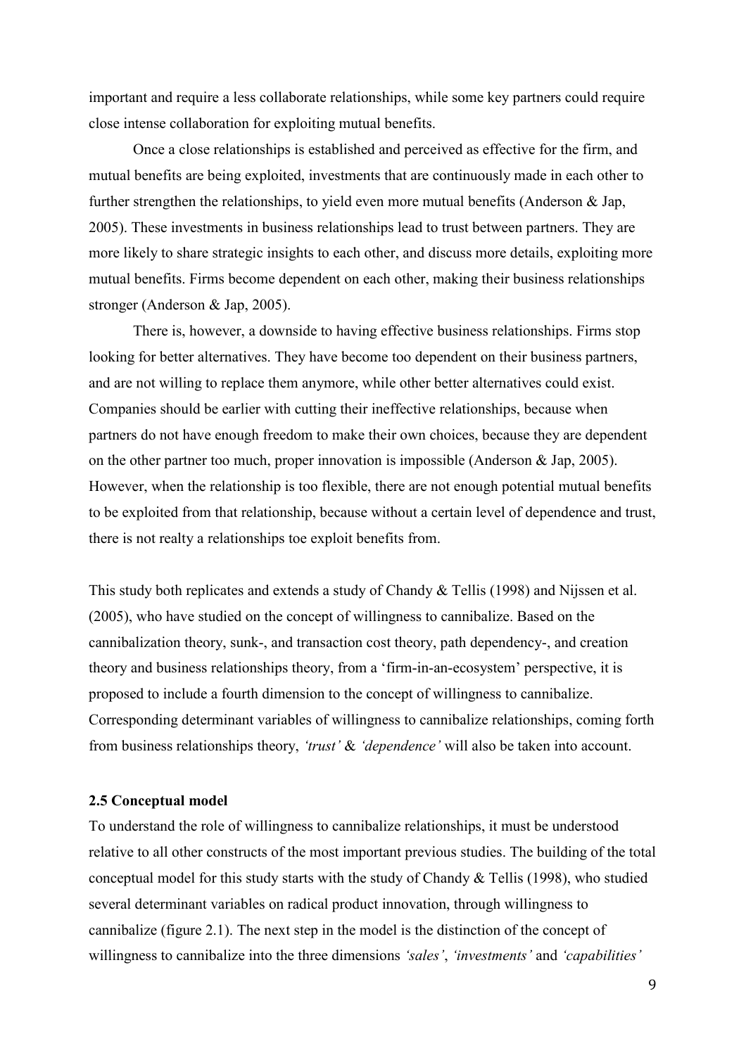important and require a less collaborate relationships, while some key partners could require close intense collaboration for exploiting mutual benefits.

Once a close relationships is established and perceived as effective for the firm, and mutual benefits are being exploited, investments that are continuously made in each other to further strengthen the relationships, to yield even more mutual benefits (Anderson & Jap, 2005). These investments in business relationships lead to trust between partners. They are more likely to share strategic insights to each other, and discuss more details, exploiting more mutual benefits. Firms become dependent on each other, making their business relationships stronger (Anderson & Jap, 2005).

There is, however, a downside to having effective business relationships. Firms stop looking for better alternatives. They have become too dependent on their business partners, and are not willing to replace them anymore, while other better alternatives could exist. Companies should be earlier with cutting their ineffective relationships, because when partners do not have enough freedom to make their own choices, because they are dependent on the other partner too much, proper innovation is impossible (Anderson & Jap, 2005). However, when the relationship is too flexible, there are not enough potential mutual benefits to be exploited from that relationship, because without a certain level of dependence and trust, there is not realty a relationships toe exploit benefits from.

This study both replicates and extends a study of Chandy & Tellis (1998) and Nijssen et al. (2005), who have studied on the concept of willingness to cannibalize. Based on the cannibalization theory, sunk-, and transaction cost theory, path dependency-, and creation theory and business relationships theory, from a 'firm-in-an-ecosystem' perspective, it is proposed to include a fourth dimension to the concept of willingness to cannibalize. Corresponding determinant variables of willingness to cannibalize relationships, coming forth from business relationships theory, *'trust'* & *'dependence'* will also be taken into account.

### 2.5 Conceptual model

To understand the role of willingness to cannibalize relationships, it must be understood relative to all other constructs of the most important previous studies. The building of the total conceptual model for this study starts with the study of Chandy & Tellis (1998), who studied several determinant variables on radical product innovation, through willingness to cannibalize (figure 2.1). The next step in the model is the distinction of the concept of willingness to cannibalize into the three dimensions *'sales'*, *'investments'* and *'capabilities'*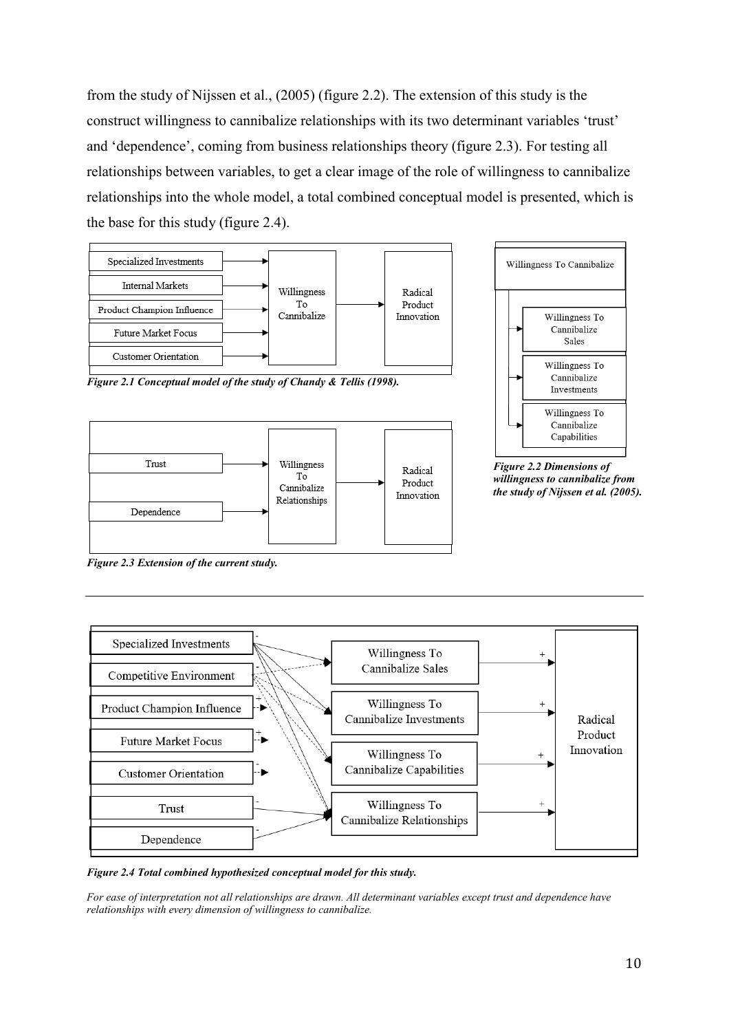from the study of Nijssen et al., (2005) (figure 2.2). The extension of this study is the construct willingness to cannibalize relationships with its two determinant variables 'trust' and 'dependence', coming from business relationships theory (figure 2.3). For testing all relationships between variables, to get a clear image of the role of willingness to cannibalize relationships into the whole model, a total combined conceptual model is presented, which is the base for this study (figure 2.4).

Specialized Investments
Internal Markets
Product Champion Influence
Future Market Focus
Customer Orientation
Willingness To Cannibalize
Radical Product Innovation

***Figure 2.1 Conceptual model of the study of Chandy & Tellis (1998).***

Willingness To Cannibalize
Willingness To Cannibalize Sales
Willingness To Cannibalize Investments
Willingness To Cannibalize Capabilities

***Figure 2.2 Dimensions of willingness to cannibalize from the study of Nijssen et al. (2005).***

Trust
Dependence
Willingness To Cannibalize Relationships
Radical Product Innovation

***Figure 2.3 Extension of the current study.***

Specialized Investments
Competitive Environment
Product Champion Influence
Future Market Focus
Customer Orientation
Trust
Dependence
Willingness To Cannibalize Sales
Willingness To Cannibalize Investments
Willingness To Cannibalize Capabilities
Willingness To Cannibalize Relationships
Radical Product Innovation

***Figure 2.4 Total combined hypothesized conceptual model for this study.***

*For ease of interpretation not all relationships are drawn. All determinant variables except trust and dependence have relationships with every dimension of willingness to cannibalize.*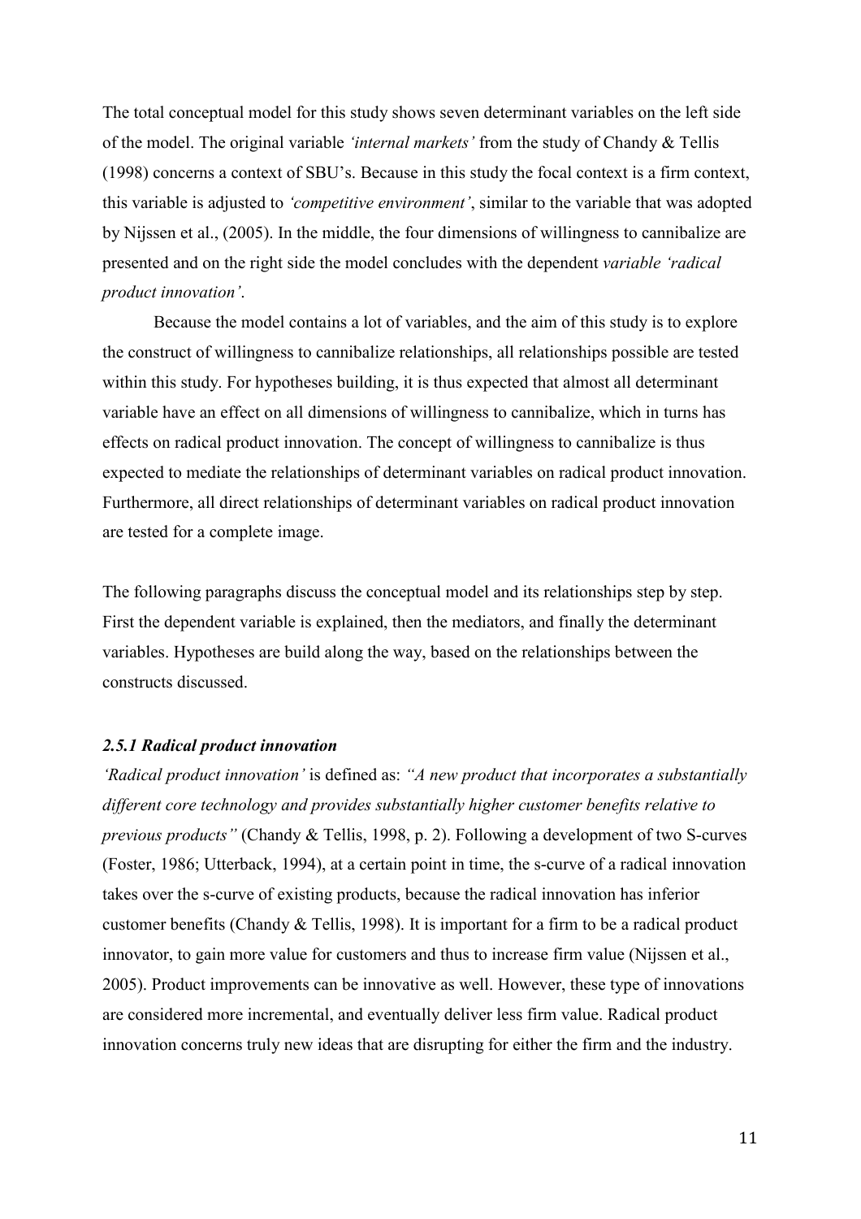The total conceptual model for this study shows seven determinant variables on the left side of the model. The original variable *'internal markets'* from the study of Chandy & Tellis (1998) concerns a context of SBU's. Because in this study the focal context is a firm context, this variable is adjusted to *'competitive environment'*, similar to the variable that was adopted by Nijssen et al., (2005). In the middle, the four dimensions of willingness to cannibalize are presented and on the right side the model concludes with the dependent *variable 'radical product innovation'*.

Because the model contains a lot of variables, and the aim of this study is to explore the construct of willingness to cannibalize relationships, all relationships possible are tested within this study. For hypotheses building, it is thus expected that almost all determinant variable have an effect on all dimensions of willingness to cannibalize, which in turns has effects on radical product innovation. The concept of willingness to cannibalize is thus expected to mediate the relationships of determinant variables on radical product innovation. Furthermore, all direct relationships of determinant variables on radical product innovation are tested for a complete image.

The following paragraphs discuss the conceptual model and its relationships step by step. First the dependent variable is explained, then the mediators, and finally the determinant variables. Hypotheses are build along the way, based on the relationships between the constructs discussed.

### *2.5.1 Radical product innovation*

*'Radical product innovation'* is defined as: *"A new product that incorporates a substantially different core technology and provides substantially higher customer benefits relative to previous products"* (Chandy & Tellis, 1998, p. 2). Following a development of two S-curves (Foster, 1986; Utterback, 1994), at a certain point in time, the s-curve of a radical innovation takes over the s-curve of existing products, because the radical innovation has inferior customer benefits (Chandy & Tellis, 1998). It is important for a firm to be a radical product innovator, to gain more value for customers and thus to increase firm value (Nijssen et al., 2005). Product improvements can be innovative as well. However, these type of innovations are considered more incremental, and eventually deliver less firm value. Radical product innovation concerns truly new ideas that are disrupting for either the firm and the industry.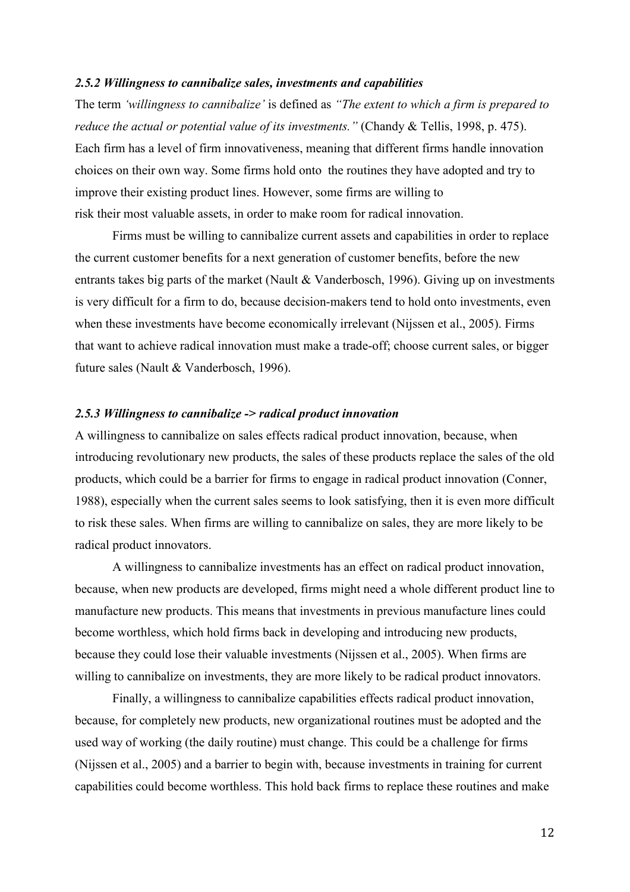### *2.5.2 Willingness to cannibalize sales, investments and capabilities*

The term *'willingness to cannibalize'* is defined as *"The extent to which a firm is prepared to reduce the actual or potential value of its investments."* (Chandy & Tellis, 1998, p. 475). Each firm has a level of firm innovativeness, meaning that different firms handle innovation choices on their own way. Some firms hold onto the routines they have adopted and try to improve their existing product lines. However, some firms are willing to risk their most valuable assets, in order to make room for radical innovation.

Firms must be willing to cannibalize current assets and capabilities in order to replace the current customer benefits for a next generation of customer benefits, before the new entrants takes big parts of the market (Nault & Vanderbosch, 1996). Giving up on investments is very difficult for a firm to do, because decision-makers tend to hold onto investments, even when these investments have become economically irrelevant (Nijssen et al., 2005). Firms that want to achieve radical innovation must make a trade-off; choose current sales, or bigger future sales (Nault & Vanderbosch, 1996).

### *2.5.3 Willingness to cannibalize -> radical product innovation*

A willingness to cannibalize on sales effects radical product innovation, because, when introducing revolutionary new products, the sales of these products replace the sales of the old products, which could be a barrier for firms to engage in radical product innovation (Conner, 1988), especially when the current sales seems to look satisfying, then it is even more difficult to risk these sales. When firms are willing to cannibalize on sales, they are more likely to be radical product innovators.

A willingness to cannibalize investments has an effect on radical product innovation, because, when new products are developed, firms might need a whole different product line to manufacture new products. This means that investments in previous manufacture lines could become worthless, which hold firms back in developing and introducing new products, because they could lose their valuable investments (Nijssen et al., 2005). When firms are willing to cannibalize on investments, they are more likely to be radical product innovators.

Finally, a willingness to cannibalize capabilities effects radical product innovation, because, for completely new products, new organizational routines must be adopted and the used way of working (the daily routine) must change. This could be a challenge for firms (Nijssen et al., 2005) and a barrier to begin with, because investments in training for current capabilities could become worthless. This hold back firms to replace these routines and make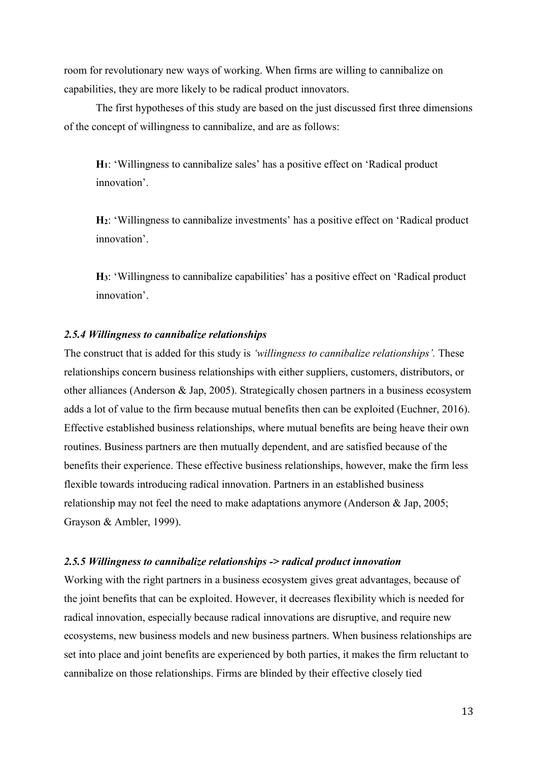room for revolutionary new ways of working. When firms are willing to cannibalize on capabilities, they are more likely to be radical product innovators.

The first hypotheses of this study are based on the just discussed first three dimensions of the concept of willingness to cannibalize, and are as follows:

> **H$_1$**: 'Willingness to cannibalize sales' has a positive effect on 'Radical product innovation'.
>
> **H$_2$**: 'Willingness to cannibalize investments' has a positive effect on 'Radical product innovation'.
>
> **H$_3$**: 'Willingness to cannibalize capabilities' has a positive effect on 'Radical product innovation'.

### *2.5.4 Willingness to cannibalize relationships*

The construct that is added for this study is *'willingness to cannibalize relationships'.* These relationships concern business relationships with either suppliers, customers, distributors, or other alliances (Anderson & Jap, 2005). Strategically chosen partners in a business ecosystem adds a lot of value to the firm because mutual benefits then can be exploited (Euchner, 2016). Effective established business relationships, where mutual benefits are being heave their own routines. Business partners are then mutually dependent, and are satisfied because of the benefits their experience. These effective business relationships, however, make the firm less flexible towards introducing radical innovation. Partners in an established business relationship may not feel the need to make adaptations anymore (Anderson & Jap, 2005; Grayson & Ambler, 1999).

### *2.5.5 Willingness to cannibalize relationships -> radical product innovation*

Working with the right partners in a business ecosystem gives great advantages, because of the joint benefits that can be exploited. However, it decreases flexibility which is needed for radical innovation, especially because radical innovations are disruptive, and require new ecosystems, new business models and new business partners. When business relationships are set into place and joint benefits are experienced by both parties, it makes the firm reluctant to cannibalize on those relationships. Firms are blinded by their effective closely tied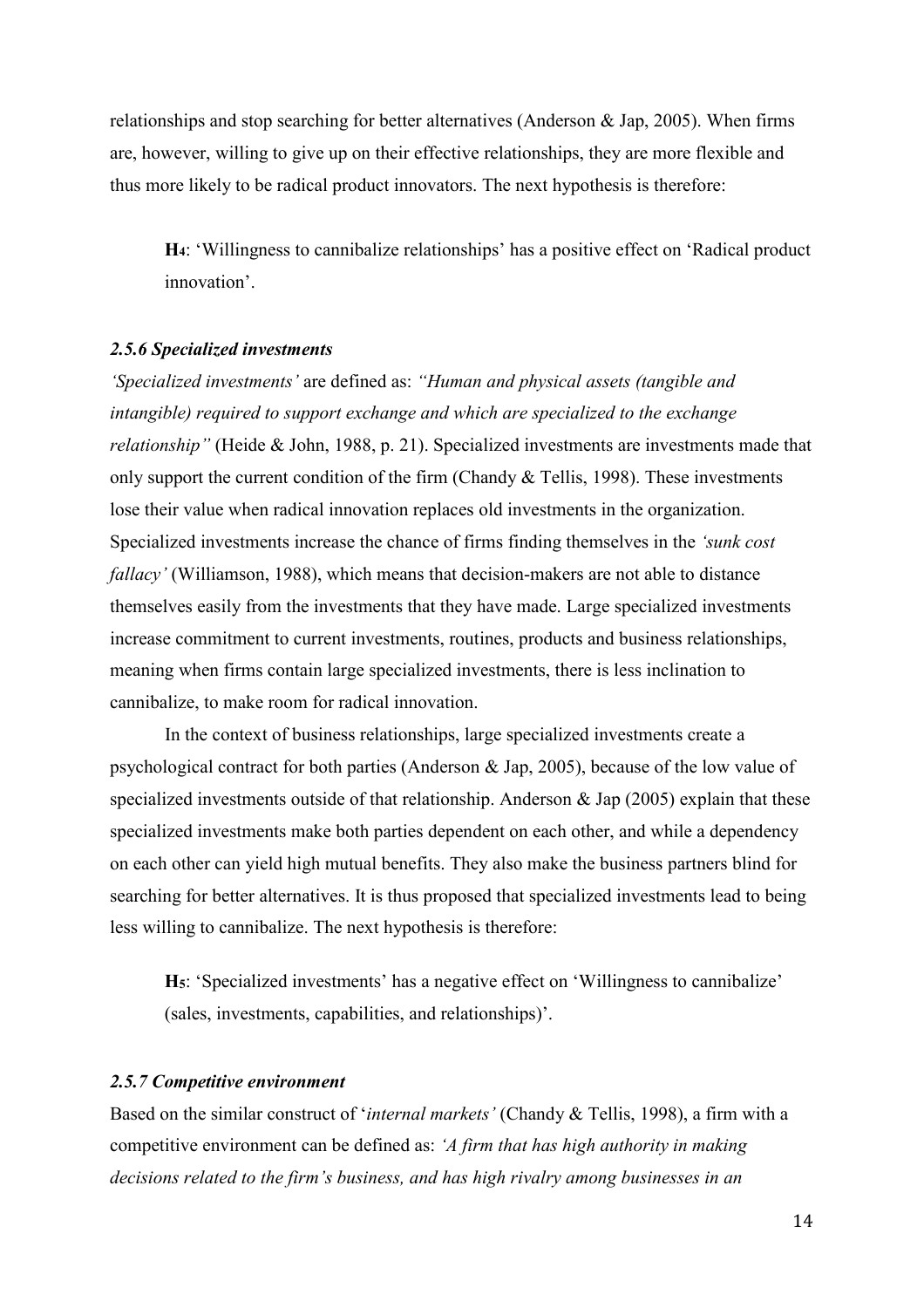relationships and stop searching for better alternatives (Anderson & Jap, 2005). When firms are, however, willing to give up on their effective relationships, they are more flexible and thus more likely to be radical product innovators. The next hypothesis is therefore:

> **H4**: 'Willingness to cannibalize relationships' has a positive effect on 'Radical product innovation'.

### *2.5.6 Specialized investments*

*'Specialized investments'* are defined as: *"Human and physical assets (tangible and intangible) required to support exchange and which are specialized to the exchange relationship"* (Heide & John, 1988, p. 21). Specialized investments are investments made that only support the current condition of the firm (Chandy & Tellis, 1998). These investments lose their value when radical innovation replaces old investments in the organization. Specialized investments increase the chance of firms finding themselves in the *'sunk cost fallacy'* (Williamson, 1988), which means that decision-makers are not able to distance themselves easily from the investments that they have made. Large specialized investments increase commitment to current investments, routines, products and business relationships, meaning when firms contain large specialized investments, there is less inclination to cannibalize, to make room for radical innovation.

In the context of business relationships, large specialized investments create a psychological contract for both parties (Anderson & Jap, 2005), because of the low value of specialized investments outside of that relationship. Anderson & Jap (2005) explain that these specialized investments make both parties dependent on each other, and while a dependency on each other can yield high mutual benefits. They also make the business partners blind for searching for better alternatives. It is thus proposed that specialized investments lead to being less willing to cannibalize. The next hypothesis is therefore:

> **H5**: 'Specialized investments' has a negative effect on 'Willingness to cannibalize' (sales, investments, capabilities, and relationships)'.

### *2.5.7 Competitive environment*

Based on the similar construct of '*internal markets'* (Chandy & Tellis, 1998), a firm with a competitive environment can be defined as: *'A firm that has high authority in making decisions related to the firm's business, and has high rivalry among businesses in an*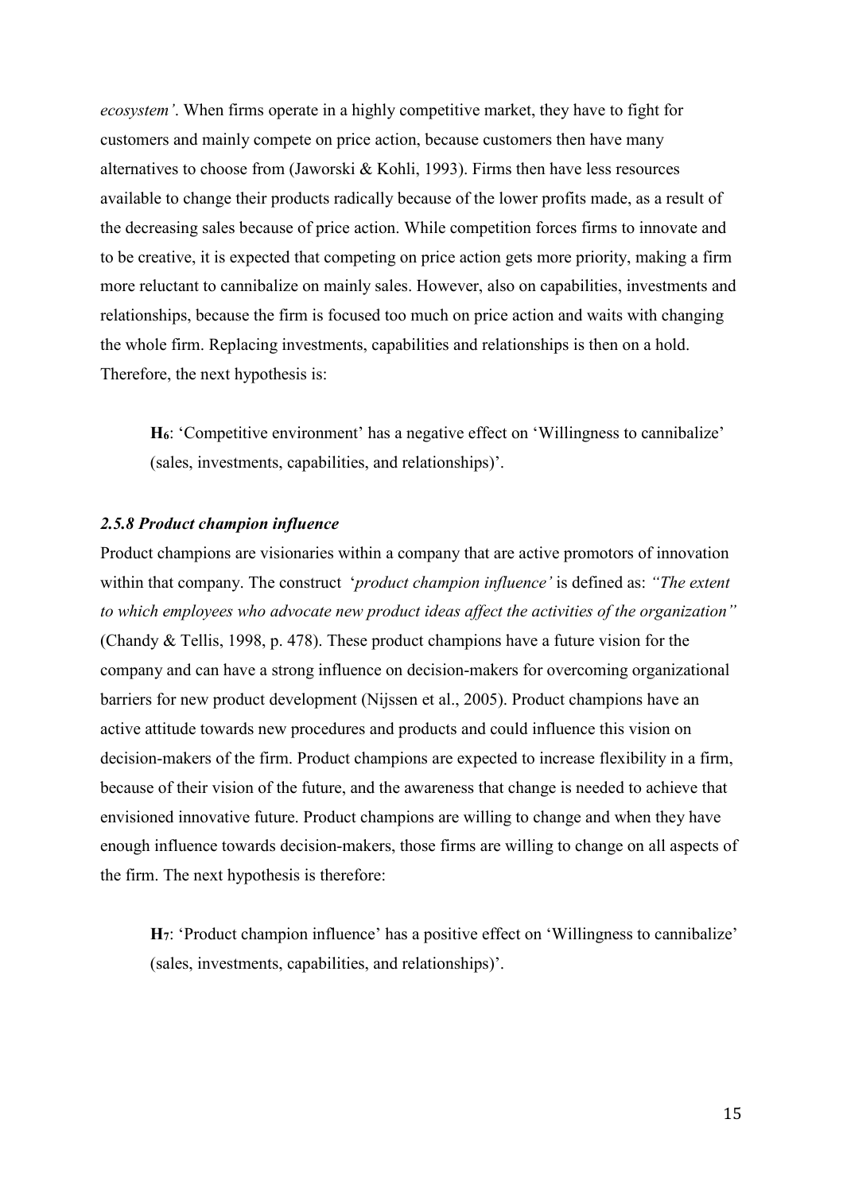*ecosystem'*. When firms operate in a highly competitive market, they have to fight for customers and mainly compete on price action, because customers then have many alternatives to choose from (Jaworski & Kohli, 1993). Firms then have less resources available to change their products radically because of the lower profits made, as a result of the decreasing sales because of price action. While competition forces firms to innovate and to be creative, it is expected that competing on price action gets more priority, making a firm more reluctant to cannibalize on mainly sales. However, also on capabilities, investments and relationships, because the firm is focused too much on price action and waits with changing the whole firm. Replacing investments, capabilities and relationships is then on a hold. Therefore, the next hypothesis is:

> **H$_6$**: 'Competitive environment' has a negative effect on 'Willingness to cannibalize' (sales, investments, capabilities, and relationships)'.

### *2.5.8 Product champion influence*

Product champions are visionaries within a company that are active promotors of innovation within that company. The construct '*product champion influence'* is defined as: *"The extent to which employees who advocate new product ideas affect the activities of the organization"* (Chandy & Tellis, 1998, p. 478). These product champions have a future vision for the company and can have a strong influence on decision-makers for overcoming organizational barriers for new product development (Nijssen et al., 2005). Product champions have an active attitude towards new procedures and products and could influence this vision on decision-makers of the firm. Product champions are expected to increase flexibility in a firm, because of their vision of the future, and the awareness that change is needed to achieve that envisioned innovative future. Product champions are willing to change and when they have enough influence towards decision-makers, those firms are willing to change on all aspects of the firm. The next hypothesis is therefore:

> **H$_7$**: 'Product champion influence' has a positive effect on 'Willingness to cannibalize' (sales, investments, capabilities, and relationships)'.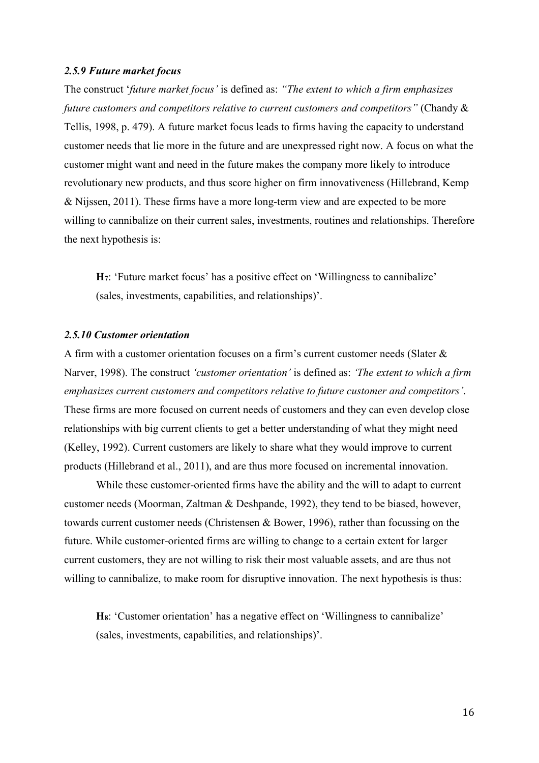### *2.5.9 Future market focus*

The construct '*future market focus'* is defined as: *"The extent to which a firm emphasizes future customers and competitors relative to current customers and competitors"* (Chandy & Tellis, 1998, p. 479). A future market focus leads to firms having the capacity to understand customer needs that lie more in the future and are unexpressed right now. A focus on what the customer might want and need in the future makes the company more likely to introduce revolutionary new products, and thus score higher on firm innovativeness (Hillebrand, Kemp & Nijssen, 2011). These firms have a more long-term view and are expected to be more willing to cannibalize on their current sales, investments, routines and relationships. Therefore the next hypothesis is:

> **H7**: 'Future market focus' has a positive effect on 'Willingness to cannibalize' (sales, investments, capabilities, and relationships)'.

### *2.5.10 Customer orientation*

A firm with a customer orientation focuses on a firm's current customer needs (Slater & Narver, 1998). The construct *'customer orientation'* is defined as: *'The extent to which a firm emphasizes current customers and competitors relative to future customer and competitors'*. These firms are more focused on current needs of customers and they can even develop close relationships with big current clients to get a better understanding of what they might need (Kelley, 1992). Current customers are likely to share what they would improve to current products (Hillebrand et al., 2011), and are thus more focused on incremental innovation.

While these customer-oriented firms have the ability and the will to adapt to current customer needs (Moorman, Zaltman & Deshpande, 1992), they tend to be biased, however, towards current customer needs (Christensen & Bower, 1996), rather than focussing on the future. While customer-oriented firms are willing to change to a certain extent for larger current customers, they are not willing to risk their most valuable assets, and are thus not willing to cannibalize, to make room for disruptive innovation. The next hypothesis is thus:

> **H8**: 'Customer orientation' has a negative effect on 'Willingness to cannibalize' (sales, investments, capabilities, and relationships)'.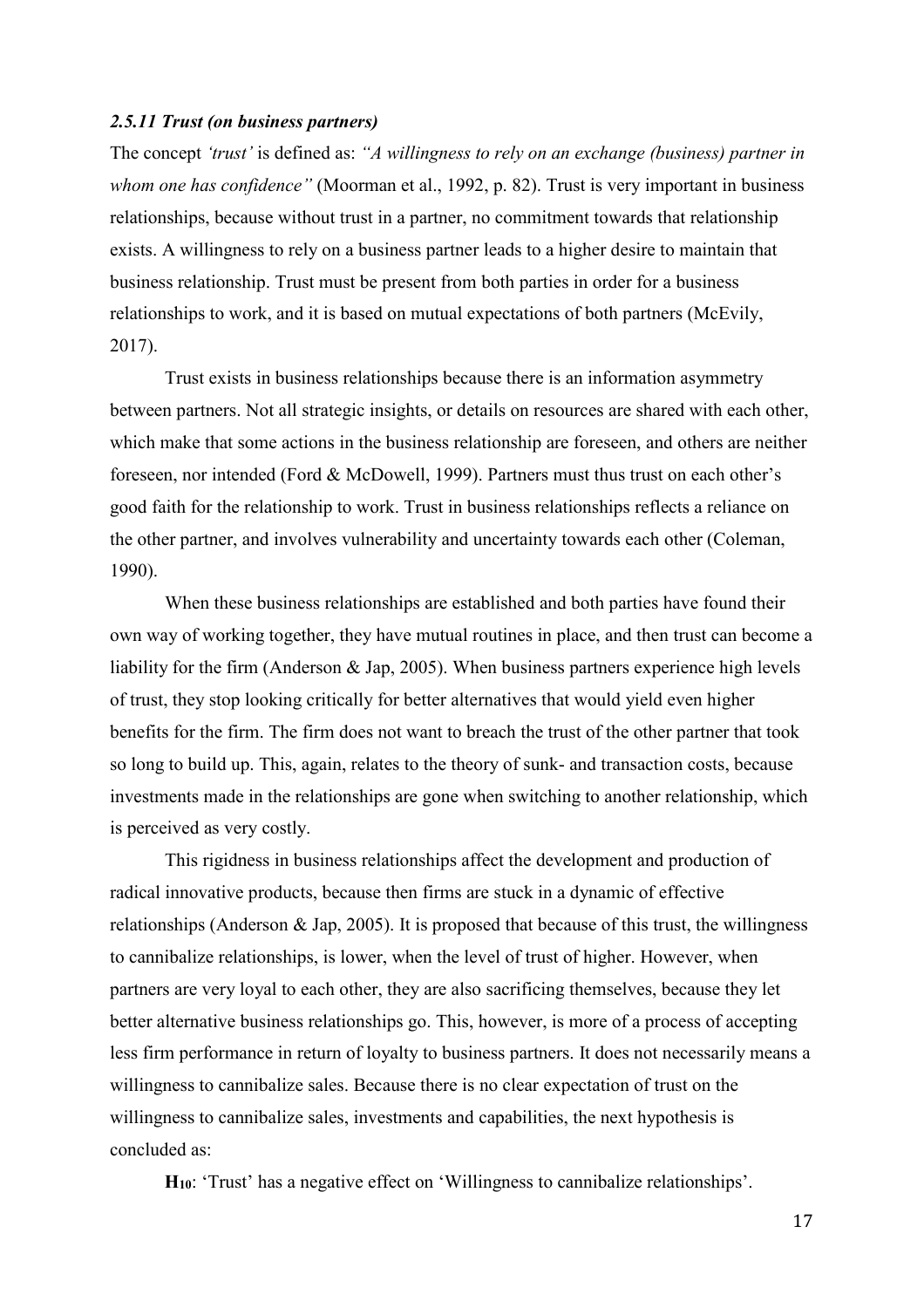### *2.5.11 Trust (on business partners)*

The concept *'trust'* is defined as: *"A willingness to rely on an exchange (business) partner in whom one has confidence"* (Moorman et al., 1992, p. 82). Trust is very important in business relationships, because without trust in a partner, no commitment towards that relationship exists. A willingness to rely on a business partner leads to a higher desire to maintain that business relationship. Trust must be present from both parties in order for a business relationships to work, and it is based on mutual expectations of both partners (McEvily, 2017).

Trust exists in business relationships because there is an information asymmetry between partners. Not all strategic insights, or details on resources are shared with each other, which make that some actions in the business relationship are foreseen, and others are neither foreseen, nor intended (Ford & McDowell, 1999). Partners must thus trust on each other's good faith for the relationship to work. Trust in business relationships reflects a reliance on the other partner, and involves vulnerability and uncertainty towards each other (Coleman, 1990).

When these business relationships are established and both parties have found their own way of working together, they have mutual routines in place, and then trust can become a liability for the firm (Anderson & Jap, 2005). When business partners experience high levels of trust, they stop looking critically for better alternatives that would yield even higher benefits for the firm. The firm does not want to breach the trust of the other partner that took so long to build up. This, again, relates to the theory of sunk- and transaction costs, because investments made in the relationships are gone when switching to another relationship, which is perceived as very costly.

This rigidness in business relationships affect the development and production of radical innovative products, because then firms are stuck in a dynamic of effective relationships (Anderson & Jap, 2005). It is proposed that because of this trust, the willingness to cannibalize relationships, is lower, when the level of trust of higher. However, when partners are very loyal to each other, they are also sacrificing themselves, because they let better alternative business relationships go. This, however, is more of a process of accepting less firm performance in return of loyalty to business partners. It does not necessarily means a willingness to cannibalize sales. Because there is no clear expectation of trust on the willingness to cannibalize sales, investments and capabilities, the next hypothesis is concluded as:

**$H_{10}$**: 'Trust' has a negative effect on 'Willingness to cannibalize relationships'.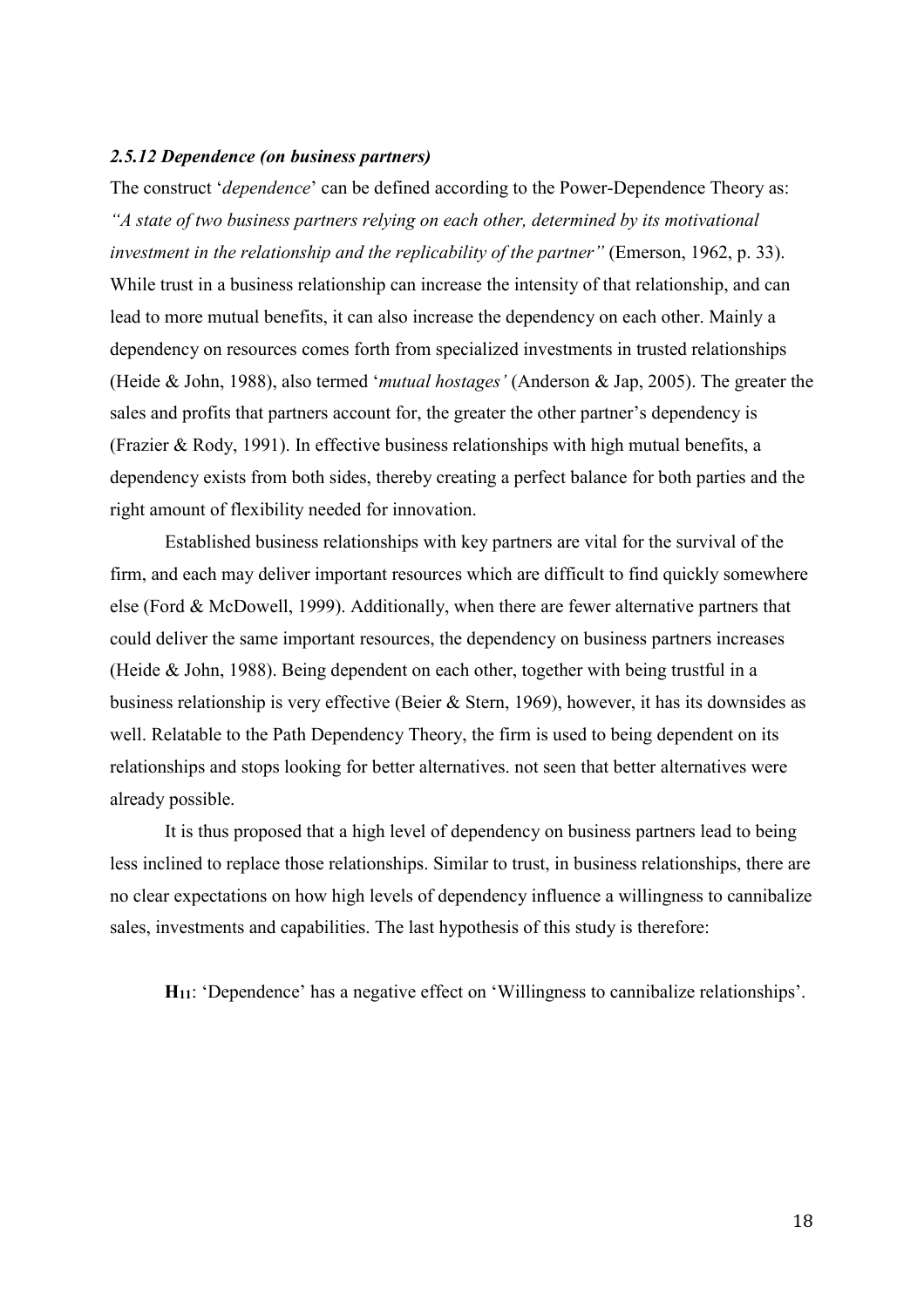#### *2.5.12 Dependence (on business partners)*

The construct '*dependence*' can be defined according to the Power-Dependence Theory as: *"A state of two business partners relying on each other, determined by its motivational investment in the relationship and the replicability of the partner"* (Emerson, 1962, p. 33). While trust in a business relationship can increase the intensity of that relationship, and can lead to more mutual benefits, it can also increase the dependency on each other. Mainly a dependency on resources comes forth from specialized investments in trusted relationships (Heide & John, 1988), also termed '*mutual hostages'* (Anderson & Jap, 2005). The greater the sales and profits that partners account for, the greater the other partner's dependency is (Frazier & Rody, 1991). In effective business relationships with high mutual benefits, a dependency exists from both sides, thereby creating a perfect balance for both parties and the right amount of flexibility needed for innovation.

Established business relationships with key partners are vital for the survival of the firm, and each may deliver important resources which are difficult to find quickly somewhere else (Ford & McDowell, 1999). Additionally, when there are fewer alternative partners that could deliver the same important resources, the dependency on business partners increases (Heide & John, 1988). Being dependent on each other, together with being trustful in a business relationship is very effective (Beier & Stern, 1969), however, it has its downsides as well. Relatable to the Path Dependency Theory, the firm is used to being dependent on its relationships and stops looking for better alternatives. not seen that better alternatives were already possible.

It is thus proposed that a high level of dependency on business partners lead to being less inclined to replace those relationships. Similar to trust, in business relationships, there are no clear expectations on how high levels of dependency influence a willingness to cannibalize sales, investments and capabilities. The last hypothesis of this study is therefore:

**$H_{11}$**: 'Dependence' has a negative effect on 'Willingness to cannibalize relationships'.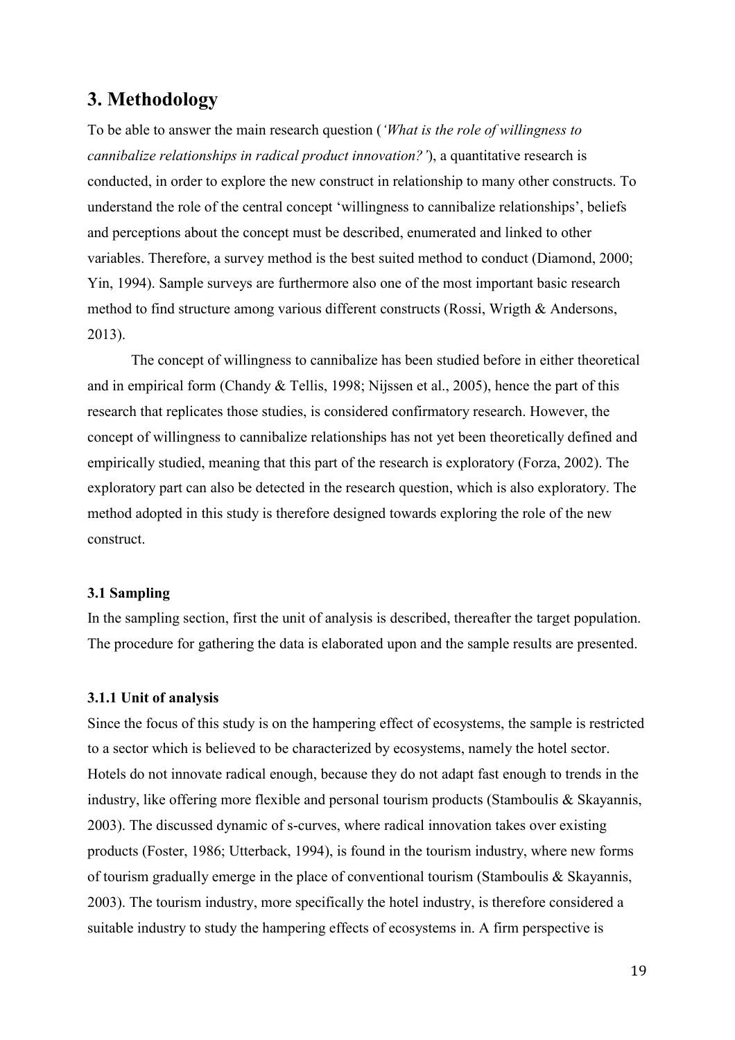# 3. Methodology

To be able to answer the main research question (*'What is the role of willingness to cannibalize relationships in radical product innovation?'*), a quantitative research is conducted, in order to explore the new construct in relationship to many other constructs. To understand the role of the central concept 'willingness to cannibalize relationships', beliefs and perceptions about the concept must be described, enumerated and linked to other variables. Therefore, a survey method is the best suited method to conduct (Diamond, 2000; Yin, 1994). Sample surveys are furthermore also one of the most important basic research method to find structure among various different constructs (Rossi, Wrigth & Andersons, 2013).

The concept of willingness to cannibalize has been studied before in either theoretical and in empirical form (Chandy & Tellis, 1998; Nijssen et al., 2005), hence the part of this research that replicates those studies, is considered confirmatory research. However, the concept of willingness to cannibalize relationships has not yet been theoretically defined and empirically studied, meaning that this part of the research is exploratory (Forza, 2002). The exploratory part can also be detected in the research question, which is also exploratory. The method adopted in this study is therefore designed towards exploring the role of the new construct.

### 3.1 Sampling

In the sampling section, first the unit of analysis is described, thereafter the target population. The procedure for gathering the data is elaborated upon and the sample results are presented.

#### 3.1.1 Unit of analysis

Since the focus of this study is on the hampering effect of ecosystems, the sample is restricted to a sector which is believed to be characterized by ecosystems, namely the hotel sector. Hotels do not innovate radical enough, because they do not adapt fast enough to trends in the industry, like offering more flexible and personal tourism products (Stamboulis & Skayannis, 2003). The discussed dynamic of s-curves, where radical innovation takes over existing products (Foster, 1986; Utterback, 1994), is found in the tourism industry, where new forms of tourism gradually emerge in the place of conventional tourism (Stamboulis & Skayannis, 2003). The tourism industry, more specifically the hotel industry, is therefore considered a suitable industry to study the hampering effects of ecosystems in. A firm perspective is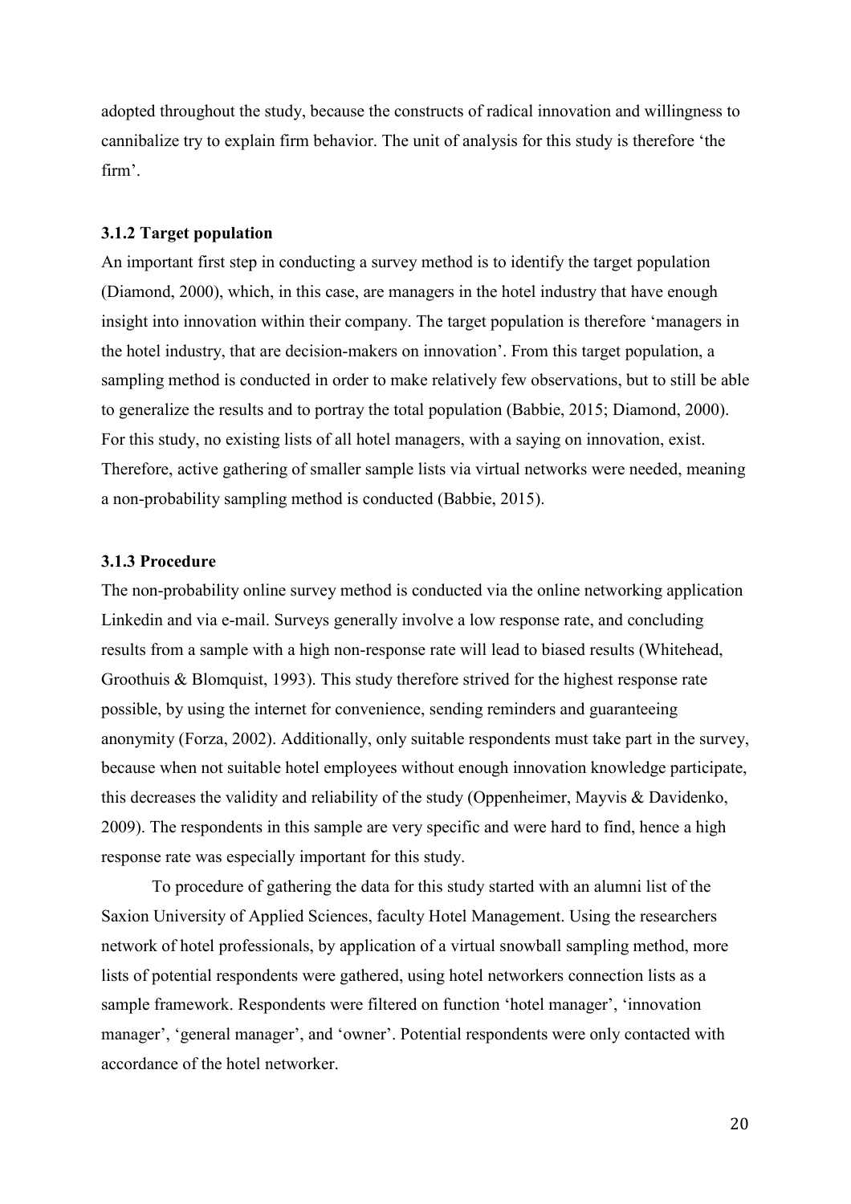adopted throughout the study, because the constructs of radical innovation and willingness to cannibalize try to explain firm behavior. The unit of analysis for this study is therefore 'the firm'.

### 3.1.2 Target population

An important first step in conducting a survey method is to identify the target population (Diamond, 2000), which, in this case, are managers in the hotel industry that have enough insight into innovation within their company. The target population is therefore 'managers in the hotel industry, that are decision-makers on innovation'. From this target population, a sampling method is conducted in order to make relatively few observations, but to still be able to generalize the results and to portray the total population (Babbie, 2015; Diamond, 2000). For this study, no existing lists of all hotel managers, with a saying on innovation, exist. Therefore, active gathering of smaller sample lists via virtual networks were needed, meaning a non-probability sampling method is conducted (Babbie, 2015).

### 3.1.3 Procedure

The non-probability online survey method is conducted via the online networking application Linkedin and via e-mail. Surveys generally involve a low response rate, and concluding results from a sample with a high non-response rate will lead to biased results (Whitehead, Groothuis & Blomquist, 1993). This study therefore strived for the highest response rate possible, by using the internet for convenience, sending reminders and guaranteeing anonymity (Forza, 2002). Additionally, only suitable respondents must take part in the survey, because when not suitable hotel employees without enough innovation knowledge participate, this decreases the validity and reliability of the study (Oppenheimer, Mayvis & Davidenko, 2009). The respondents in this sample are very specific and were hard to find, hence a high response rate was especially important for this study.

To procedure of gathering the data for this study started with an alumni list of the Saxion University of Applied Sciences, faculty Hotel Management. Using the researchers network of hotel professionals, by application of a virtual snowball sampling method, more lists of potential respondents were gathered, using hotel networkers connection lists as a sample framework. Respondents were filtered on function 'hotel manager', 'innovation manager', 'general manager', and 'owner'. Potential respondents were only contacted with accordance of the hotel networker.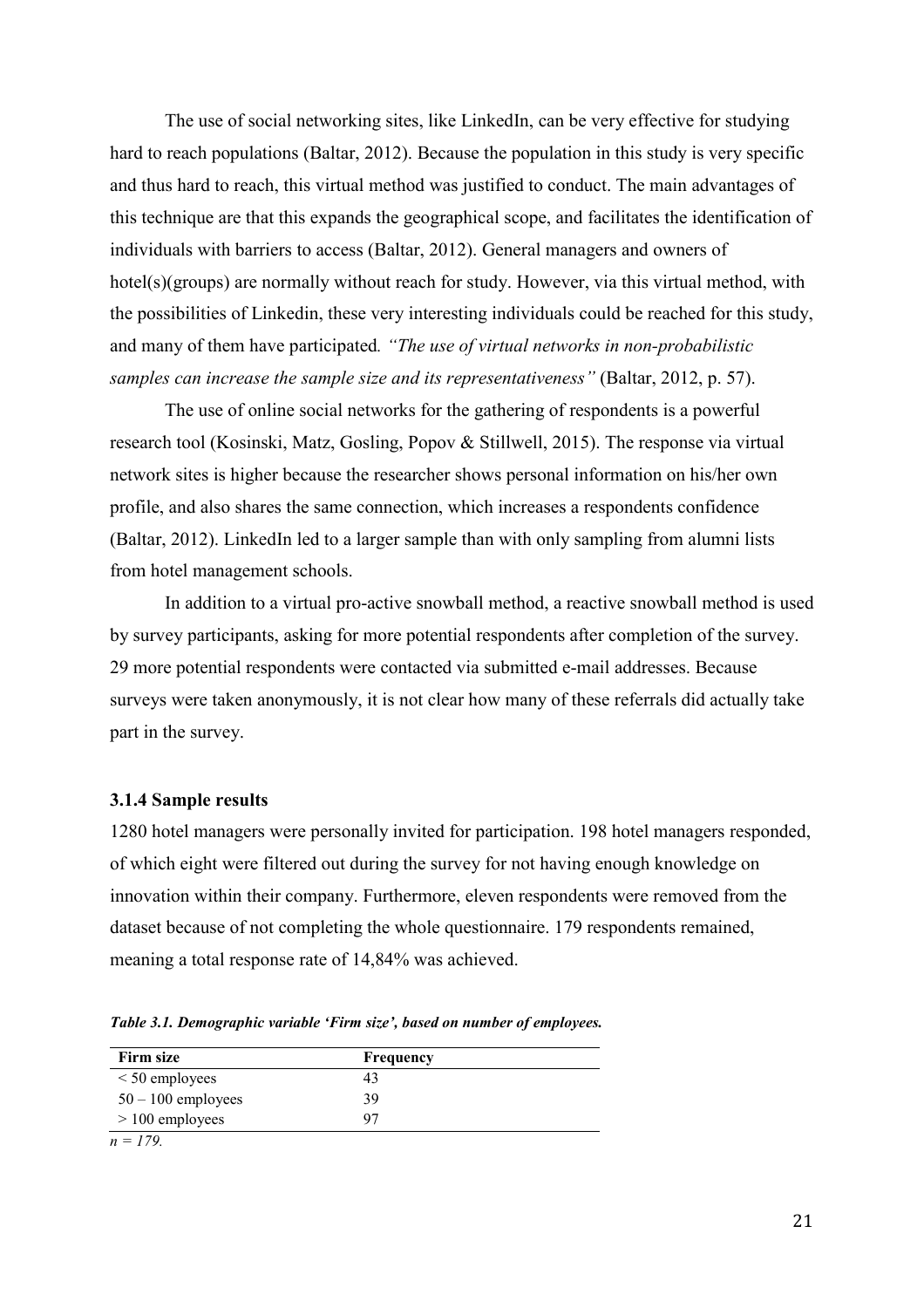The use of social networking sites, like LinkedIn, can be very effective for studying hard to reach populations (Baltar, 2012). Because the population in this study is very specific and thus hard to reach, this virtual method was justified to conduct. The main advantages of this technique are that this expands the geographical scope, and facilitates the identification of individuals with barriers to access (Baltar, 2012). General managers and owners of hotel(s)(groups) are normally without reach for study. However, via this virtual method, with the possibilities of Linkedin, these very interesting individuals could be reached for this study, and many of them have participated. *"The use of virtual networks in non-probabilistic samples can increase the sample size and its representativeness"* (Baltar, 2012, p. 57).

The use of online social networks for the gathering of respondents is a powerful research tool (Kosinski, Matz, Gosling, Popov & Stillwell, 2015). The response via virtual network sites is higher because the researcher shows personal information on his/her own profile, and also shares the same connection, which increases a respondents confidence (Baltar, 2012). LinkedIn led to a larger sample than with only sampling from alumni lists from hotel management schools.

In addition to a virtual pro-active snowball method, a reactive snowball method is used by survey participants, asking for more potential respondents after completion of the survey. 29 more potential respondents were contacted via submitted e-mail addresses. Because surveys were taken anonymously, it is not clear how many of these referrals did actually take part in the survey.

### 3.1.4 Sample results

1280 hotel managers were personally invited for participation. 198 hotel managers responded, of which eight were filtered out during the survey for not having enough knowledge on innovation within their company. Furthermore, eleven respondents were removed from the dataset because of not completing the whole questionnaire. 179 respondents remained, meaning a total response rate of 14,84% was achieved.

***Table 3.1. Demographic variable 'Firm size', based on number of employees.***

| Firm size | Frequency |
|---|---|
| < 50 employees | 43 |
| 50 – 100 employees | 39 |
| > 100 employees | 97 |

*n = 179.*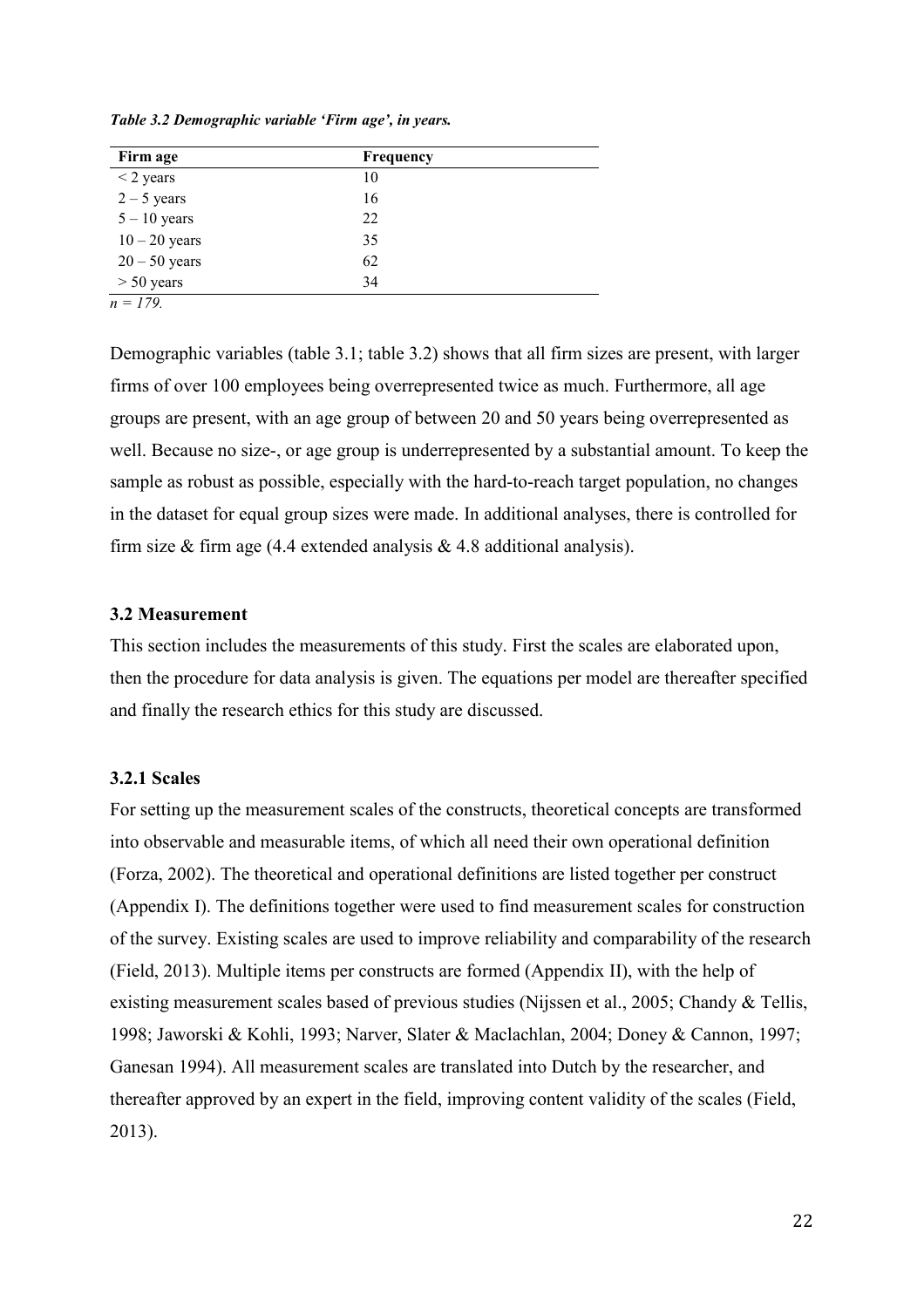***Table 3.2 Demographic variable 'Firm age', in years.***

| Firm age | Frequency |
|---|---|
| < 2 years | 10 |
| 2 – 5 years | 16 |
| 5 – 10 years | 22 |
| 10 – 20 years | 35 |
| 20 – 50 years | 62 |
| > 50 years | 34 |

*n = 179.*

Demographic variables (table 3.1; table 3.2) shows that all firm sizes are present, with larger firms of over 100 employees being overrepresented twice as much. Furthermore, all age groups are present, with an age group of between 20 and 50 years being overrepresented as well. Because no size-, or age group is underrepresented by a substantial amount. To keep the sample as robust as possible, especially with the hard-to-reach target population, no changes in the dataset for equal group sizes were made. In additional analyses, there is controlled for firm size & firm age (4.4 extended analysis & 4.8 additional analysis).

### 3.2 Measurement

This section includes the measurements of this study. First the scales are elaborated upon, then the procedure for data analysis is given. The equations per model are thereafter specified and finally the research ethics for this study are discussed.

#### 3.2.1 Scales

For setting up the measurement scales of the constructs, theoretical concepts are transformed into observable and measurable items, of which all need their own operational definition (Forza, 2002). The theoretical and operational definitions are listed together per construct (Appendix I). The definitions together were used to find measurement scales for construction of the survey. Existing scales are used to improve reliability and comparability of the research (Field, 2013). Multiple items per constructs are formed (Appendix II), with the help of existing measurement scales based of previous studies (Nijssen et al., 2005; Chandy & Tellis, 1998; Jaworski & Kohli, 1993; Narver, Slater & Maclachlan, 2004; Doney & Cannon, 1997; Ganesan 1994). All measurement scales are translated into Dutch by the researcher, and thereafter approved by an expert in the field, improving content validity of the scales (Field, 2013).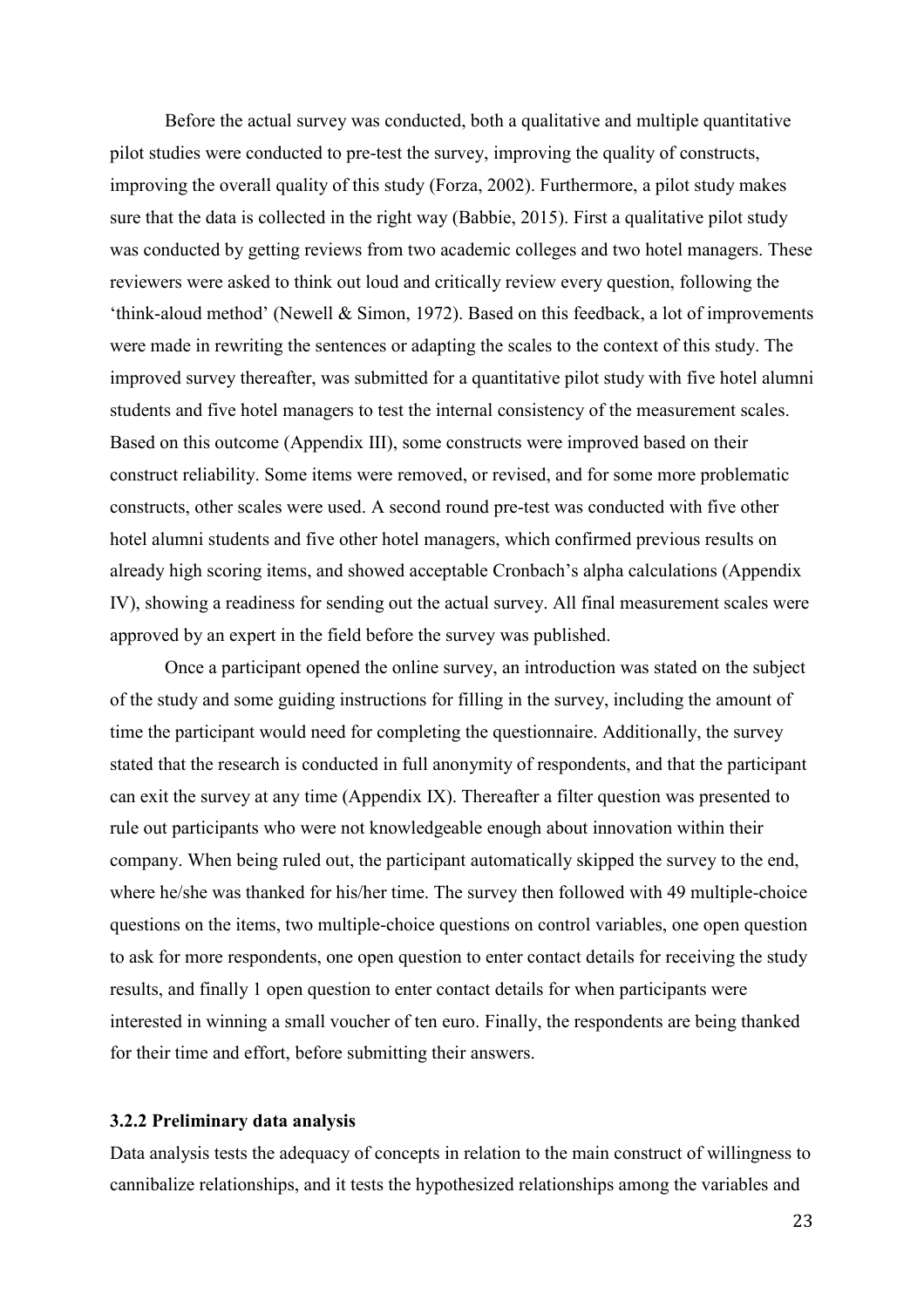Before the actual survey was conducted, both a qualitative and multiple quantitative pilot studies were conducted to pre-test the survey, improving the quality of constructs, improving the overall quality of this study (Forza, 2002). Furthermore, a pilot study makes sure that the data is collected in the right way (Babbie, 2015). First a qualitative pilot study was conducted by getting reviews from two academic colleges and two hotel managers. These reviewers were asked to think out loud and critically review every question, following the 'think-aloud method' (Newell & Simon, 1972). Based on this feedback, a lot of improvements were made in rewriting the sentences or adapting the scales to the context of this study. The improved survey thereafter, was submitted for a quantitative pilot study with five hotel alumni students and five hotel managers to test the internal consistency of the measurement scales. Based on this outcome (Appendix III), some constructs were improved based on their construct reliability. Some items were removed, or revised, and for some more problematic constructs, other scales were used. A second round pre-test was conducted with five other hotel alumni students and five other hotel managers, which confirmed previous results on already high scoring items, and showed acceptable Cronbach's alpha calculations (Appendix IV), showing a readiness for sending out the actual survey. All final measurement scales were approved by an expert in the field before the survey was published.

Once a participant opened the online survey, an introduction was stated on the subject of the study and some guiding instructions for filling in the survey, including the amount of time the participant would need for completing the questionnaire. Additionally, the survey stated that the research is conducted in full anonymity of respondents, and that the participant can exit the survey at any time (Appendix IX). Thereafter a filter question was presented to rule out participants who were not knowledgeable enough about innovation within their company. When being ruled out, the participant automatically skipped the survey to the end, where he/she was thanked for his/her time. The survey then followed with 49 multiple-choice questions on the items, two multiple-choice questions on control variables, one open question to ask for more respondents, one open question to enter contact details for receiving the study results, and finally 1 open question to enter contact details for when participants were interested in winning a small voucher of ten euro. Finally, the respondents are being thanked for their time and effort, before submitting their answers.

### 3.2.2 Preliminary data analysis

Data analysis tests the adequacy of concepts in relation to the main construct of willingness to cannibalize relationships, and it tests the hypothesized relationships among the variables and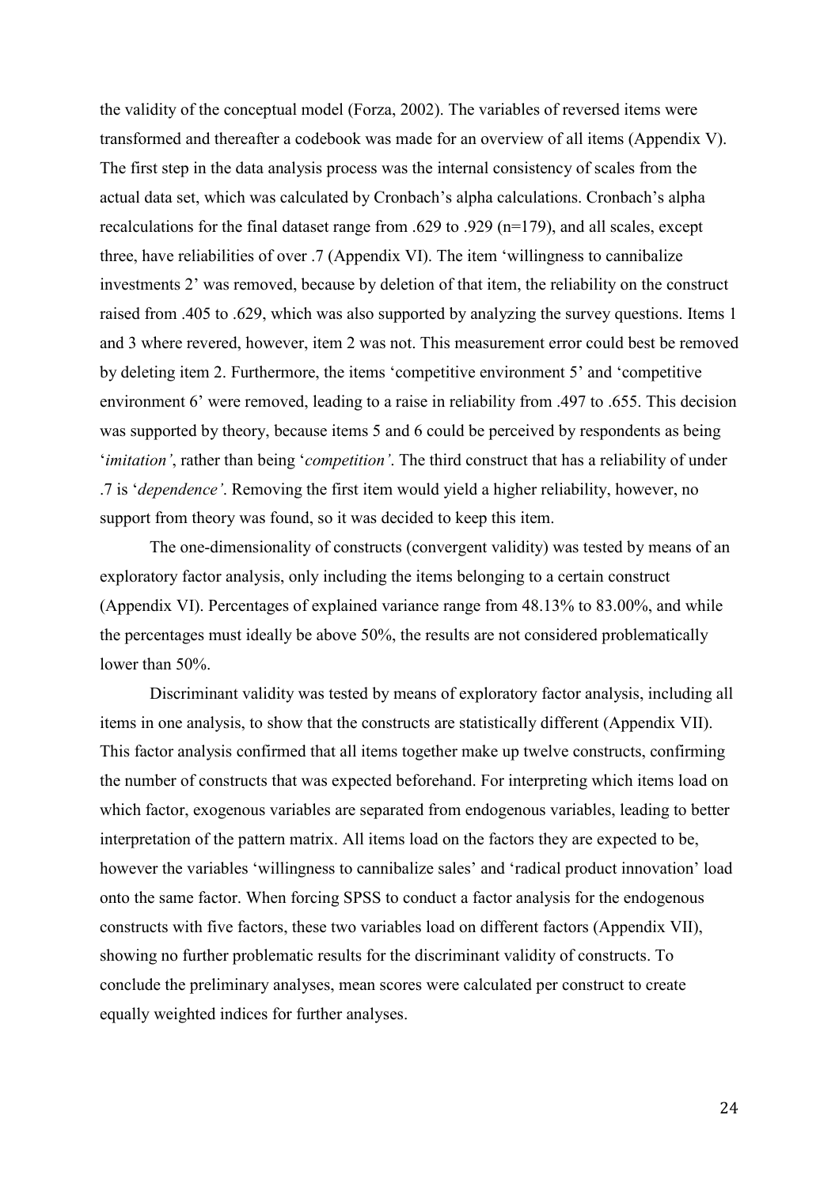the validity of the conceptual model (Forza, 2002). The variables of reversed items were transformed and thereafter a codebook was made for an overview of all items (Appendix V). The first step in the data analysis process was the internal consistency of scales from the actual data set, which was calculated by Cronbach's alpha calculations. Cronbach's alpha recalculations for the final dataset range from .629 to .929 (n=179), and all scales, except three, have reliabilities of over .7 (Appendix VI). The item 'willingness to cannibalize investments 2' was removed, because by deletion of that item, the reliability on the construct raised from .405 to .629, which was also supported by analyzing the survey questions. Items 1 and 3 where revered, however, item 2 was not. This measurement error could best be removed by deleting item 2. Furthermore, the items 'competitive environment 5' and 'competitive environment 6' were removed, leading to a raise in reliability from .497 to .655. This decision was supported by theory, because items 5 and 6 could be perceived by respondents as being '*imitation'*, rather than being '*competition'*. The third construct that has a reliability of under .7 is '*dependence'*. Removing the first item would yield a higher reliability, however, no support from theory was found, so it was decided to keep this item.

The one-dimensionality of constructs (convergent validity) was tested by means of an exploratory factor analysis, only including the items belonging to a certain construct (Appendix VI). Percentages of explained variance range from 48.13% to 83.00%, and while the percentages must ideally be above 50%, the results are not considered problematically lower than 50%.

Discriminant validity was tested by means of exploratory factor analysis, including all items in one analysis, to show that the constructs are statistically different (Appendix VII). This factor analysis confirmed that all items together make up twelve constructs, confirming the number of constructs that was expected beforehand. For interpreting which items load on which factor, exogenous variables are separated from endogenous variables, leading to better interpretation of the pattern matrix. All items load on the factors they are expected to be, however the variables 'willingness to cannibalize sales' and 'radical product innovation' load onto the same factor. When forcing SPSS to conduct a factor analysis for the endogenous constructs with five factors, these two variables load on different factors (Appendix VII), showing no further problematic results for the discriminant validity of constructs. To conclude the preliminary analyses, mean scores were calculated per construct to create equally weighted indices for further analyses.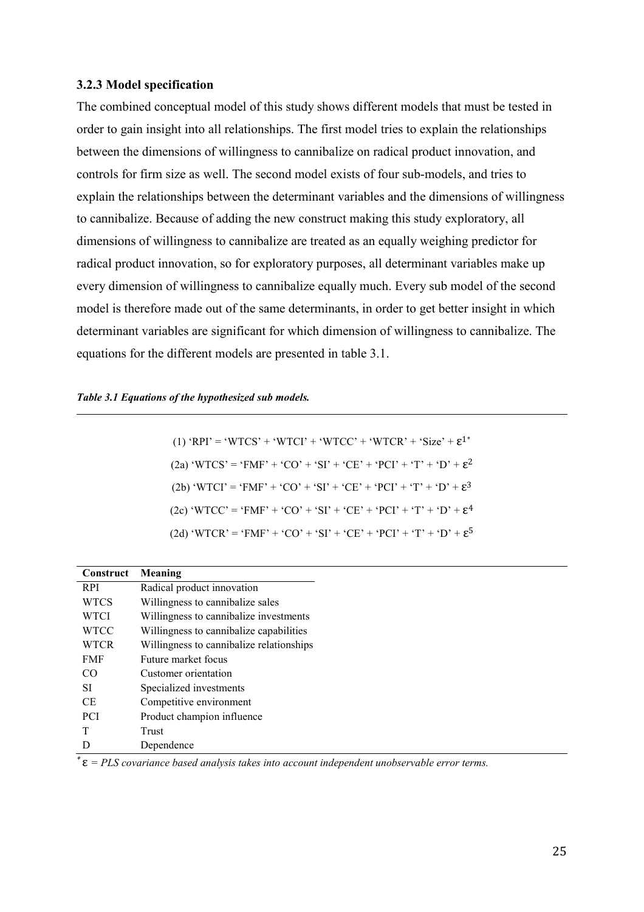### 3.2.3 Model specification

The combined conceptual model of this study shows different models that must be tested in order to gain insight into all relationships. The first model tries to explain the relationships between the dimensions of willingness to cannibalize on radical product innovation, and controls for firm size as well. The second model exists of four sub-models, and tries to explain the relationships between the determinant variables and the dimensions of willingness to cannibalize. Because of adding the new construct making this study exploratory, all dimensions of willingness to cannibalize are treated as an equally weighing predictor for radical product innovation, so for exploratory purposes, all determinant variables make up every dimension of willingness to cannibalize equally much. Every sub model of the second model is therefore made out of the same determinants, in order to get better insight in which determinant variables are significant for which dimension of willingness to cannibalize. The equations for the different models are presented in table 3.1.

***Table 3.1 Equations of the hypothesized sub models.***

(1) 'RPI' = 'WTCS' + 'WTCI' + 'WTCC' + 'WTCR' + 'Size' + $\varepsilon^{1*}$

(2a) 'WTCS' = 'FMF' + 'CO' + 'SI' + 'CE' + 'PCI' + 'T' + 'D' + $\varepsilon^{2}$

(2b) 'WTCI' = 'FMF' + 'CO' + 'SI' + 'CE' + 'PCI' + 'T' + 'D' + $\varepsilon^{3}$

(2c) 'WTCC' = 'FMF' + 'CO' + 'SI' + 'CE' + 'PCI' + 'T' + 'D' + $\varepsilon^{4}$

(2d) 'WTCR' = 'FMF' + 'CO' + 'SI' + 'CE' + 'PCI' + 'T' + 'D' + $\varepsilon^{5}$

| Construct | Meaning |
|---|---|
| RPI | Radical product innovation |
| WTCS | Willingness to cannibalize sales |
| WTCI | Willingness to cannibalize investments |
| WTCC | Willingness to cannibalize capabilities |
| WTCR | Willingness to cannibalize relationships |
| FMF | Future market focus |
| CO | Customer orientation |
| SI | Specialized investments |
| CE | Competitive environment |
| PCI | Product champion influence |
| T | Trust |
| D | Dependence |

*$^{*}\varepsilon$ = PLS covariance based analysis takes into account independent unobservable error terms.*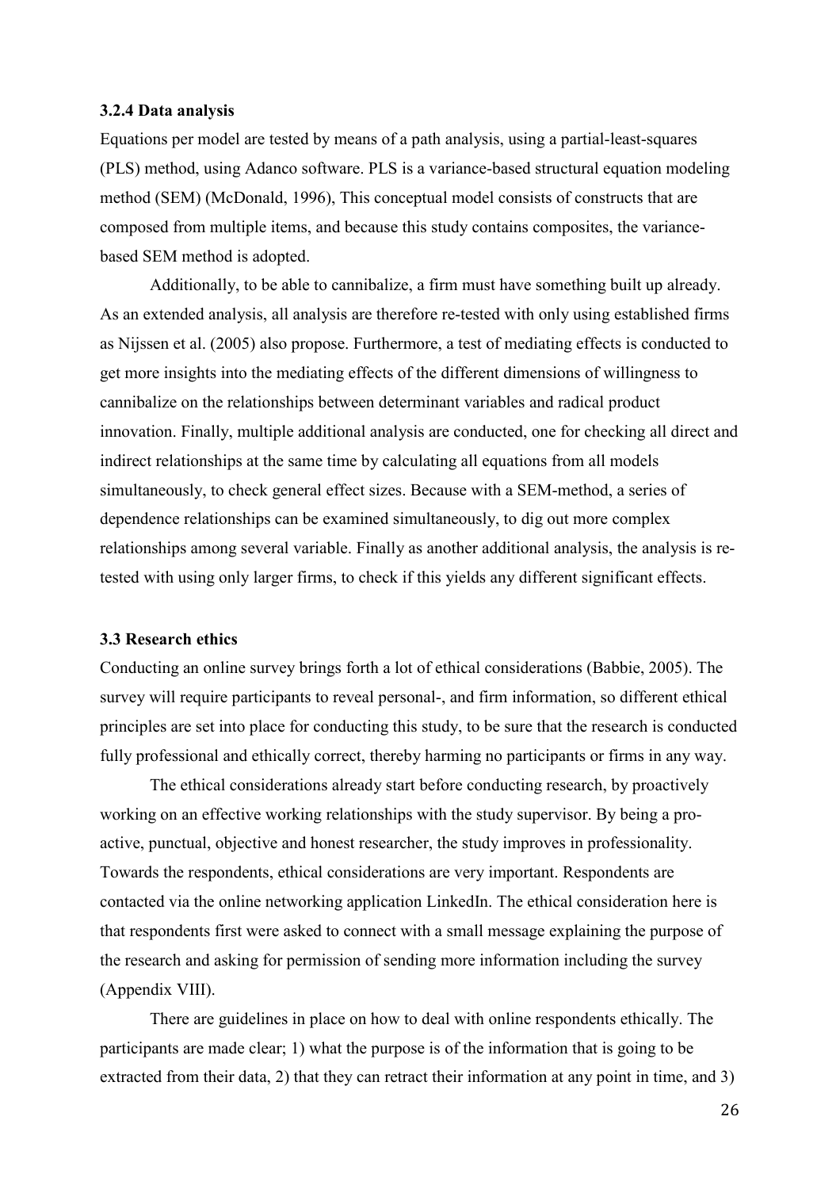### 3.2.4 Data analysis

Equations per model are tested by means of a path analysis, using a partial-least-squares (PLS) method, using Adanco software. PLS is a variance-based structural equation modeling method (SEM) (McDonald, 1996), This conceptual model consists of constructs that are composed from multiple items, and because this study contains composites, the variance-based SEM method is adopted.

Additionally, to be able to cannibalize, a firm must have something built up already. As an extended analysis, all analysis are therefore re-tested with only using established firms as Nijssen et al. (2005) also propose. Furthermore, a test of mediating effects is conducted to get more insights into the mediating effects of the different dimensions of willingness to cannibalize on the relationships between determinant variables and radical product innovation. Finally, multiple additional analysis are conducted, one for checking all direct and indirect relationships at the same time by calculating all equations from all models simultaneously, to check general effect sizes. Because with a SEM-method, a series of dependence relationships can be examined simultaneously, to dig out more complex relationships among several variable. Finally as another additional analysis, the analysis is re-tested with using only larger firms, to check if this yields any different significant effects.

### 3.3 Research ethics

Conducting an online survey brings forth a lot of ethical considerations (Babbie, 2005). The survey will require participants to reveal personal-, and firm information, so different ethical principles are set into place for conducting this study, to be sure that the research is conducted fully professional and ethically correct, thereby harming no participants or firms in any way.

The ethical considerations already start before conducting research, by proactively working on an effective working relationships with the study supervisor. By being a pro-active, punctual, objective and honest researcher, the study improves in professionality. Towards the respondents, ethical considerations are very important. Respondents are contacted via the online networking application LinkedIn. The ethical consideration here is that respondents first were asked to connect with a small message explaining the purpose of the research and asking for permission of sending more information including the survey (Appendix VIII).

There are guidelines in place on how to deal with online respondents ethically. The participants are made clear; 1) what the purpose is of the information that is going to be extracted from their data, 2) that they can retract their information at any point in time, and 3)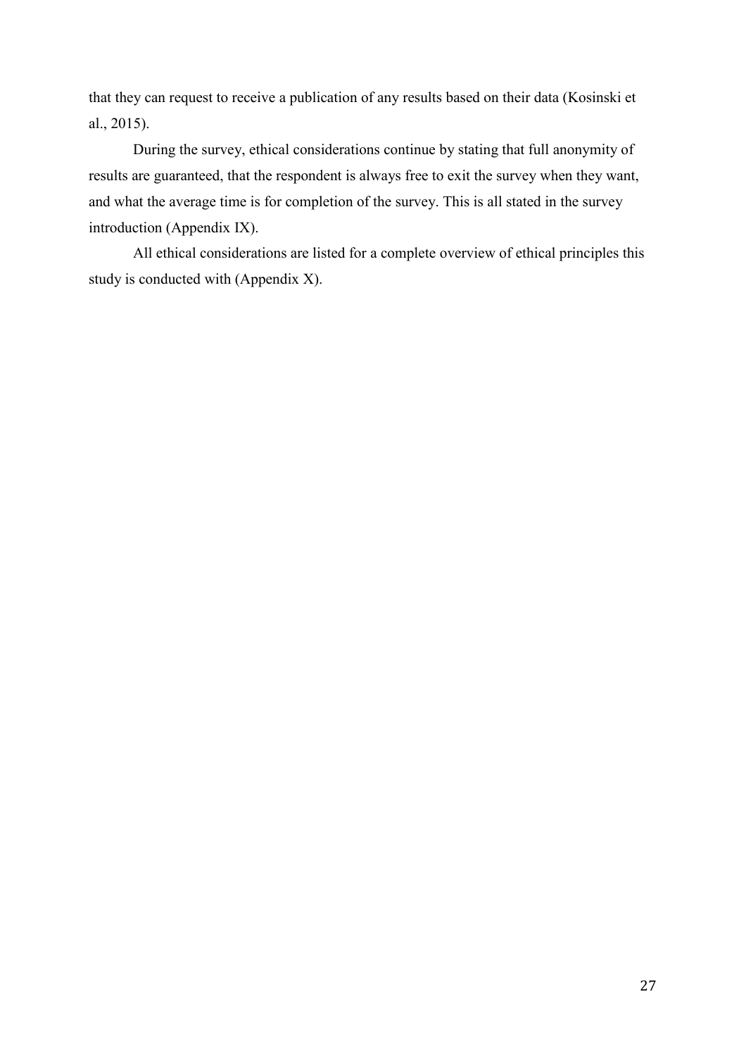that they can request to receive a publication of any results based on their data (Kosinski et al., 2015).

During the survey, ethical considerations continue by stating that full anonymity of results are guaranteed, that the respondent is always free to exit the survey when they want, and what the average time is for completion of the survey. This is all stated in the survey introduction (Appendix IX).

All ethical considerations are listed for a complete overview of ethical principles this study is conducted with (Appendix X).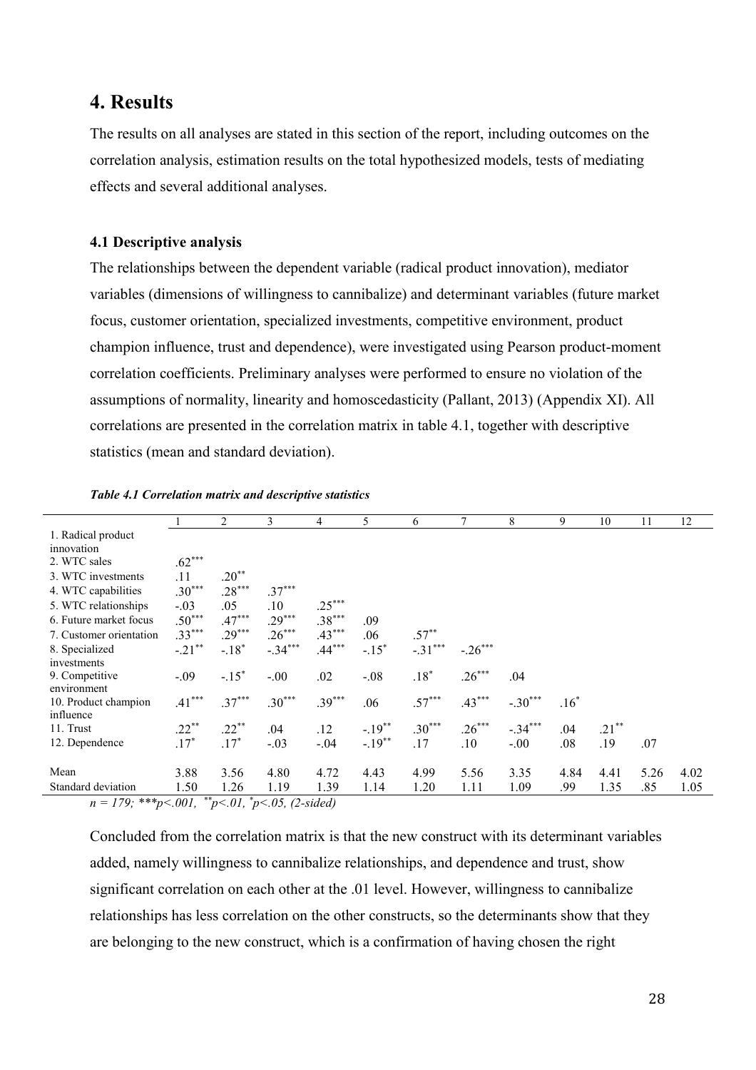## 4. Results

The results on all analyses are stated in this section of the report, including outcomes on the correlation analysis, estimation results on the total hypothesized models, tests of mediating effects and several additional analyses.

### 4.1 Descriptive analysis

The relationships between the dependent variable (radical product innovation), mediator variables (dimensions of willingness to cannibalize) and determinant variables (future market focus, customer orientation, specialized investments, competitive environment, product champion influence, trust and dependence), were investigated using Pearson product-moment correlation coefficients. Preliminary analyses were performed to ensure no violation of the assumptions of normality, linearity and homoscedasticity (Pallant, 2013) (Appendix XI). All correlations are presented in the correlation matrix in table 4.1, together with descriptive statistics (mean and standard deviation).

***Table 4.1 Correlation matrix and descriptive statistics***

| | 1 | 2 | 3 | 4 | 5 | 6 | 7 | 8 | 9 | 10 | 11 | 12 |
|---|---|---|---|---|---|---|---|---|---|---|---|---|
| 1. Radical product innovation | | | | | | | | | | | | |
| 2. WTC sales | .62*** | | | | | | | | | | | |
| 3. WTC investments | .11 | .20** | | | | | | | | | | |
| 4. WTC capabilities | .30*** | .28*** | .37*** | | | | | | | | | |
| 5. WTC relationships | -.03 | .05 | .10 | .25*** | | | | | | | | |
| 6. Future market focus | .50*** | .47*** | .29*** | .38*** | .09 | | | | | | | |
| 7. Customer orientation | .33*** | .29*** | .26*** | .43*** | .06 | .57** | | | | | | |
| 8. Specialized investments | -.21** | -.18* | -.34*** | .44*** | -.15* | -.31*** | -.26*** | | | | | |
| 9. Competitive environment | -.09 | -.15* | -.00 | .02 | -.08 | .18* | .26*** | .04 | | | | |
| 10. Product champion influence | .41*** | .37*** | .30*** | .39*** | .06 | .57*** | .43*** | -.30*** | .16* | | | |
| 11. Trust | .22** | .22** | .04 | .12 | -.19** | .30*** | .26*** | -.34*** | .04 | .21** | | |
| 12. Dependence | .17* | .17* | -.03 | -.04 | -.19** | .17 | .10 | -.00 | .08 | .19 | .07 | |
| Mean | 3.88 | 3.56 | 4.80 | 4.72 | 4.43 | 4.99 | 5.56 | 3.35 | 4.84 | 4.41 | 5.26 | 4.02 |
| Standard deviation | 1.50 | 1.26 | 1.19 | 1.39 | 1.14 | 1.20 | 1.11 | 1.09 | .99 | 1.35 | .85 | 1.05 |

*n = 179; ***p<.001, **p<.01, *p<.05, (2-sided)*

Concluded from the correlation matrix is that the new construct with its determinant variables added, namely willingness to cannibalize relationships, and dependence and trust, show significant correlation on each other at the .01 level. However, willingness to cannibalize relationships has less correlation on the other constructs, so the determinants show that they are belonging to the new construct, which is a confirmation of having chosen the right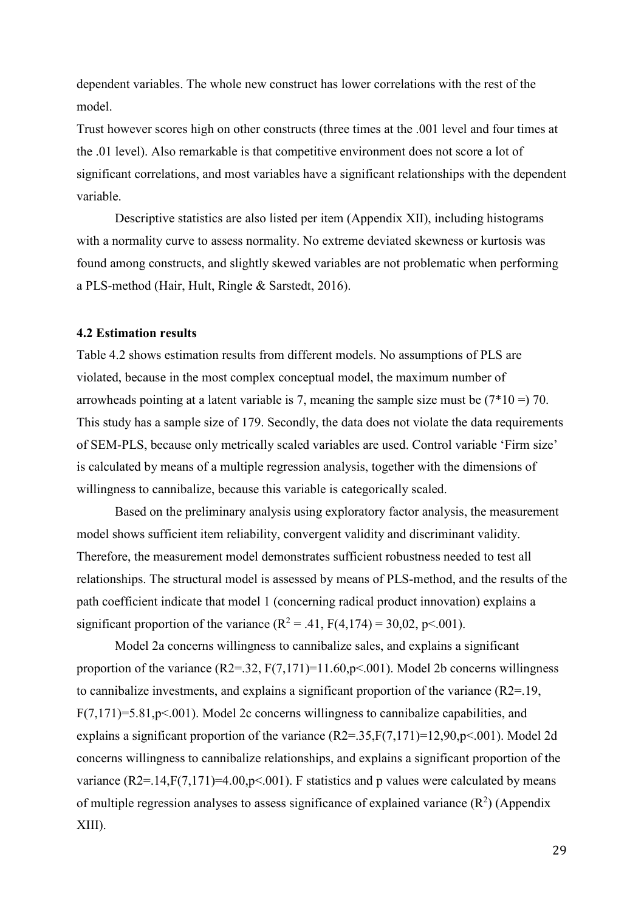dependent variables. The whole new construct has lower correlations with the rest of the model.

Trust however scores high on other constructs (three times at the .001 level and four times at the .01 level). Also remarkable is that competitive environment does not score a lot of significant correlations, and most variables have a significant relationships with the dependent variable.

Descriptive statistics are also listed per item (Appendix XII), including histograms with a normality curve to assess normality. No extreme deviated skewness or kurtosis was found among constructs, and slightly skewed variables are not problematic when performing a PLS-method (Hair, Hult, Ringle & Sarstedt, 2016).

### 4.2 Estimation results

Table 4.2 shows estimation results from different models. No assumptions of PLS are violated, because in the most complex conceptual model, the maximum number of arrowheads pointing at a latent variable is 7, meaning the sample size must be (7*10 =) 70. This study has a sample size of 179. Secondly, the data does not violate the data requirements of SEM-PLS, because only metrically scaled variables are used. Control variable 'Firm size' is calculated by means of a multiple regression analysis, together with the dimensions of willingness to cannibalize, because this variable is categorically scaled.

Based on the preliminary analysis using exploratory factor analysis, the measurement model shows sufficient item reliability, convergent validity and discriminant validity. Therefore, the measurement model demonstrates sufficient robustness needed to test all relationships. The structural model is assessed by means of PLS-method, and the results of the path coefficient indicate that model 1 (concerning radical product innovation) explains a significant proportion of the variance ($R^2$ = .41, $F(4,174)$ = 30,02, $p<.001$).

Model 2a concerns willingness to cannibalize sales, and explains a significant proportion of the variance ($R2=.32$, $F(7,171)=11.60, p<.001$). Model 2b concerns willingness to cannibalize investments, and explains a significant proportion of the variance ($R2=.19$, $F(7,171)=5.81, p<.001$). Model 2c concerns willingness to cannibalize capabilities, and explains a significant proportion of the variance ($R2=.35, F(7,171)=12,90, p<.001$). Model 2d concerns willingness to cannibalize relationships, and explains a significant proportion of the variance ($R2=.14, F(7,171)=4.00, p<.001$). F statistics and p values were calculated by means of multiple regression analyses to assess significance of explained variance ($R^2$) (Appendix XIII).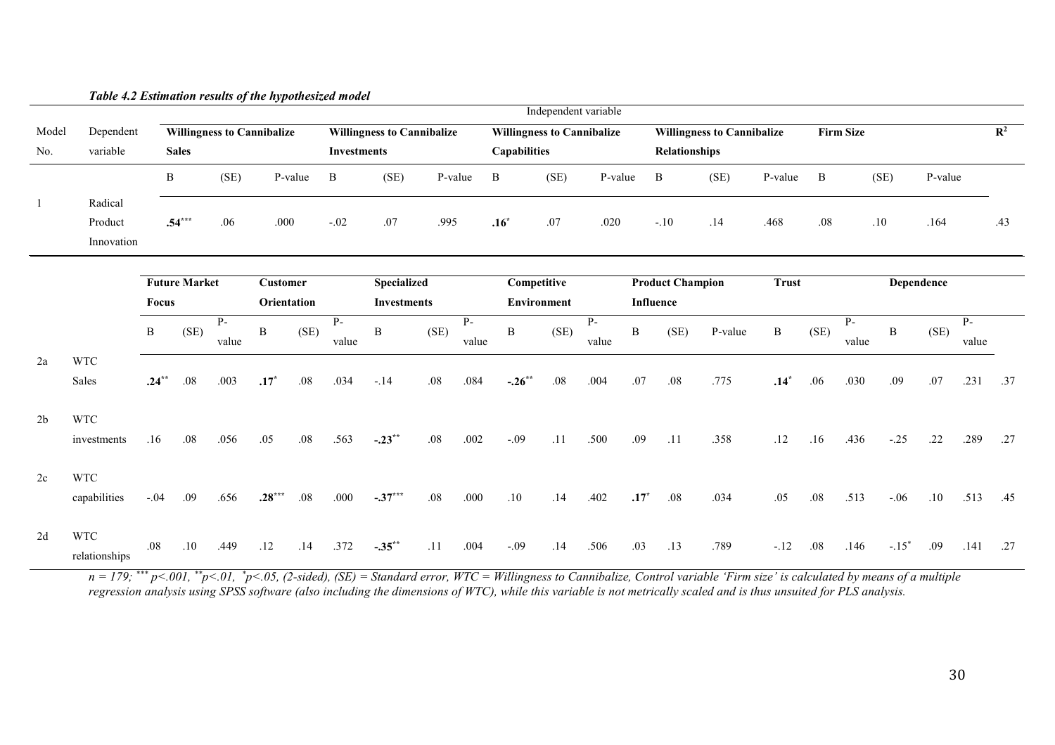***Table 4.2 Estimation results of the hypothesized model***

| Model No. | Dependent variable | **Willingness to Cannibalize Sales** | | | **Willingness to Cannibalize Investments** | | | **Willingness to Cannibalize Capabilities** | | | **Willingness to Cannibalize Relationships** | | | **Firm Size** | | | $R^2$ |
|---|---|---|---|---|---|---|---|---|---|---|---|---|---|---|---|---|---|
| | | B | (SE) | P-value | B | (SE) | P-value | B | (SE) | P-value | B | (SE) | P-value | B | (SE) | P-value | |
| 1 | Radical Product Innovation | **.54**$^{***}$ | .06 | .000 | -.02 | .07 | .995 | **.16**$^{*}$ | .07 | .020 | -.10 | .14 | .468 | .08 | .10 | .164 | .43 |

| Model No. | Dependent variable | **Future Market Focus** | | | **Customer Orientation** | | | **Specialized Investments** | | | **Competitive Environment** | | | **Product Champion Influence** | | | **Trust** | | | **Dependence** | | | $R^2$ |
|---|---|---|---|---|---|---|---|---|---|---|---|---|---|---|---|---|---|---|---|---|---|---|---|
| | | B | (SE) | P-value | B | (SE) | P-value | B | (SE) | P-value | B | (SE) | P-value | B | (SE) | P-value | B | (SE) | P-value | B | (SE) | P-value | |
| 2a | WTC Sales | **.24**$^{**}$ | .08 | .003 | **.17**$^{*}$ | .08 | .034 | -.14 | .08 | .084 | **-.26**$^{**}$ | .08 | .004 | .07 | .08 | .775 | **.14**$^{*}$ | .06 | .030 | .09 | .07 | .231 | .37 |
| 2b | WTC investments | .16 | .08 | .056 | .05 | .08 | .563 | **-.23**$^{**}$ | .08 | .002 | -.09 | .11 | .500 | .09 | .11 | .358 | .12 | .16 | .436 | -.25 | .22 | .289 | .27 |
| 2c | WTC capabilities | -.04 | .09 | .656 | **.28**$^{***}$ | .08 | .000 | **-.37**$^{***}$ | .08 | .000 | .10 | .14 | .402 | **.17**$^{*}$ | .08 | .034 | .05 | .08 | .513 | -.06 | .10 | .513 | .45 |
| 2d | WTC relationships | .08 | .10 | .449 | .12 | .14 | .372 | **-.35**$^{**}$ | .11 | .004 | -.09 | .14 | .506 | .03 | .13 | .789 | -.12 | .08 | .146 | -.15$^{*}$ | .09 | .141 | .27 |

*$n = 179$; $^{***}$ $p<.001$, $^{**}$ $p<.01$, $^{*}$ $p<.05$, (2-sided), (SE) = Standard error, WTC = Willingness to Cannibalize, Control variable 'Firm size' is calculated by means of a multiple regression analysis using SPSS software (also including the dimensions of WTC), while this variable is not metrically scaled and is thus unsuited for PLS analysis.*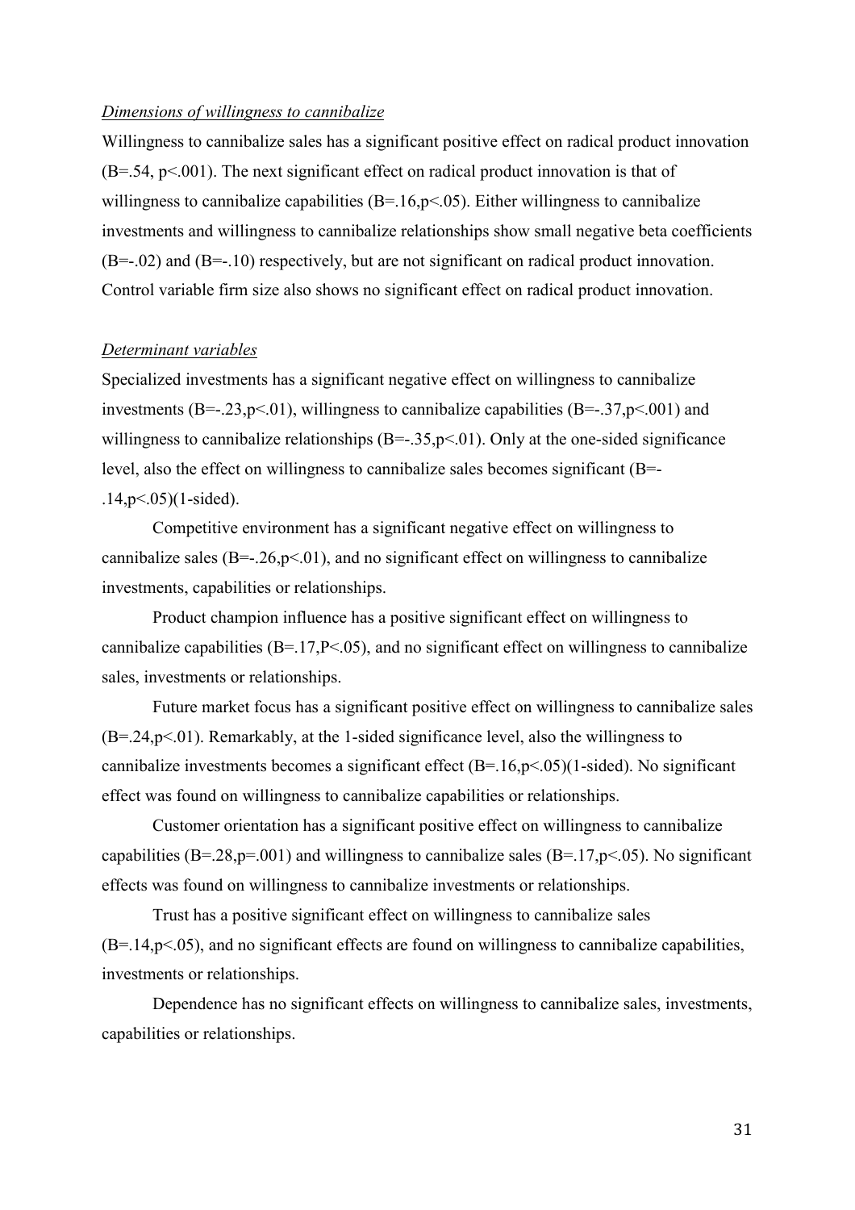*Dimensions of willingness to cannibalize*

Willingness to cannibalize sales has a significant positive effect on radical product innovation ($B=.54$, $p<.001$). The next significant effect on radical product innovation is that of willingness to cannibalize capabilities ($B=.16, p<.05$). Either willingness to cannibalize investments and willingness to cannibalize relationships show small negative beta coefficients ($B=-.02$) and ($B=-.10$) respectively, but are not significant on radical product innovation. Control variable firm size also shows no significant effect on radical product innovation.

*Determinant variables*

Specialized investments has a significant negative effect on willingness to cannibalize investments ($B=-.23, p<.01$), willingness to cannibalize capabilities ($B=-.37, p<.001$) and willingness to cannibalize relationships ($B=-.35, p<.01$). Only at the one-sided significance level, also the effect on willingness to cannibalize sales becomes significant ($B=-.14, p<.05$)(1-sided).

Competitive environment has a significant negative effect on willingness to cannibalize sales ($B=-.26, p<.01$), and no significant effect on willingness to cannibalize investments, capabilities or relationships.

Product champion influence has a positive significant effect on willingness to cannibalize capabilities ($B=.17, P<.05$), and no significant effect on willingness to cannibalize sales, investments or relationships.

Future market focus has a significant positive effect on willingness to cannibalize sales ($B=.24, p<.01$). Remarkably, at the 1-sided significance level, also the willingness to cannibalize investments becomes a significant effect ($B=.16, p<.05$)(1-sided). No significant effect was found on willingness to cannibalize capabilities or relationships.

Customer orientation has a significant positive effect on willingness to cannibalize capabilities ($B=.28, p=.001$) and willingness to cannibalize sales ($B=.17, p<.05$). No significant effects was found on willingness to cannibalize investments or relationships.

Trust has a positive significant effect on willingness to cannibalize sales ($B=.14, p<.05$), and no significant effects are found on willingness to cannibalize capabilities, investments or relationships.

Dependence has no significant effects on willingness to cannibalize sales, investments, capabilities or relationships.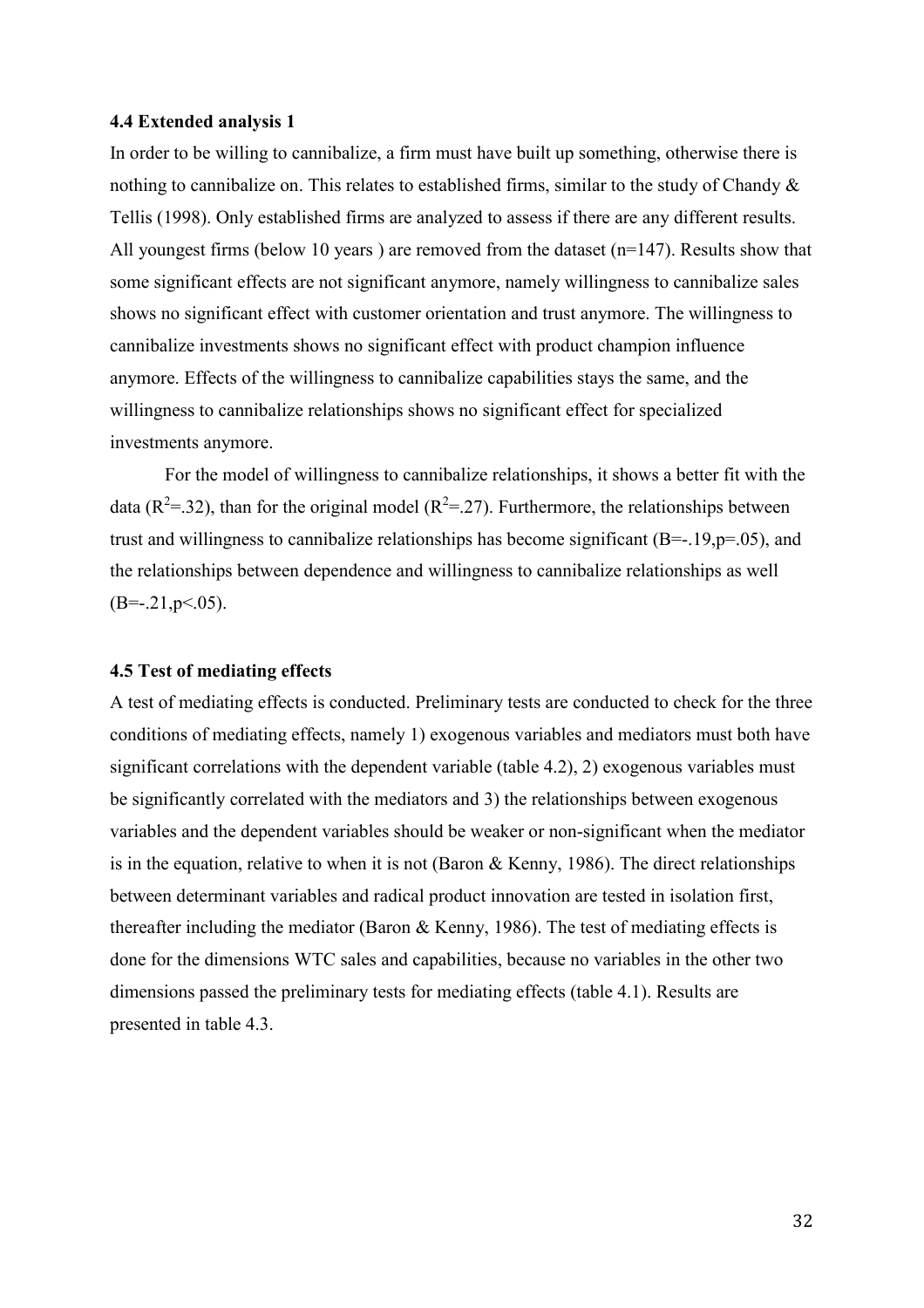### 4.4 Extended analysis 1

In order to be willing to cannibalize, a firm must have built up something, otherwise there is nothing to cannibalize on. This relates to established firms, similar to the study of Chandy & Tellis (1998). Only established firms are analyzed to assess if there are any different results. All youngest firms (below 10 years ) are removed from the dataset (n=147). Results show that some significant effects are not significant anymore, namely willingness to cannibalize sales shows no significant effect with customer orientation and trust anymore. The willingness to cannibalize investments shows no significant effect with product champion influence anymore. Effects of the willingness to cannibalize capabilities stays the same, and the willingness to cannibalize relationships shows no significant effect for specialized investments anymore.

For the model of willingness to cannibalize relationships, it shows a better fit with the data ($R^2$=.32), than for the original model ($R^2$=.27). Furthermore, the relationships between trust and willingness to cannibalize relationships has become significant (B=-.19,p=.05), and the relationships between dependence and willingness to cannibalize relationships as well (B=-.21,p<.05).

### 4.5 Test of mediating effects

A test of mediating effects is conducted. Preliminary tests are conducted to check for the three conditions of mediating effects, namely 1) exogenous variables and mediators must both have significant correlations with the dependent variable (table 4.2), 2) exogenous variables must be significantly correlated with the mediators and 3) the relationships between exogenous variables and the dependent variables should be weaker or non-significant when the mediator is in the equation, relative to when it is not (Baron & Kenny, 1986). The direct relationships between determinant variables and radical product innovation are tested in isolation first, thereafter including the mediator (Baron & Kenny, 1986). The test of mediating effects is done for the dimensions WTC sales and capabilities, because no variables in the other two dimensions passed the preliminary tests for mediating effects (table 4.1). Results are presented in table 4.3.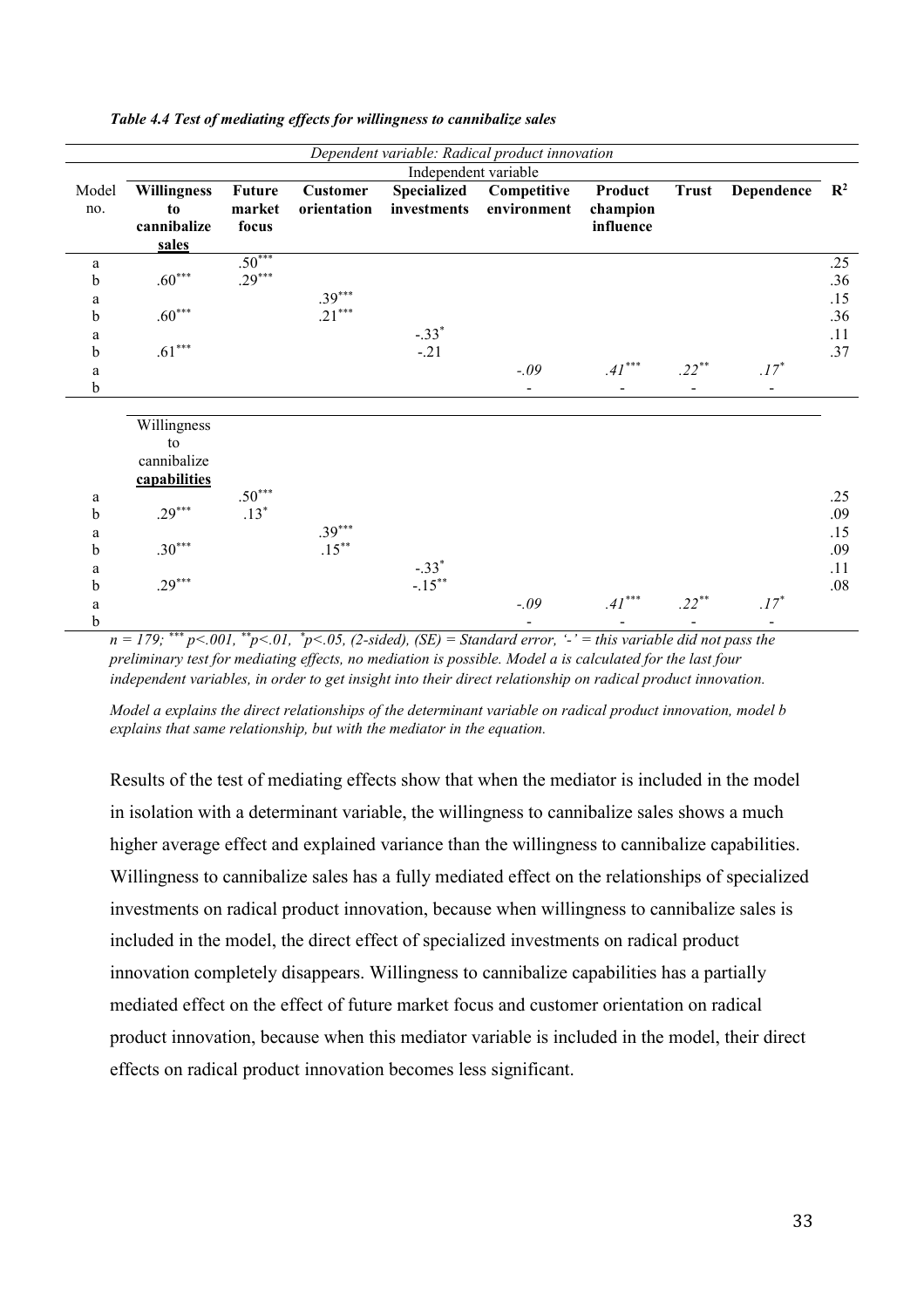*Table 4.4 Test of mediating effects for willingness to cannibalize sales*

| | Dependent variable: Radical product innovation | | | | | | | | |
|---|---|---|---|---|---|---|---|---|---|
| | Independent variable | | | | | | | | |
| Model no. | **Willingness to cannibalize sales** | **Future market focus** | **Customer orientation** | **Specialized investments** | **Competitive environment** | **Product champion influence** | **Trust** | **Dependence** | $R^2$ |
| a | | $.50^{***}$ | | | | | | | .25 |
| b | $.60^{***}$ | $.29^{***}$ | | | | | | | .36 |
| a | | | $.39^{***}$ | | | | | | .15 |
| b | $.60^{***}$ | | $.21^{***}$ | | | | | | .36 |
| a | | | | $-.33^{*}$ | | | | | .11 |
| b | $.61^{***}$ | | | $-.21$ | | | | | .37 |
| a | | | | | *-.09* | $.41^{***}$ | $.22^{**}$ | $.17^{*}$ | |
| b | | | | | - | - | - | - | |
| | **Willingness to cannibalize capabilities** | | | | | | | | |
| a | | $.50^{***}$ | | | | | | | .25 |
| b | $.29^{***}$ | $.13^{*}$ | | | | | | | .09 |
| a | | | $.39^{***}$ | | | | | | .15 |
| b | $.30^{***}$ | | $.15^{**}$ | | | | | | .09 |
| a | | | | $-.33^{*}$ | | | | | .11 |
| b | $.29^{***}$ | | | $-.15^{**}$ | | | | | .08 |
| a | | | | | *-.09* | $.41^{***}$ | $.22^{**}$ | $.17^{*}$ | |
| b | | | | | - | - | - | - | |

*n = 179; \*\*\* p<.001, \*\*p<.01, \*p<.05, (2-sided), (SE) = Standard error, '-' = this variable did not pass the preliminary test for mediating effects, no mediation is possible. Model a is calculated for the last four independent variables, in order to get insight into their direct relationship on radical product innovation.*

*Model a explains the direct relationships of the determinant variable on radical product innovation, model b explains that same relationship, but with the mediator in the equation.*

Results of the test of mediating effects show that when the mediator is included in the model in isolation with a determinant variable, the willingness to cannibalize sales shows a much higher average effect and explained variance than the willingness to cannibalize capabilities. Willingness to cannibalize sales has a fully mediated effect on the relationships of specialized investments on radical product innovation, because when willingness to cannibalize sales is included in the model, the direct effect of specialized investments on radical product innovation completely disappears. Willingness to cannibalize capabilities has a partially mediated effect on the effect of future market focus and customer orientation on radical product innovation, because when this mediator variable is included in the model, their direct effects on radical product innovation becomes less significant.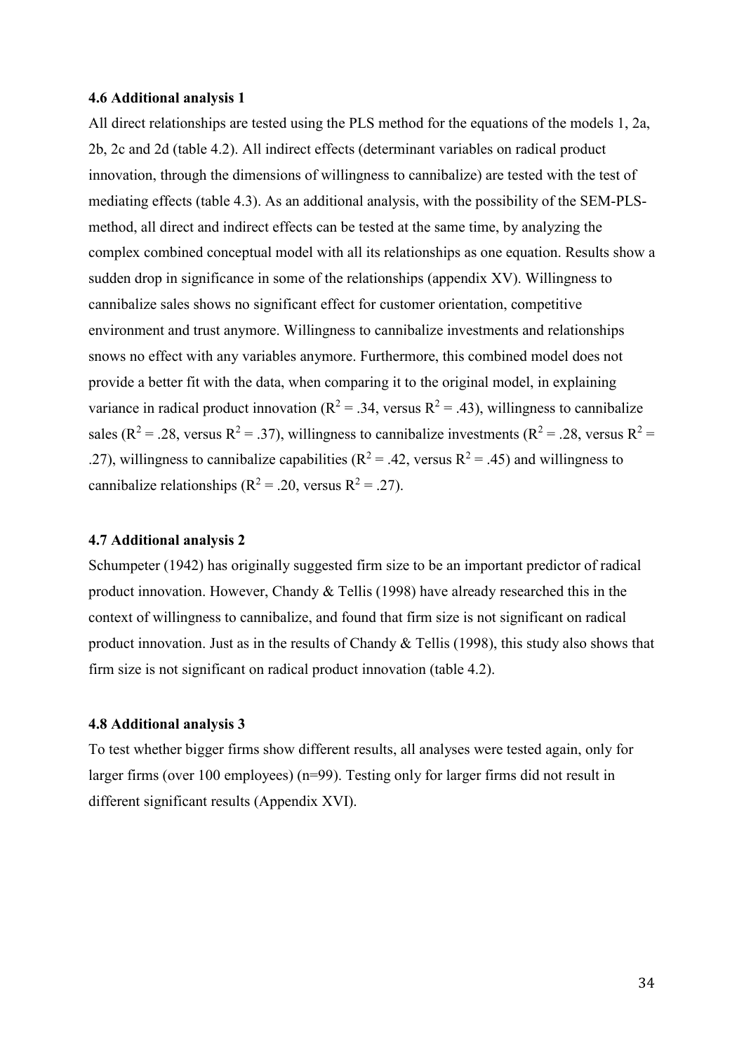### 4.6 Additional analysis 1

All direct relationships are tested using the PLS method for the equations of the models 1, 2a, 2b, 2c and 2d (table 4.2). All indirect effects (determinant variables on radical product innovation, through the dimensions of willingness to cannibalize) are tested with the test of mediating effects (table 4.3). As an additional analysis, with the possibility of the SEM-PLS-method, all direct and indirect effects can be tested at the same time, by analyzing the complex combined conceptual model with all its relationships as one equation. Results show a sudden drop in significance in some of the relationships (appendix XV). Willingness to cannibalize sales shows no significant effect for customer orientation, competitive environment and trust anymore. Willingness to cannibalize investments and relationships snows no effect with any variables anymore. Furthermore, this combined model does not provide a better fit with the data, when comparing it to the original model, in explaining variance in radical product innovation ($R^2 = .34$, versus $R^2 = .43$), willingness to cannibalize sales ($R^2 = .28$, versus $R^2 = .37$), willingness to cannibalize investments ($R^2 = .28$, versus $R^2 = .27$), willingness to cannibalize capabilities ($R^2 = .42$, versus $R^2 = .45$) and willingness to cannibalize relationships ($R^2 = .20$, versus $R^2 = .27$).

### 4.7 Additional analysis 2

Schumpeter (1942) has originally suggested firm size to be an important predictor of radical product innovation. However, Chandy & Tellis (1998) have already researched this in the context of willingness to cannibalize, and found that firm size is not significant on radical product innovation. Just as in the results of Chandy & Tellis (1998), this study also shows that firm size is not significant on radical product innovation (table 4.2).

### 4.8 Additional analysis 3

To test whether bigger firms show different results, all analyses were tested again, only for larger firms (over 100 employees) (n=99). Testing only for larger firms did not result in different significant results (Appendix XVI).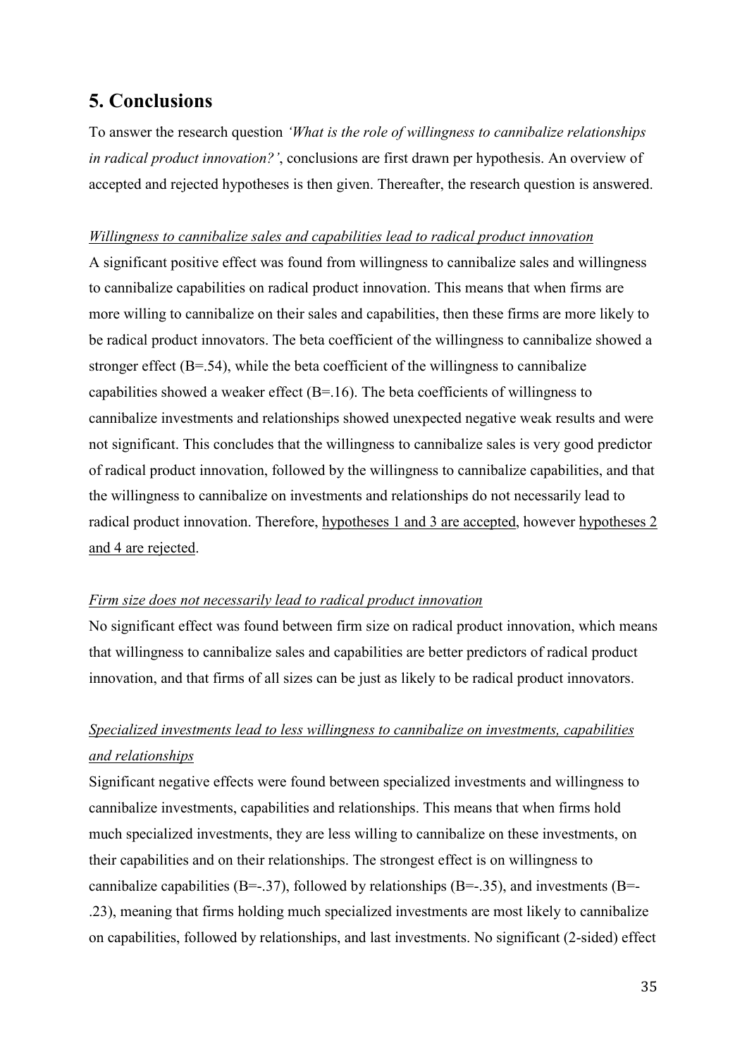# 5. Conclusions

To answer the research question *'What is the role of willingness to cannibalize relationships in radical product innovation?'*, conclusions are first drawn per hypothesis. An overview of accepted and rejected hypotheses is then given. Thereafter, the research question is answered.

*Willingness to cannibalize sales and capabilities lead to radical product innovation*

A significant positive effect was found from willingness to cannibalize sales and willingness to cannibalize capabilities on radical product innovation. This means that when firms are more willing to cannibalize on their sales and capabilities, then these firms are more likely to be radical product innovators. The beta coefficient of the willingness to cannibalize showed a stronger effect (B=.54), while the beta coefficient of the willingness to cannibalize capabilities showed a weaker effect (B=.16). The beta coefficients of willingness to cannibalize investments and relationships showed unexpected negative weak results and were not significant. This concludes that the willingness to cannibalize sales is very good predictor of radical product innovation, followed by the willingness to cannibalize capabilities, and that the willingness to cannibalize on investments and relationships do not necessarily lead to radical product innovation. Therefore, hypotheses 1 and 3 are accepted, however hypotheses 2 and 4 are rejected.

*Firm size does not necessarily lead to radical product innovation*

No significant effect was found between firm size on radical product innovation, which means that willingness to cannibalize sales and capabilities are better predictors of radical product innovation, and that firms of all sizes can be just as likely to be radical product innovators.

*Specialized investments lead to less willingness to cannibalize on investments, capabilities and relationships*

Significant negative effects were found between specialized investments and willingness to cannibalize investments, capabilities and relationships. This means that when firms hold much specialized investments, they are less willing to cannibalize on these investments, on their capabilities and on their relationships. The strongest effect is on willingness to cannibalize capabilities (B=-.37), followed by relationships (B=-.35), and investments (B=-.23), meaning that firms holding much specialized investments are most likely to cannibalize on capabilities, followed by relationships, and last investments. No significant (2-sided) effect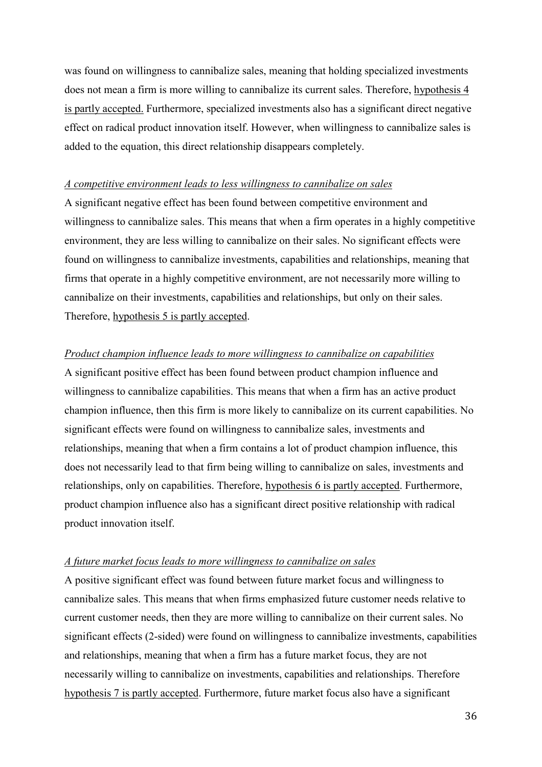was found on willingness to cannibalize sales, meaning that holding specialized investments does not mean a firm is more willing to cannibalize its current sales. Therefore, hypothesis 4 is partly accepted. Furthermore, specialized investments also has a significant direct negative effect on radical product innovation itself. However, when willingness to cannibalize sales is added to the equation, this direct relationship disappears completely.

*A competitive environment leads to less willingness to cannibalize on sales*

A significant negative effect has been found between competitive environment and willingness to cannibalize sales. This means that when a firm operates in a highly competitive environment, they are less willing to cannibalize on their sales. No significant effects were found on willingness to cannibalize investments, capabilities and relationships, meaning that firms that operate in a highly competitive environment, are not necessarily more willing to cannibalize on their investments, capabilities and relationships, but only on their sales. Therefore, hypothesis 5 is partly accepted.

*Product champion influence leads to more willingness to cannibalize on capabilities*

A significant positive effect has been found between product champion influence and willingness to cannibalize capabilities. This means that when a firm has an active product champion influence, then this firm is more likely to cannibalize on its current capabilities. No significant effects were found on willingness to cannibalize sales, investments and relationships, meaning that when a firm contains a lot of product champion influence, this does not necessarily lead to that firm being willing to cannibalize on sales, investments and relationships, only on capabilities. Therefore, hypothesis 6 is partly accepted. Furthermore, product champion influence also has a significant direct positive relationship with radical product innovation itself.

*A future market focus leads to more willingness to cannibalize on sales*

A positive significant effect was found between future market focus and willingness to cannibalize sales. This means that when firms emphasized future customer needs relative to current customer needs, then they are more willing to cannibalize on their current sales. No significant effects (2-sided) were found on willingness to cannibalize investments, capabilities and relationships, meaning that when a firm has a future market focus, they are not necessarily willing to cannibalize on investments, capabilities and relationships. Therefore hypothesis 7 is partly accepted. Furthermore, future market focus also have a significant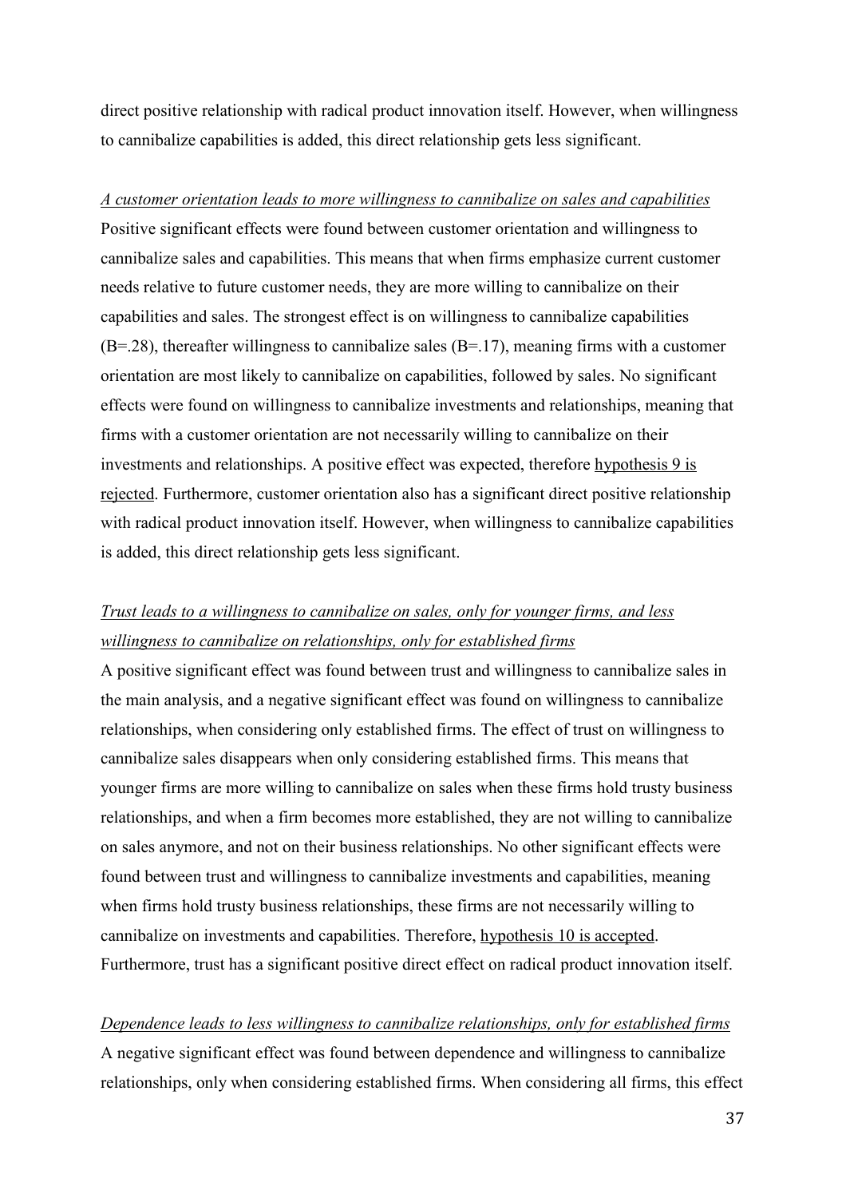direct positive relationship with radical product innovation itself. However, when willingness to cannibalize capabilities is added, this direct relationship gets less significant.

<u>*A customer orientation leads to more willingness to cannibalize on sales and capabilities*</u>

Positive significant effects were found between customer orientation and willingness to cannibalize sales and capabilities. This means that when firms emphasize current customer needs relative to future customer needs, they are more willing to cannibalize on their capabilities and sales. The strongest effect is on willingness to cannibalize capabilities (B=.28), thereafter willingness to cannibalize sales (B=.17), meaning firms with a customer orientation are most likely to cannibalize on capabilities, followed by sales. No significant effects were found on willingness to cannibalize investments and relationships, meaning that firms with a customer orientation are not necessarily willing to cannibalize on their investments and relationships. A positive effect was expected, therefore <u>hypothesis 9 is rejected</u>. Furthermore, customer orientation also has a significant direct positive relationship with radical product innovation itself. However, when willingness to cannibalize capabilities is added, this direct relationship gets less significant.

<u>*Trust leads to a willingness to cannibalize on sales, only for younger firms, and less willingness to cannibalize on relationships, only for established firms*</u>

A positive significant effect was found between trust and willingness to cannibalize sales in the main analysis, and a negative significant effect was found on willingness to cannibalize relationships, when considering only established firms. The effect of trust on willingness to cannibalize sales disappears when only considering established firms. This means that younger firms are more willing to cannibalize on sales when these firms hold trusty business relationships, and when a firm becomes more established, they are not willing to cannibalize on sales anymore, and not on their business relationships. No other significant effects were found between trust and willingness to cannibalize investments and capabilities, meaning when firms hold trusty business relationships, these firms are not necessarily willing to cannibalize on investments and capabilities. Therefore, <u>hypothesis 10 is accepted</u>. Furthermore, trust has a significant positive direct effect on radical product innovation itself.

<u>*Dependence leads to less willingness to cannibalize relationships, only for established firms*</u>

A negative significant effect was found between dependence and willingness to cannibalize relationships, only when considering established firms. When considering all firms, this effect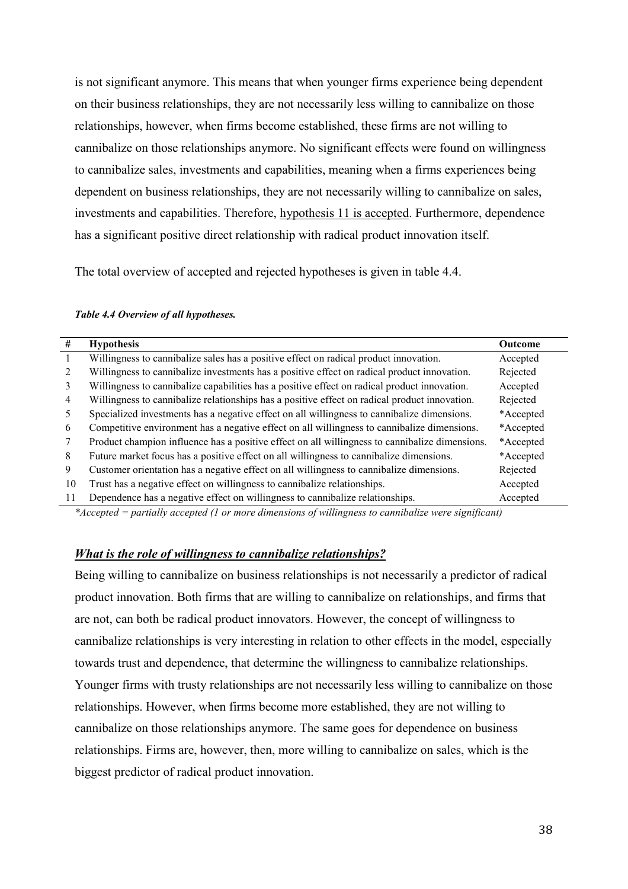is not significant anymore. This means that when younger firms experience being dependent on their business relationships, they are not necessarily less willing to cannibalize on those relationships, however, when firms become established, these firms are not willing to cannibalize on those relationships anymore. No significant effects were found on willingness to cannibalize sales, investments and capabilities, meaning when a firms experiences being dependent on business relationships, they are not necessarily willing to cannibalize on sales, investments and capabilities. Therefore, hypothesis 11 is accepted. Furthermore, dependence has a significant positive direct relationship with radical product innovation itself.

The total overview of accepted and rejected hypotheses is given in table 4.4.

***Table 4.4 Overview of all hypotheses.***

| # | Hypothesis | Outcome |
|---|---|---|
| 1 | Willingness to cannibalize sales has a positive effect on radical product innovation. | Accepted |
| 2 | Willingness to cannibalize investments has a positive effect on radical product innovation. | Rejected |
| 3 | Willingness to cannibalize capabilities has a positive effect on radical product innovation. | Accepted |
| 4 | Willingness to cannibalize relationships has a positive effect on radical product innovation. | Rejected |
| 5 | Specialized investments has a negative effect on all willingness to cannibalize dimensions. | *Accepted |
| 6 | Competitive environment has a negative effect on all willingness to cannibalize dimensions. | *Accepted |
| 7 | Product champion influence has a positive effect on all willingness to cannibalize dimensions. | *Accepted |
| 8 | Future market focus has a positive effect on all willingness to cannibalize dimensions. | *Accepted |
| 9 | Customer orientation has a negative effect on all willingness to cannibalize dimensions. | Rejected |
| 10 | Trust has a negative effect on willingness to cannibalize relationships. | Accepted |
| 11 | Dependence has a negative effect on willingness to cannibalize relationships. | Accepted |

*\*Accepted = partially accepted (1 or more dimensions of willingness to cannibalize were significant)*

### ***What is the role of willingness to cannibalize relationships?***

Being willing to cannibalize on business relationships is not necessarily a predictor of radical product innovation. Both firms that are willing to cannibalize on relationships, and firms that are not, can both be radical product innovators. However, the concept of willingness to cannibalize relationships is very interesting in relation to other effects in the model, especially towards trust and dependence, that determine the willingness to cannibalize relationships. Younger firms with trusty relationships are not necessarily less willing to cannibalize on those relationships. However, when firms become more established, they are not willing to cannibalize on those relationships anymore. The same goes for dependence on business relationships. Firms are, however, then, more willing to cannibalize on sales, which is the biggest predictor of radical product innovation.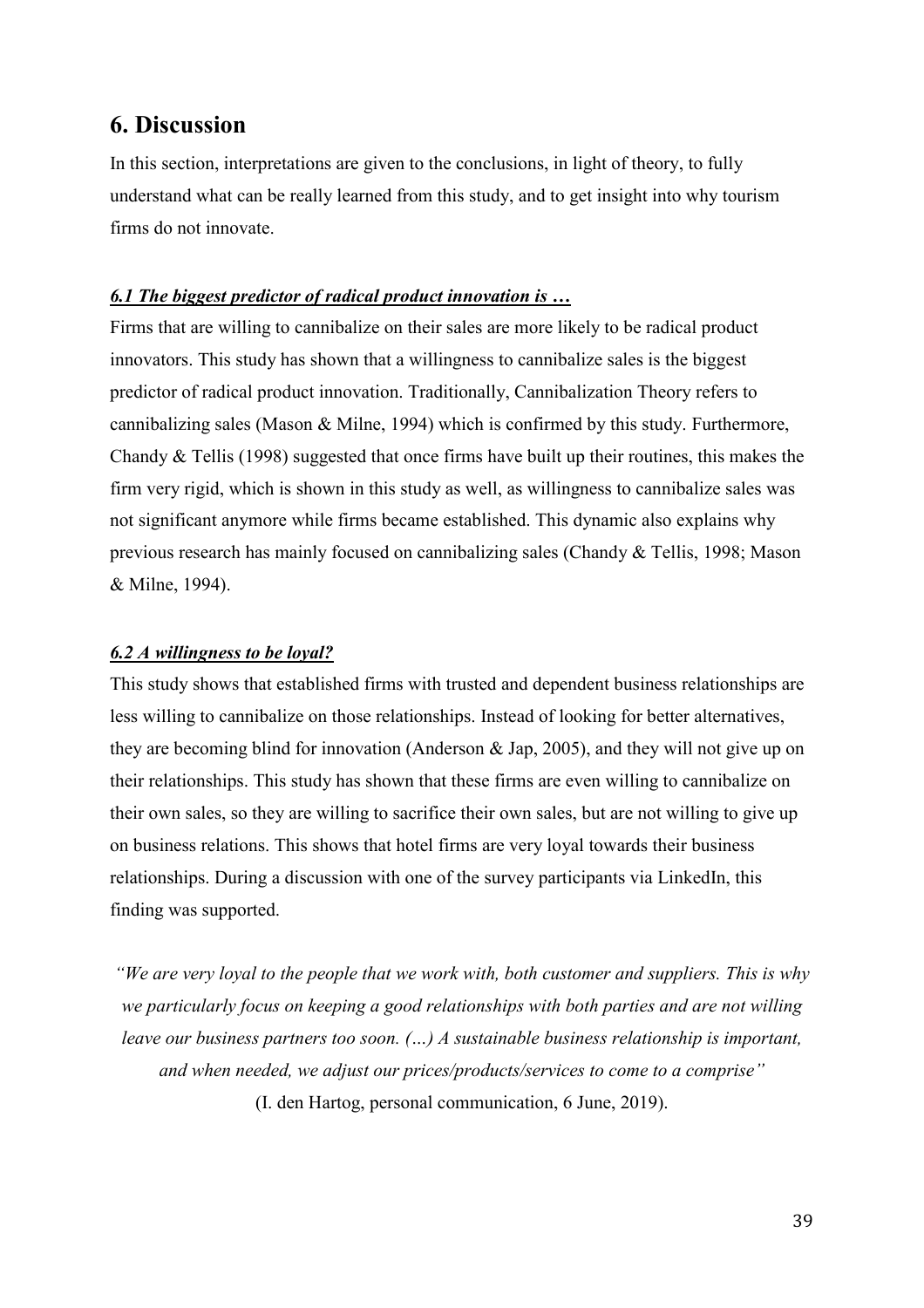# 6. Discussion

In this section, interpretations are given to the conclusions, in light of theory, to fully understand what can be really learned from this study, and to get insight into why tourism firms do not innovate.

### ***6.1 The biggest predictor of radical product innovation is …***

Firms that are willing to cannibalize on their sales are more likely to be radical product innovators. This study has shown that a willingness to cannibalize sales is the biggest predictor of radical product innovation. Traditionally, Cannibalization Theory refers to cannibalizing sales (Mason & Milne, 1994) which is confirmed by this study. Furthermore, Chandy & Tellis (1998) suggested that once firms have built up their routines, this makes the firm very rigid, which is shown in this study as well, as willingness to cannibalize sales was not significant anymore while firms became established. This dynamic also explains why previous research has mainly focused on cannibalizing sales (Chandy & Tellis, 1998; Mason & Milne, 1994).

### ***6.2 A willingness to be loyal?***

This study shows that established firms with trusted and dependent business relationships are less willing to cannibalize on those relationships. Instead of looking for better alternatives, they are becoming blind for innovation (Anderson & Jap, 2005), and they will not give up on their relationships. This study has shown that these firms are even willing to cannibalize on their own sales, so they are willing to sacrifice their own sales, but are not willing to give up on business relations. This shows that hotel firms are very loyal towards their business relationships. During a discussion with one of the survey participants via LinkedIn, this finding was supported.

*"We are very loyal to the people that we work with, both customer and suppliers. This is why we particularly focus on keeping a good relationships with both parties and are not willing leave our business partners too soon. (…) A sustainable business relationship is important, and when needed, we adjust our prices/products/services to come to a comprise"*

(I. den Hartog, personal communication, 6 June, 2019).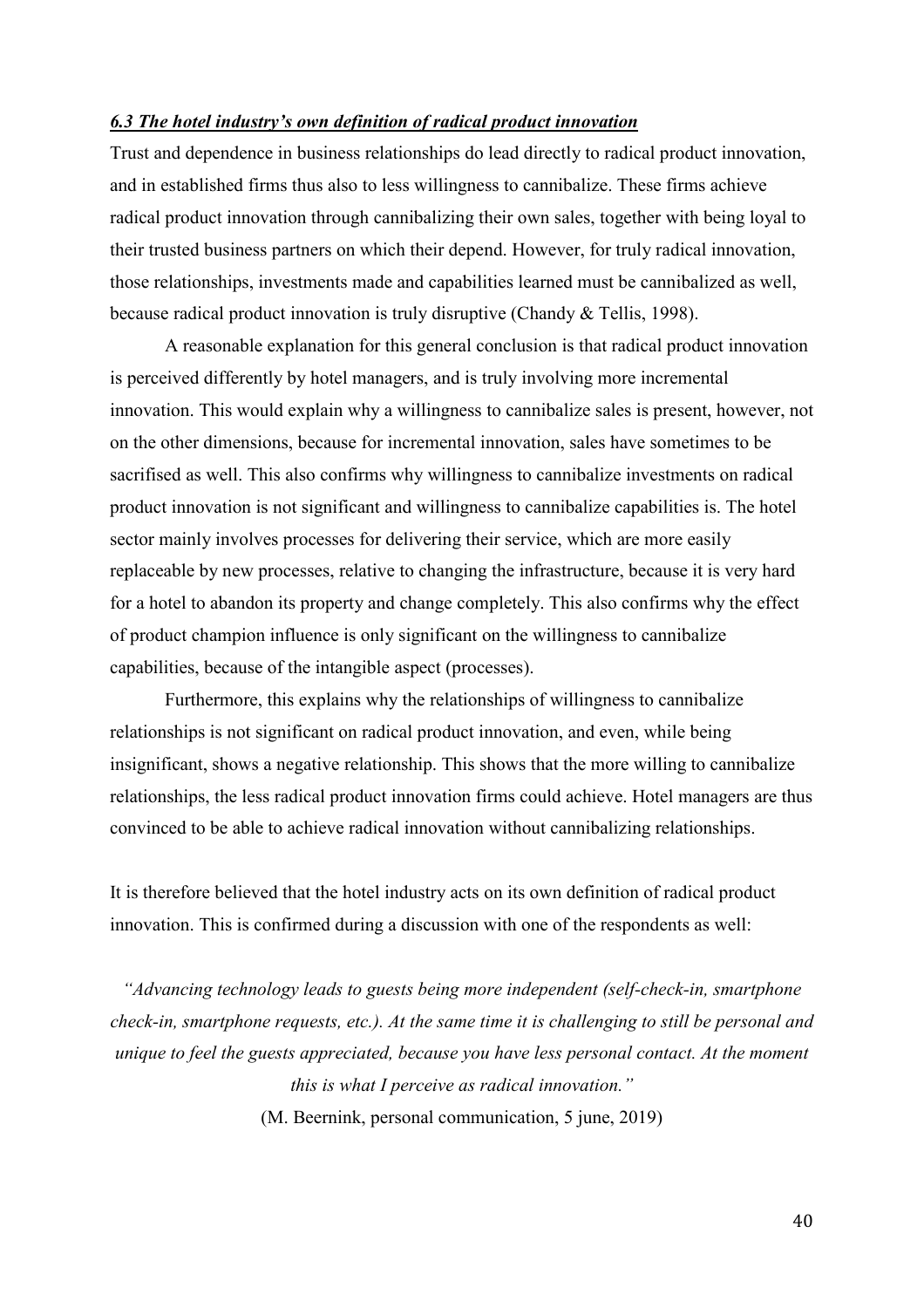### *6.3 The hotel industry's own definition of radical product innovation*

Trust and dependence in business relationships do lead directly to radical product innovation, and in established firms thus also to less willingness to cannibalize. These firms achieve radical product innovation through cannibalizing their own sales, together with being loyal to their trusted business partners on which their depend. However, for truly radical innovation, those relationships, investments made and capabilities learned must be cannibalized as well, because radical product innovation is truly disruptive (Chandy & Tellis, 1998).

A reasonable explanation for this general conclusion is that radical product innovation is perceived differently by hotel managers, and is truly involving more incremental innovation. This would explain why a willingness to cannibalize sales is present, however, not on the other dimensions, because for incremental innovation, sales have sometimes to be sacrifised as well. This also confirms why willingness to cannibalize investments on radical product innovation is not significant and willingness to cannibalize capabilities is. The hotel sector mainly involves processes for delivering their service, which are more easily replaceable by new processes, relative to changing the infrastructure, because it is very hard for a hotel to abandon its property and change completely. This also confirms why the effect of product champion influence is only significant on the willingness to cannibalize capabilities, because of the intangible aspect (processes).

Furthermore, this explains why the relationships of willingness to cannibalize relationships is not significant on radical product innovation, and even, while being insignificant, shows a negative relationship. This shows that the more willing to cannibalize relationships, the less radical product innovation firms could achieve. Hotel managers are thus convinced to be able to achieve radical innovation without cannibalizing relationships.

It is therefore believed that the hotel industry acts on its own definition of radical product innovation. This is confirmed during a discussion with one of the respondents as well:

*"Advancing technology leads to guests being more independent (self-check-in, smartphone check-in, smartphone requests, etc.). At the same time it is challenging to still be personal and unique to feel the guests appreciated, because you have less personal contact. At the moment this is what I perceive as radical innovation."*

(M. Beernink, personal communication, 5 june, 2019)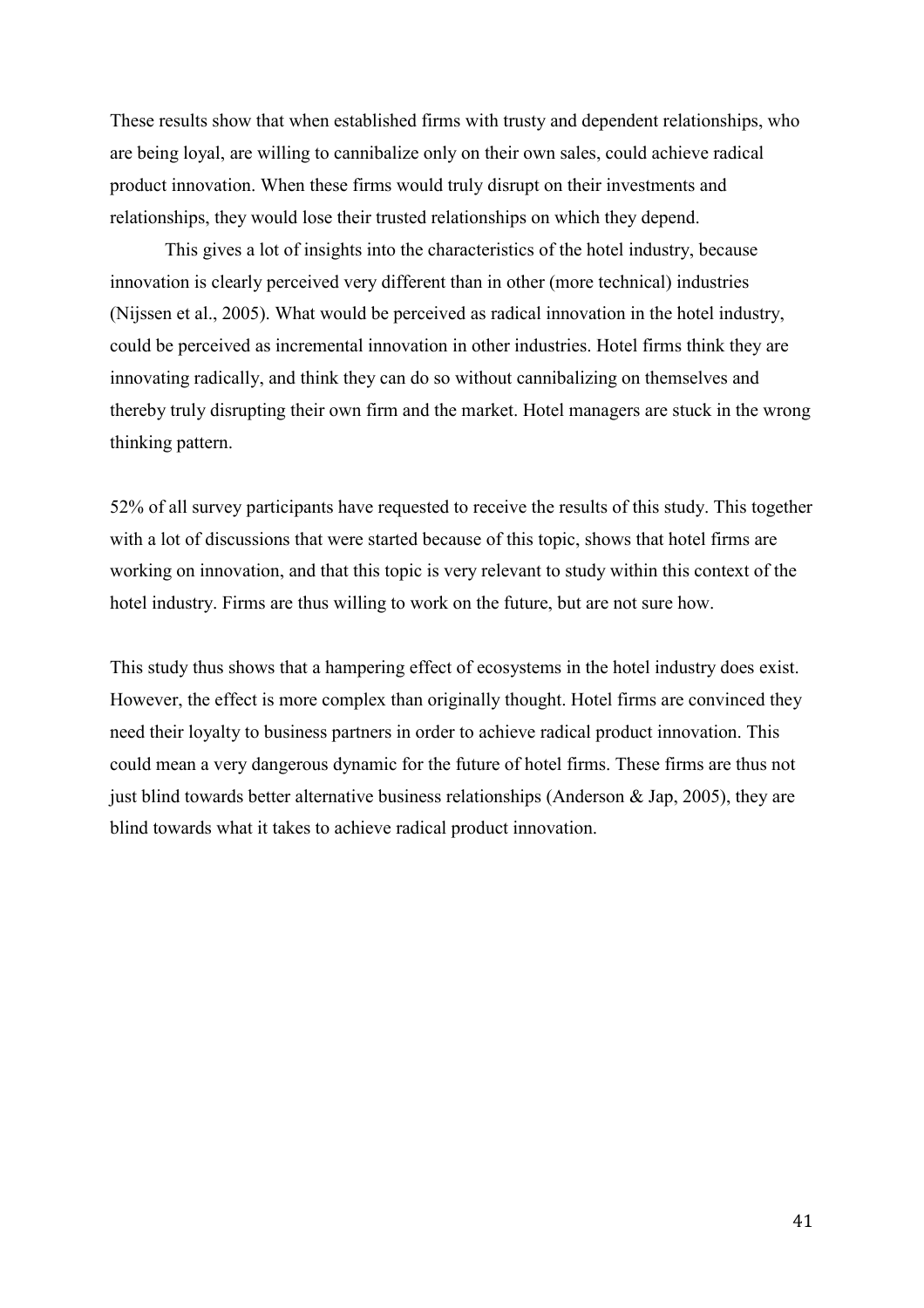These results show that when established firms with trusty and dependent relationships, who are being loyal, are willing to cannibalize only on their own sales, could achieve radical product innovation. When these firms would truly disrupt on their investments and relationships, they would lose their trusted relationships on which they depend.

This gives a lot of insights into the characteristics of the hotel industry, because innovation is clearly perceived very different than in other (more technical) industries (Nijssen et al., 2005). What would be perceived as radical innovation in the hotel industry, could be perceived as incremental innovation in other industries. Hotel firms think they are innovating radically, and think they can do so without cannibalizing on themselves and thereby truly disrupting their own firm and the market. Hotel managers are stuck in the wrong thinking pattern.

52% of all survey participants have requested to receive the results of this study. This together with a lot of discussions that were started because of this topic, shows that hotel firms are working on innovation, and that this topic is very relevant to study within this context of the hotel industry. Firms are thus willing to work on the future, but are not sure how.

This study thus shows that a hampering effect of ecosystems in the hotel industry does exist. However, the effect is more complex than originally thought. Hotel firms are convinced they need their loyalty to business partners in order to achieve radical product innovation. This could mean a very dangerous dynamic for the future of hotel firms. These firms are thus not just blind towards better alternative business relationships (Anderson & Jap, 2005), they are blind towards what it takes to achieve radical product innovation.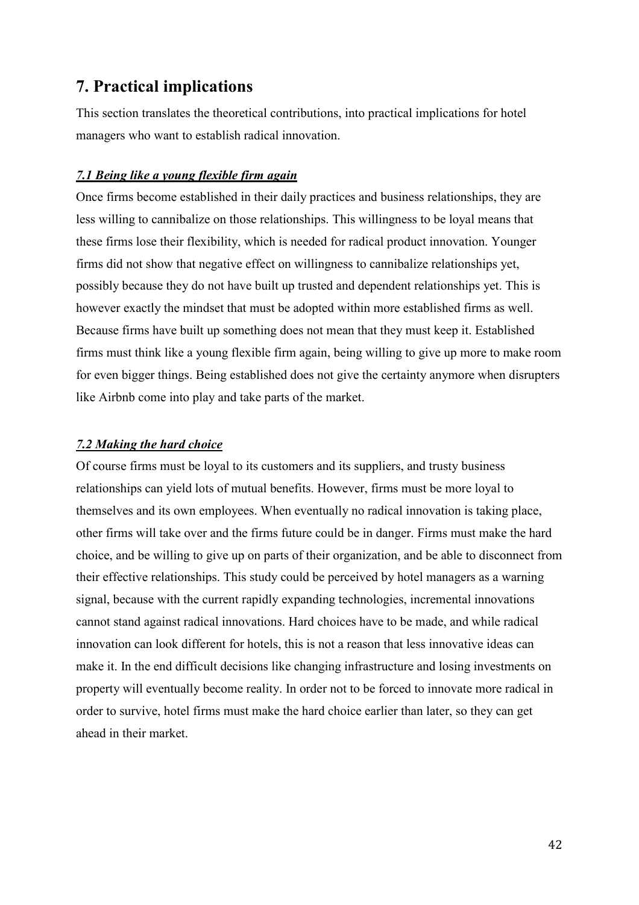## 7. Practical implications

This section translates the theoretical contributions, into practical implications for hotel managers who want to establish radical innovation.

### *7.1 Being like a young flexible firm again*

Once firms become established in their daily practices and business relationships, they are less willing to cannibalize on those relationships. This willingness to be loyal means that these firms lose their flexibility, which is needed for radical product innovation. Younger firms did not show that negative effect on willingness to cannibalize relationships yet, possibly because they do not have built up trusted and dependent relationships yet. This is however exactly the mindset that must be adopted within more established firms as well. Because firms have built up something does not mean that they must keep it. Established firms must think like a young flexible firm again, being willing to give up more to make room for even bigger things. Being established does not give the certainty anymore when disrupters like Airbnb come into play and take parts of the market.

### *7.2 Making the hard choice*

Of course firms must be loyal to its customers and its suppliers, and trusty business relationships can yield lots of mutual benefits. However, firms must be more loyal to themselves and its own employees. When eventually no radical innovation is taking place, other firms will take over and the firms future could be in danger. Firms must make the hard choice, and be willing to give up on parts of their organization, and be able to disconnect from their effective relationships. This study could be perceived by hotel managers as a warning signal, because with the current rapidly expanding technologies, incremental innovations cannot stand against radical innovations. Hard choices have to be made, and while radical innovation can look different for hotels, this is not a reason that less innovative ideas can make it. In the end difficult decisions like changing infrastructure and losing investments on property will eventually become reality. In order not to be forced to innovate more radical in order to survive, hotel firms must make the hard choice earlier than later, so they can get ahead in their market.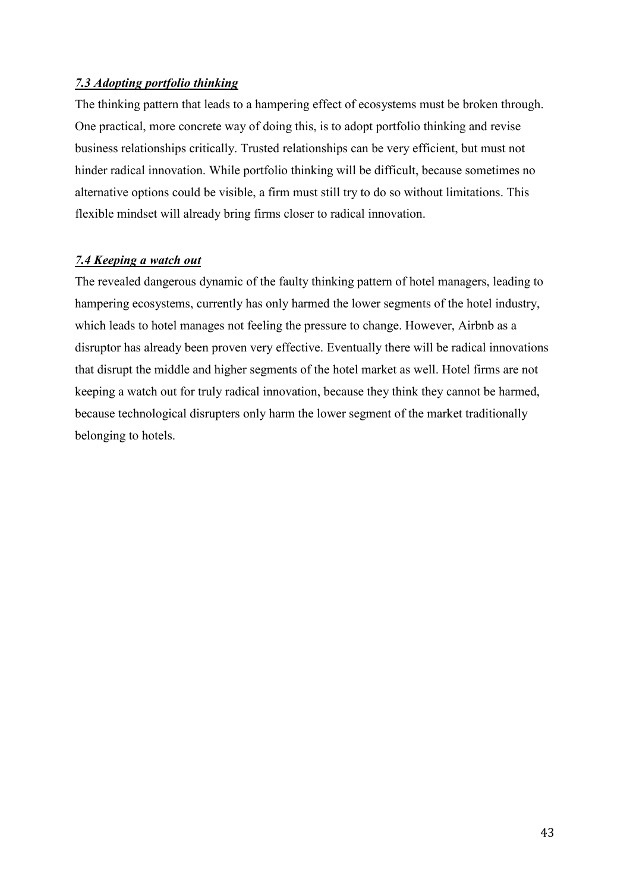### ***7.3 Adopting portfolio thinking***

The thinking pattern that leads to a hampering effect of ecosystems must be broken through. One practical, more concrete way of doing this, is to adopt portfolio thinking and revise business relationships critically. Trusted relationships can be very efficient, but must not hinder radical innovation. While portfolio thinking will be difficult, because sometimes no alternative options could be visible, a firm must still try to do so without limitations. This flexible mindset will already bring firms closer to radical innovation.

### ***7.4 Keeping a watch out***

The revealed dangerous dynamic of the faulty thinking pattern of hotel managers, leading to hampering ecosystems, currently has only harmed the lower segments of the hotel industry, which leads to hotel manages not feeling the pressure to change. However, Airbnb as a disruptor has already been proven very effective. Eventually there will be radical innovations that disrupt the middle and higher segments of the hotel market as well. Hotel firms are not keeping a watch out for truly radical innovation, because they think they cannot be harmed, because technological disrupters only harm the lower segment of the market traditionally belonging to hotels.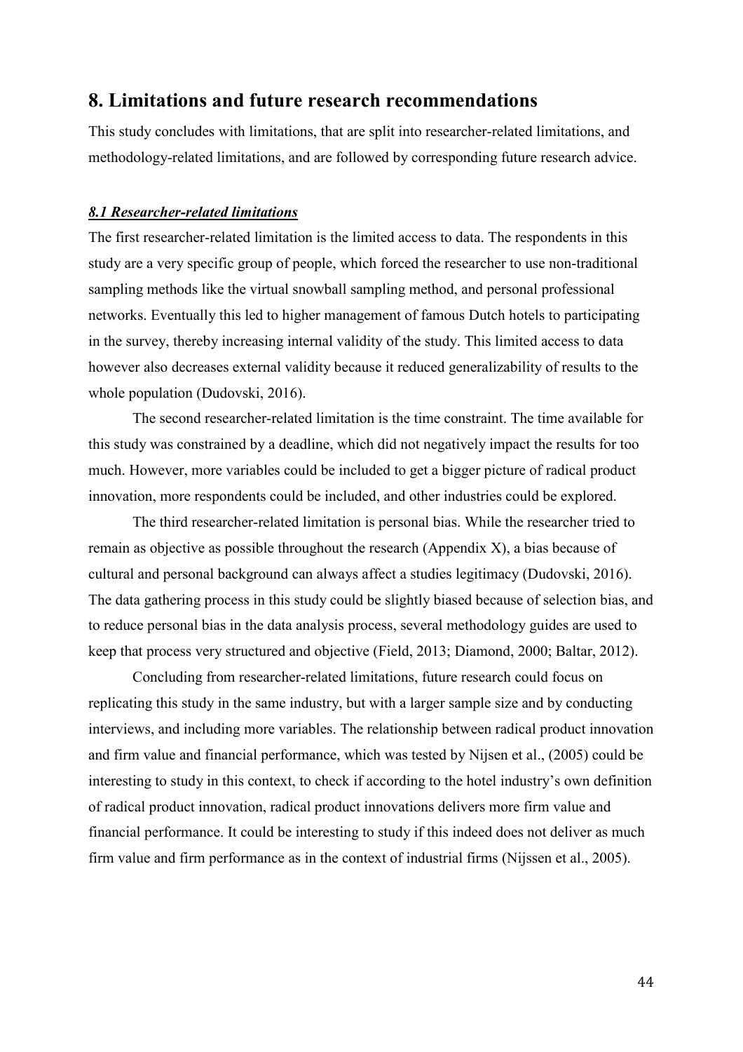# 8. Limitations and future research recommendations

This study concludes with limitations, that are split into researcher-related limitations, and methodology-related limitations, and are followed by corresponding future research advice.

### *8.1 Researcher-related limitations*

The first researcher-related limitation is the limited access to data. The respondents in this study are a very specific group of people, which forced the researcher to use non-traditional sampling methods like the virtual snowball sampling method, and personal professional networks. Eventually this led to higher management of famous Dutch hotels to participating in the survey, thereby increasing internal validity of the study. This limited access to data however also decreases external validity because it reduced generalizability of results to the whole population (Dudovski, 2016).

The second researcher-related limitation is the time constraint. The time available for this study was constrained by a deadline, which did not negatively impact the results for too much. However, more variables could be included to get a bigger picture of radical product innovation, more respondents could be included, and other industries could be explored.

The third researcher-related limitation is personal bias. While the researcher tried to remain as objective as possible throughout the research (Appendix X), a bias because of cultural and personal background can always affect a studies legitimacy (Dudovski, 2016). The data gathering process in this study could be slightly biased because of selection bias, and to reduce personal bias in the data analysis process, several methodology guides are used to keep that process very structured and objective (Field, 2013; Diamond, 2000; Baltar, 2012).

Concluding from researcher-related limitations, future research could focus on replicating this study in the same industry, but with a larger sample size and by conducting interviews, and including more variables. The relationship between radical product innovation and firm value and financial performance, which was tested by Nijsen et al., (2005) could be interesting to study in this context, to check if according to the hotel industry's own definition of radical product innovation, radical product innovations delivers more firm value and financial performance. It could be interesting to study if this indeed does not deliver as much firm value and firm performance as in the context of industrial firms (Nijssen et al., 2005).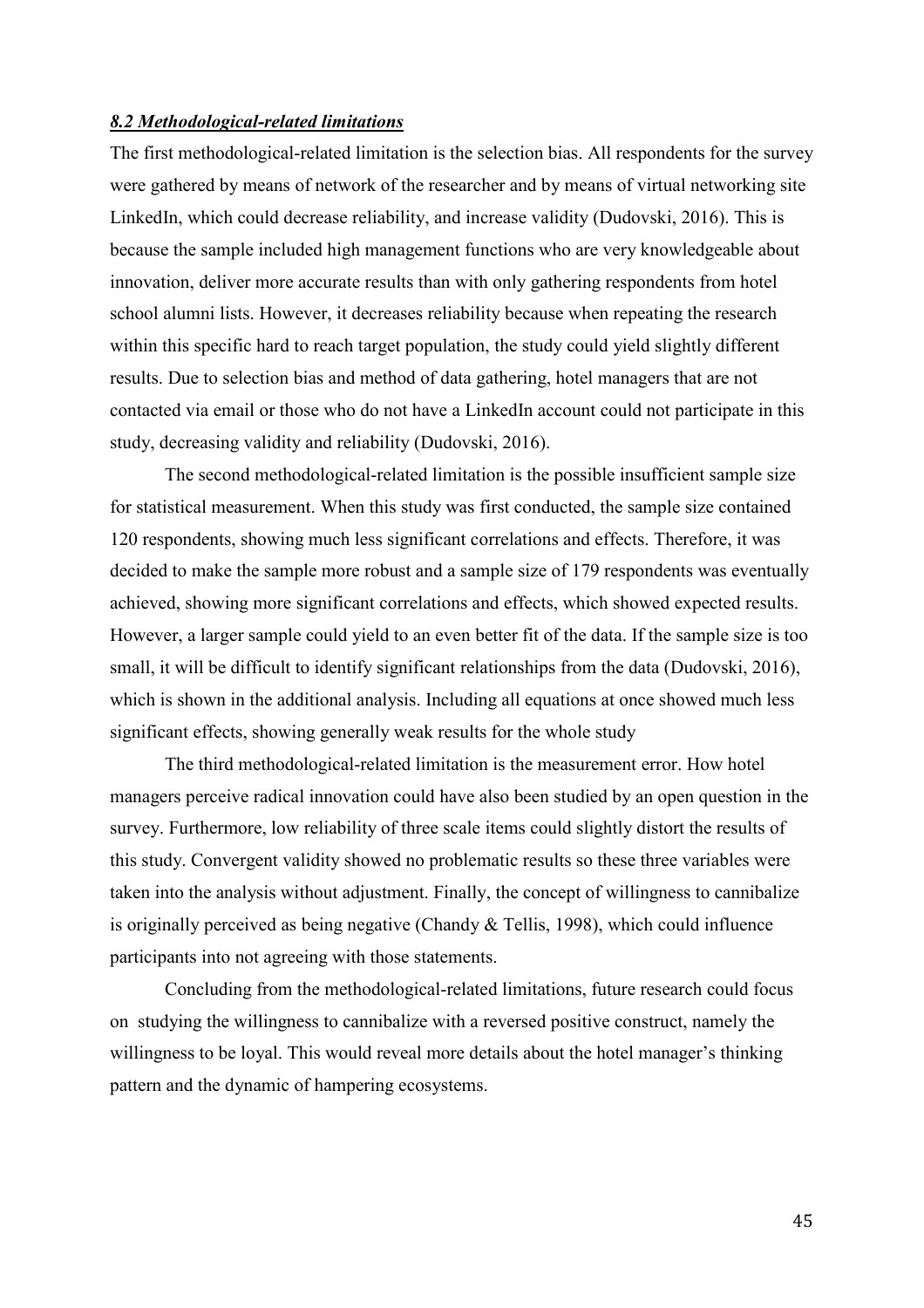## ***8.2 Methodological-related limitations***

The first methodological-related limitation is the selection bias. All respondents for the survey were gathered by means of network of the researcher and by means of virtual networking site LinkedIn, which could decrease reliability, and increase validity (Dudovski, 2016). This is because the sample included high management functions who are very knowledgeable about innovation, deliver more accurate results than with only gathering respondents from hotel school alumni lists. However, it decreases reliability because when repeating the research within this specific hard to reach target population, the study could yield slightly different results. Due to selection bias and method of data gathering, hotel managers that are not contacted via email or those who do not have a LinkedIn account could not participate in this study, decreasing validity and reliability (Dudovski, 2016).

The second methodological-related limitation is the possible insufficient sample size for statistical measurement. When this study was first conducted, the sample size contained 120 respondents, showing much less significant correlations and effects. Therefore, it was decided to make the sample more robust and a sample size of 179 respondents was eventually achieved, showing more significant correlations and effects, which showed expected results. However, a larger sample could yield to an even better fit of the data. If the sample size is too small, it will be difficult to identify significant relationships from the data (Dudovski, 2016), which is shown in the additional analysis. Including all equations at once showed much less significant effects, showing generally weak results for the whole study

The third methodological-related limitation is the measurement error. How hotel managers perceive radical innovation could have also been studied by an open question in the survey. Furthermore, low reliability of three scale items could slightly distort the results of this study. Convergent validity showed no problematic results so these three variables were taken into the analysis without adjustment. Finally, the concept of willingness to cannibalize is originally perceived as being negative (Chandy & Tellis, 1998), which could influence participants into not agreeing with those statements.

Concluding from the methodological-related limitations, future research could focus on studying the willingness to cannibalize with a reversed positive construct, namely the willingness to be loyal. This would reveal more details about the hotel manager's thinking pattern and the dynamic of hampering ecosystems.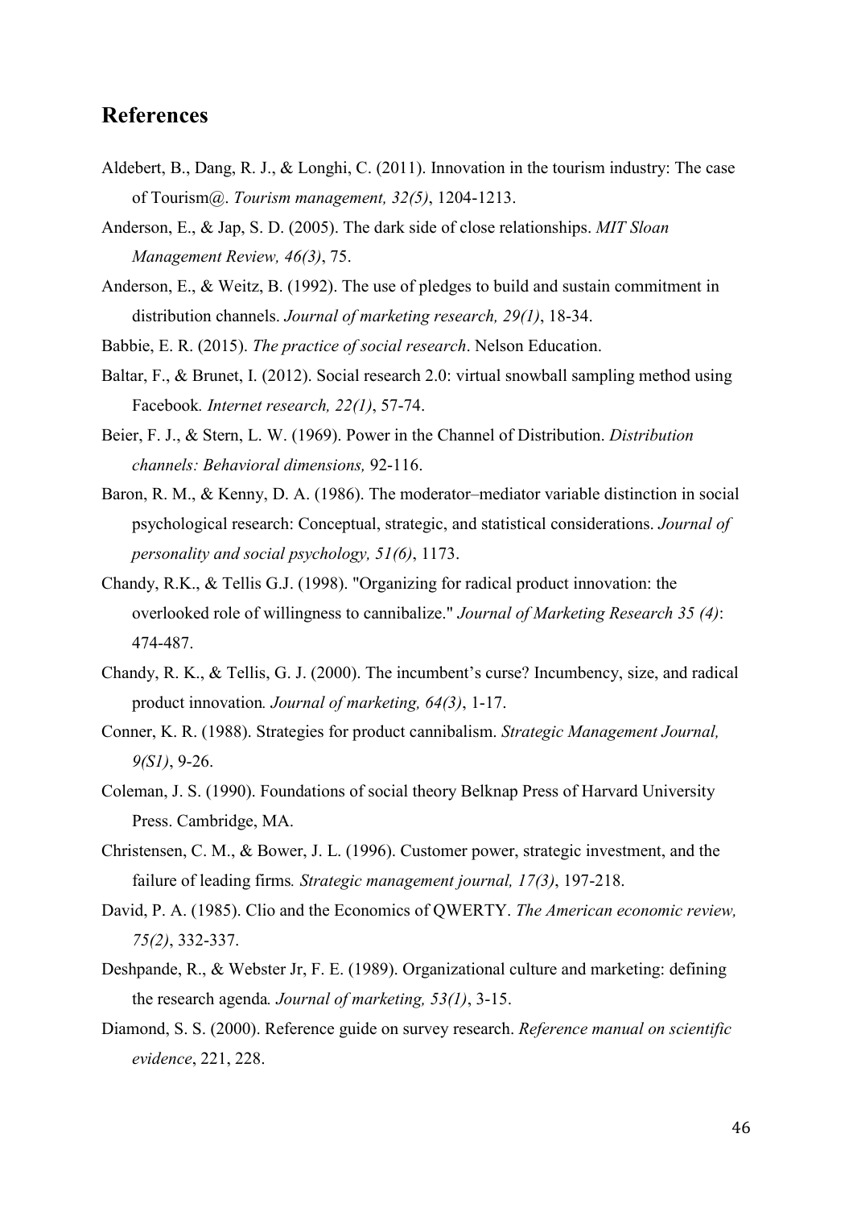## References

Aldebert, B., Dang, R. J., & Longhi, C. (2011). Innovation in the tourism industry: The case of Tourism@. *Tourism management, 32(5)*, 1204-1213.

Anderson, E., & Jap, S. D. (2005). The dark side of close relationships. *MIT Sloan Management Review, 46(3)*, 75.

Anderson, E., & Weitz, B. (1992). The use of pledges to build and sustain commitment in distribution channels. *Journal of marketing research, 29(1)*, 18-34.

Babbie, E. R. (2015). *The practice of social research*. Nelson Education.

Baltar, F., & Brunet, I. (2012). Social research 2.0: virtual snowball sampling method using Facebook*. Internet research, 22(1)*, 57-74.

Beier, F. J., & Stern, L. W. (1969). Power in the Channel of Distribution. *Distribution channels: Behavioral dimensions,* 92-116.

Baron, R. M., & Kenny, D. A. (1986). The moderator–mediator variable distinction in social psychological research: Conceptual, strategic, and statistical considerations. *Journal of personality and social psychology, 51(6)*, 1173.

Chandy, R.K., & Tellis G.J. (1998). "Organizing for radical product innovation: the overlooked role of willingness to cannibalize." *Journal of Marketing Research 35 (4)*: 474-487.

Chandy, R. K., & Tellis, G. J. (2000). The incumbent's curse? Incumbency, size, and radical product innovation*. Journal of marketing, 64(3)*, 1-17.

Conner, K. R. (1988). Strategies for product cannibalism. *Strategic Management Journal, 9(S1)*, 9-26.

Coleman, J. S. (1990). Foundations of social theory Belknap Press of Harvard University Press. Cambridge, MA.

Christensen, C. M., & Bower, J. L. (1996). Customer power, strategic investment, and the failure of leading firms*. Strategic management journal, 17(3)*, 197-218.

David, P. A. (1985). Clio and the Economics of QWERTY. *The American economic review, 75(2)*, 332-337.

Deshpande, R., & Webster Jr, F. E. (1989). Organizational culture and marketing: defining the research agenda*. Journal of marketing, 53(1)*, 3-15.

Diamond, S. S. (2000). Reference guide on survey research. *Reference manual on scientific evidence*, 221, 228.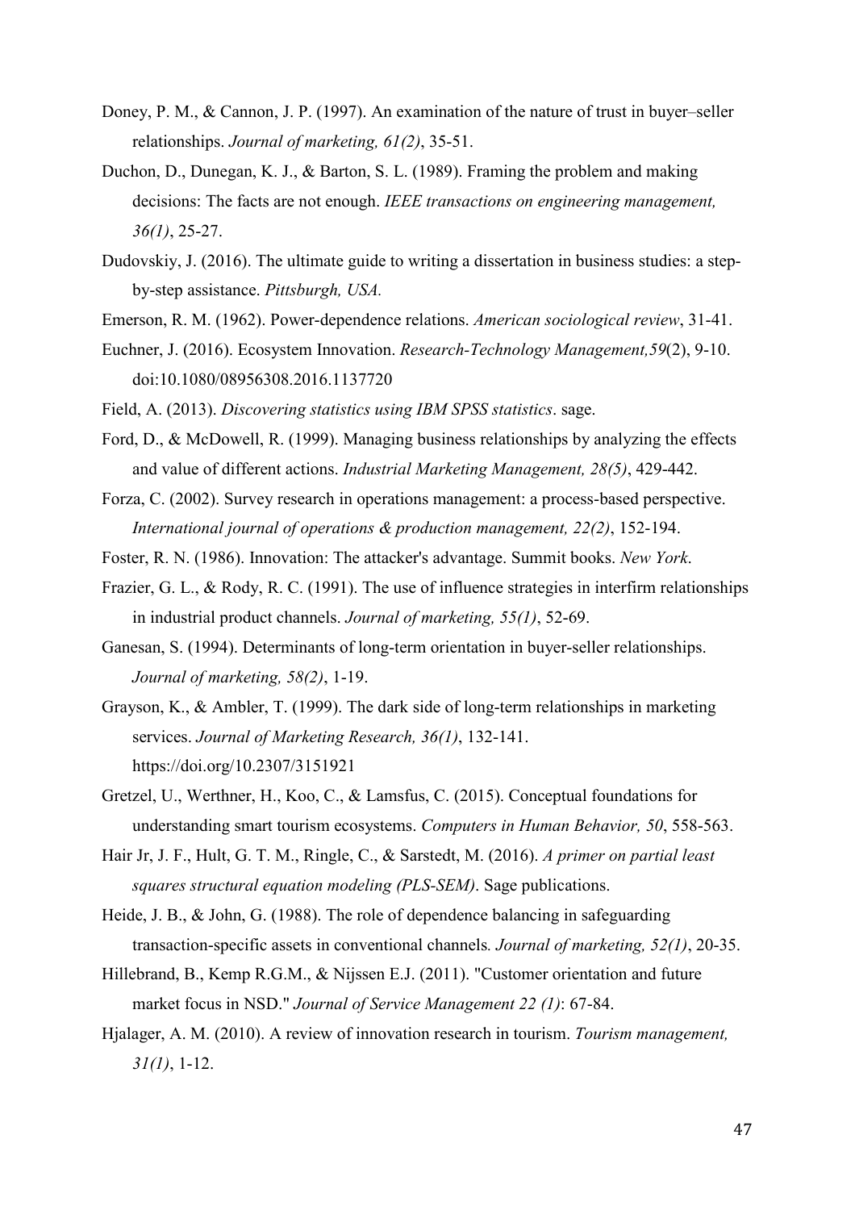Doney, P. M., & Cannon, J. P. (1997). An examination of the nature of trust in buyer–seller relationships. *Journal of marketing, 61(2)*, 35-51.

Duchon, D., Dunegan, K. J., & Barton, S. L. (1989). Framing the problem and making decisions: The facts are not enough. *IEEE transactions on engineering management, 36(1)*, 25-27.

Dudovskiy, J. (2016). The ultimate guide to writing a dissertation in business studies: a step-by-step assistance. *Pittsburgh, USA.*

Emerson, R. M. (1962). Power-dependence relations. *American sociological review*, 31-41.

Euchner, J. (2016). Ecosystem Innovation. *Research-Technology Management,59*(2), 9-10. doi:10.1080/08956308.2016.1137720

Field, A. (2013). *Discovering statistics using IBM SPSS statistics*. sage.

Ford, D., & McDowell, R. (1999). Managing business relationships by analyzing the effects and value of different actions. *Industrial Marketing Management, 28(5)*, 429-442.

Forza, C. (2002). Survey research in operations management: a process-based perspective. *International journal of operations & production management, 22(2)*, 152-194.

Foster, R. N. (1986). Innovation: The attacker's advantage. Summit books. *New York*.

Frazier, G. L., & Rody, R. C. (1991). The use of influence strategies in interfirm relationships in industrial product channels. *Journal of marketing, 55(1)*, 52-69.

Ganesan, S. (1994). Determinants of long-term orientation in buyer-seller relationships. *Journal of marketing, 58(2)*, 1-19.

Grayson, K., & Ambler, T. (1999). The dark side of long-term relationships in marketing services. *Journal of Marketing Research, 36(1)*, 132-141. https://doi.org/10.2307/3151921

Gretzel, U., Werthner, H., Koo, C., & Lamsfus, C. (2015). Conceptual foundations for understanding smart tourism ecosystems. *Computers in Human Behavior, 50*, 558-563.

Hair Jr, J. F., Hult, G. T. M., Ringle, C., & Sarstedt, M. (2016). *A primer on partial least squares structural equation modeling (PLS-SEM)*. Sage publications.

Heide, J. B., & John, G. (1988). The role of dependence balancing in safeguarding transaction-specific assets in conventional channels*. Journal of marketing, 52(1)*, 20-35.

Hillebrand, B., Kemp R.G.M., & Nijssen E.J. (2011). "Customer orientation and future market focus in NSD." *Journal of Service Management 22 (1)*: 67-84.

Hjalager, A. M. (2010). A review of innovation research in tourism. *Tourism management, 31(1)*, 1-12.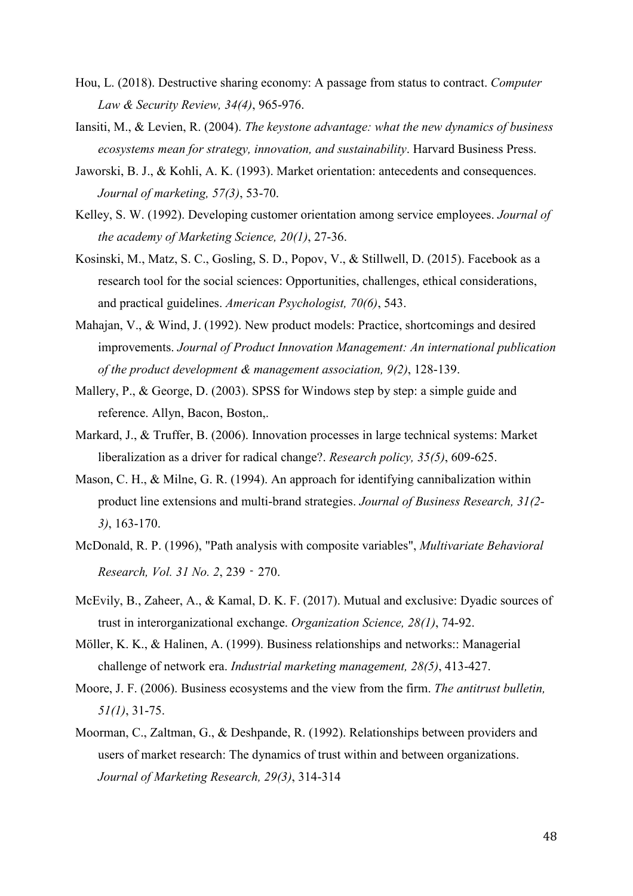Hou, L. (2018). Destructive sharing economy: A passage from status to contract. *Computer Law & Security Review, 34(4)*, 965-976.

Iansiti, M., & Levien, R. (2004). *The keystone advantage: what the new dynamics of business ecosystems mean for strategy, innovation, and sustainability*. Harvard Business Press.

Jaworski, B. J., & Kohli, A. K. (1993). Market orientation: antecedents and consequences. *Journal of marketing, 57(3)*, 53-70.

Kelley, S. W. (1992). Developing customer orientation among service employees. *Journal of the academy of Marketing Science, 20(1)*, 27-36.

Kosinski, M., Matz, S. C., Gosling, S. D., Popov, V., & Stillwell, D. (2015). Facebook as a research tool for the social sciences: Opportunities, challenges, ethical considerations, and practical guidelines. *American Psychologist, 70(6)*, 543.

Mahajan, V., & Wind, J. (1992). New product models: Practice, shortcomings and desired improvements. *Journal of Product Innovation Management: An international publication of the product development & management association, 9(2)*, 128-139.

Mallery, P., & George, D. (2003). SPSS for Windows step by step: a simple guide and reference. Allyn, Bacon, Boston,.

Markard, J., & Truffer, B. (2006). Innovation processes in large technical systems: Market liberalization as a driver for radical change?. *Research policy, 35(5)*, 609-625.

Mason, C. H., & Milne, G. R. (1994). An approach for identifying cannibalization within product line extensions and multi-brand strategies. *Journal of Business Research, 31(2-3)*, 163-170.

McDonald, R. P. (1996), "Path analysis with composite variables", *Multivariate Behavioral Research, Vol. 31 No. 2*, 239 - 270.

McEvily, B., Zaheer, A., & Kamal, D. K. F. (2017). Mutual and exclusive: Dyadic sources of trust in interorganizational exchange. *Organization Science, 28(1)*, 74-92.

Möller, K. K., & Halinen, A. (1999). Business relationships and networks:: Managerial challenge of network era. *Industrial marketing management, 28(5)*, 413-427.

Moore, J. F. (2006). Business ecosystems and the view from the firm. *The antitrust bulletin, 51(1)*, 31-75.

Moorman, C., Zaltman, G., & Deshpande, R. (1992). Relationships between providers and users of market research: The dynamics of trust within and between organizations. *Journal of Marketing Research, 29(3)*, 314-314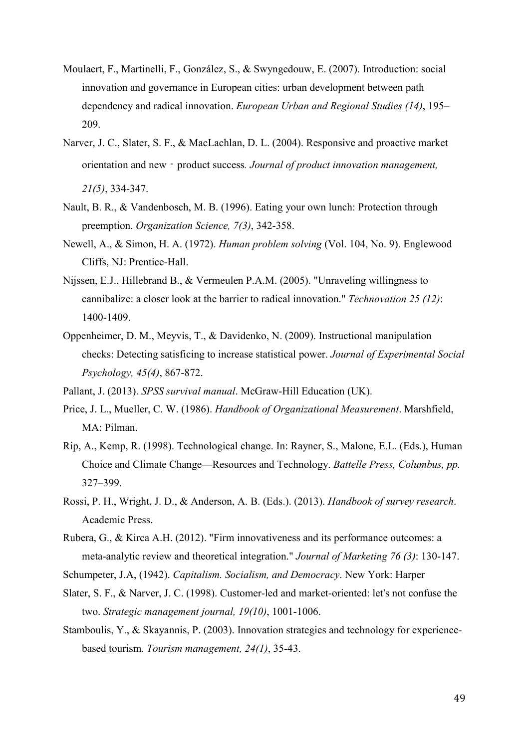Moulaert, F., Martinelli, F., González, S., & Swyngedouw, E. (2007). Introduction: social innovation and governance in European cities: urban development between path dependency and radical innovation. *European Urban and Regional Studies (14)*, 195–209.

Narver, J. C., Slater, S. F., & MacLachlan, D. L. (2004). Responsive and proactive market orientation and new‐product success*. Journal of product innovation management, 21(5)*, 334-347.

Nault, B. R., & Vandenbosch, M. B. (1996). Eating your own lunch: Protection through preemption. *Organization Science, 7(3)*, 342-358.

Newell, A., & Simon, H. A. (1972). *Human problem solving* (Vol. 104, No. 9). Englewood Cliffs, NJ: Prentice-Hall.

Nijssen, E.J., Hillebrand B., & Vermeulen P.A.M. (2005). "Unraveling willingness to cannibalize: a closer look at the barrier to radical innovation." *Technovation 25 (12)*: 1400-1409.

Oppenheimer, D. M., Meyvis, T., & Davidenko, N. (2009). Instructional manipulation checks: Detecting satisficing to increase statistical power. *Journal of Experimental Social Psychology, 45(4)*, 867-872.

Pallant, J. (2013). *SPSS survival manual*. McGraw-Hill Education (UK).

Price, J. L., Mueller, C. W. (1986). *Handbook of Organizational Measurement*. Marshfield, MA: Pilman.

Rip, A., Kemp, R. (1998). Technological change. In: Rayner, S., Malone, E.L. (Eds.), Human Choice and Climate Change—Resources and Technology. *Battelle Press, Columbus, pp.* 327–399.

Rossi, P. H., Wright, J. D., & Anderson, A. B. (Eds.). (2013). *Handbook of survey research*. Academic Press.

Rubera, G., & Kirca A.H. (2012). "Firm innovativeness and its performance outcomes: a meta-analytic review and theoretical integration." *Journal of Marketing 76 (3)*: 130-147.

Schumpeter, J.A, (1942). *Capitalism. Socialism, and Democracy*. New York: Harper

Slater, S. F., & Narver, J. C. (1998). Customer-led and market-oriented: let's not confuse the two. *Strategic management journal, 19(10)*, 1001-1006.

Stamboulis, Y., & Skayannis, P. (2003). Innovation strategies and technology for experience-based tourism. *Tourism management, 24(1)*, 35-43.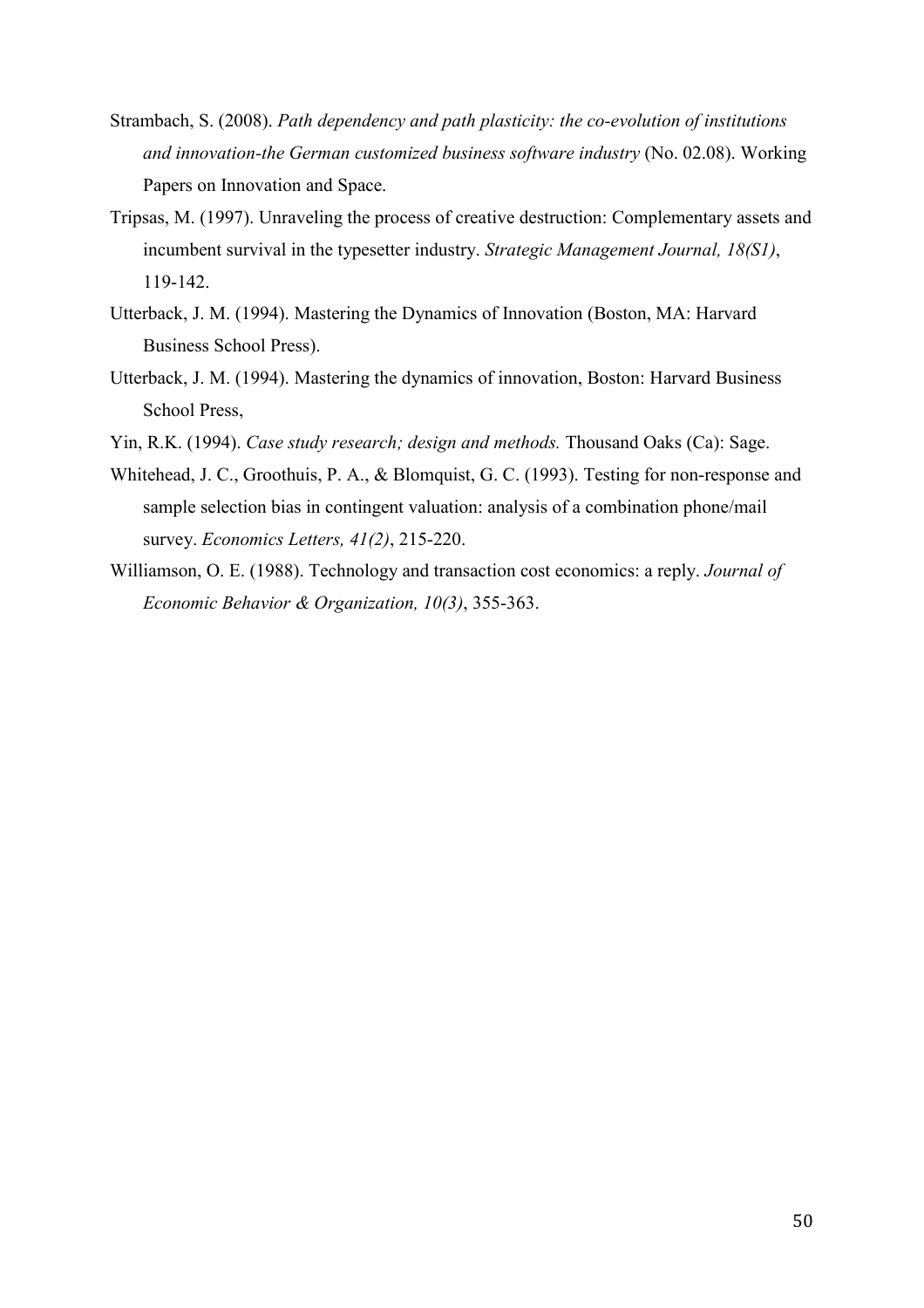Strambach, S. (2008). *Path dependency and path plasticity: the co-evolution of institutions and innovation-the German customized business software industry* (No. 02.08). Working Papers on Innovation and Space.

Tripsas, M. (1997). Unraveling the process of creative destruction: Complementary assets and incumbent survival in the typesetter industry. *Strategic Management Journal, 18(S1)*, 119-142.

Utterback, J. M. (1994). Mastering the Dynamics of Innovation (Boston, MA: Harvard Business School Press).

Utterback, J. M. (1994). Mastering the dynamics of innovation, Boston: Harvard Business School Press,

Yin, R.K. (1994). *Case study research; design and methods.* Thousand Oaks (Ca): Sage.

Whitehead, J. C., Groothuis, P. A., & Blomquist, G. C. (1993). Testing for non-response and sample selection bias in contingent valuation: analysis of a combination phone/mail survey. *Economics Letters, 41(2)*, 215-220.

Williamson, O. E. (1988). Technology and transaction cost economics: a reply. *Journal of Economic Behavior & Organization, 10(3)*, 355-363.